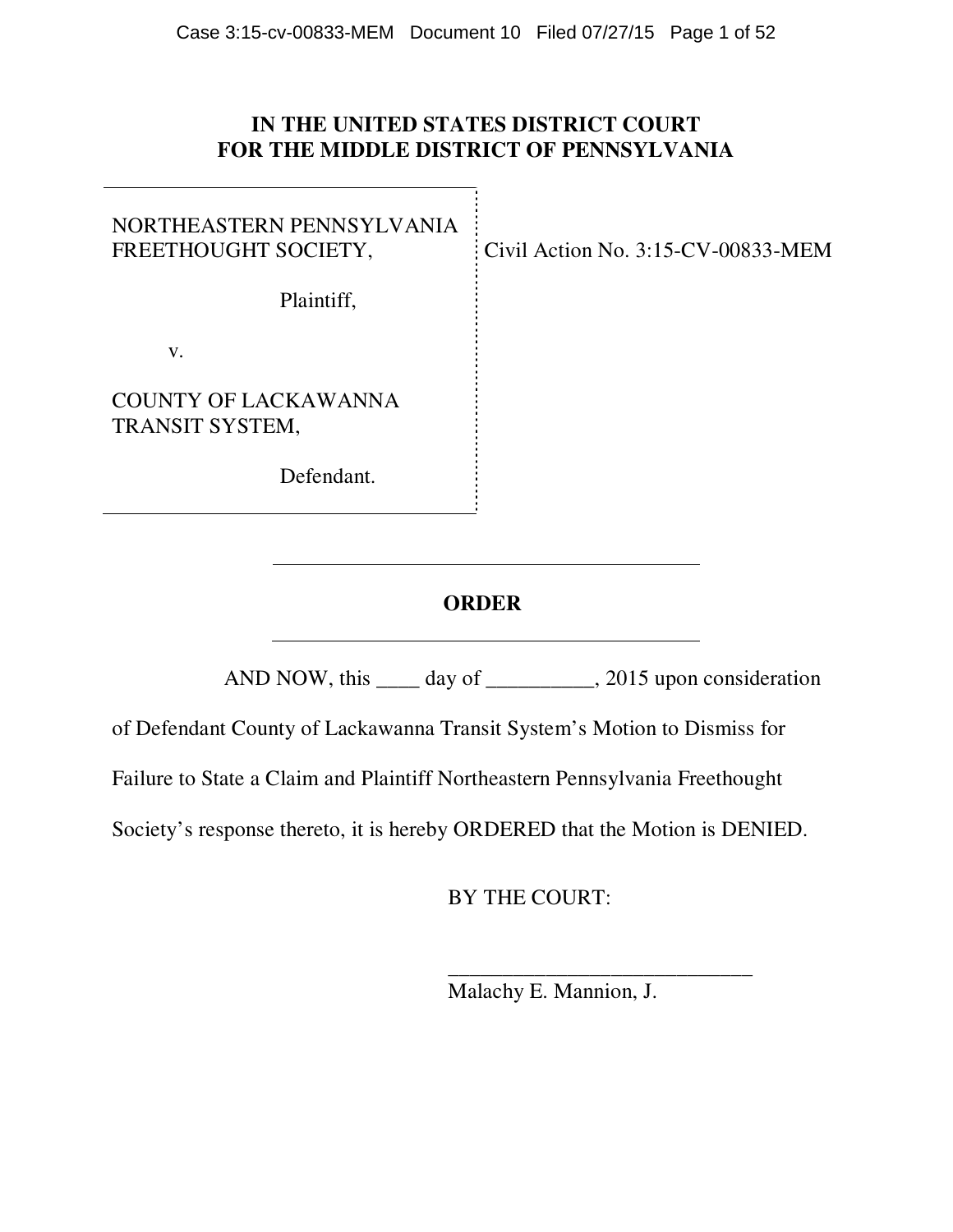**IN THE UNITED STATES DISTRICT COURT**
**FOR THE MIDDLE DISTRICT OF PENNSYLVANIA**

| | |
|---|---|
| NORTHEASTERN PENNSYLVANIA FREETHOUGHT SOCIETY,<br><br>Plaintiff,<br><br>v.<br><br>COUNTY OF LACKAWANNA TRANSIT SYSTEM,<br><br>Defendant. | Civil Action No. 3:15-CV-00833-MEM |

**ORDER**

AND NOW, this ____ day of __________, 2015 upon consideration of Defendant County of Lackawanna Transit System's Motion to Dismiss for Failure to State a Claim and Plaintiff Northeastern Pennsylvania Freethought Society's response thereto, it is hereby ORDERED that the Motion is DENIED.

BY THE COURT:

_____________________________
Malachy E. Mannion, J.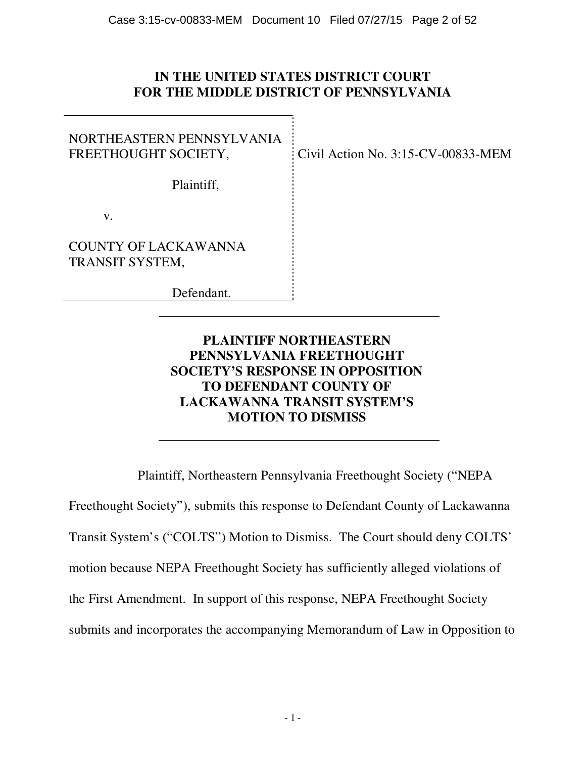**IN THE UNITED STATES DISTRICT COURT**
**FOR THE MIDDLE DISTRICT OF PENNSYLVANIA**

| | |
|---|---|
| NORTHEASTERN PENNSYLVANIA FREETHOUGHT SOCIETY,<br><br>Plaintiff,<br><br>v.<br><br>COUNTY OF LACKAWANNA TRANSIT SYSTEM,<br><br>Defendant. | Civil Action No. 3:15-CV-00833-MEM |

**PLAINTIFF NORTHEASTERN PENNSYLVANIA FREETHOUGHT SOCIETY'S RESPONSE IN OPPOSITION TO DEFENDANT COUNTY OF LACKAWANNA TRANSIT SYSTEM'S MOTION TO DISMISS**

Plaintiff, Northeastern Pennsylvania Freethought Society ("NEPA Freethought Society"), submits this response to Defendant County of Lackawanna Transit System's ("COLTS") Motion to Dismiss. The Court should deny COLTS' motion because NEPA Freethought Society has sufficiently alleged violations of the First Amendment. In support of this response, NEPA Freethought Society submits and incorporates the accompanying Memorandum of Law in Opposition to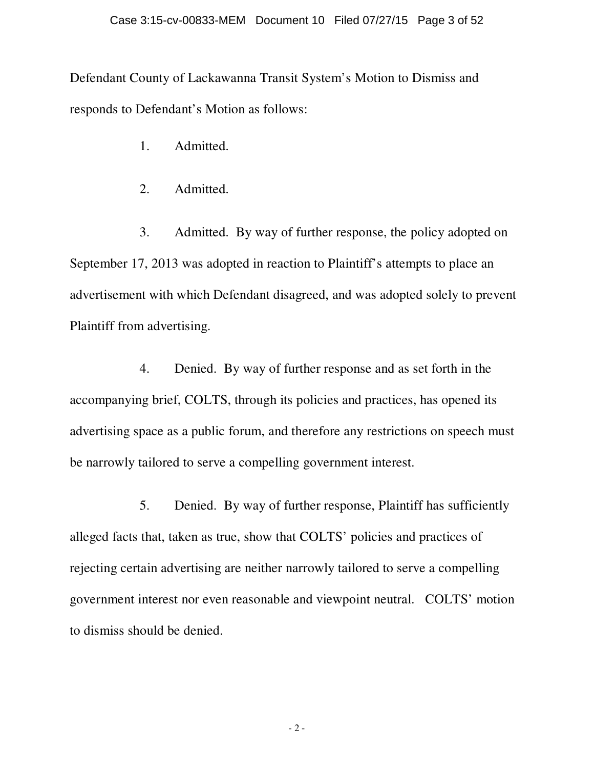Defendant County of Lackawanna Transit System's Motion to Dismiss and responds to Defendant's Motion as follows:

1. Admitted.

2. Admitted.

3. Admitted. By way of further response, the policy adopted on September 17, 2013 was adopted in reaction to Plaintiff's attempts to place an advertisement with which Defendant disagreed, and was adopted solely to prevent Plaintiff from advertising.

4. Denied. By way of further response and as set forth in the accompanying brief, COLTS, through its policies and practices, has opened its advertising space as a public forum, and therefore any restrictions on speech must be narrowly tailored to serve a compelling government interest.

5. Denied. By way of further response, Plaintiff has sufficiently alleged facts that, taken as true, show that COLTS' policies and practices of rejecting certain advertising are neither narrowly tailored to serve a compelling government interest nor even reasonable and viewpoint neutral. COLTS' motion to dismiss should be denied.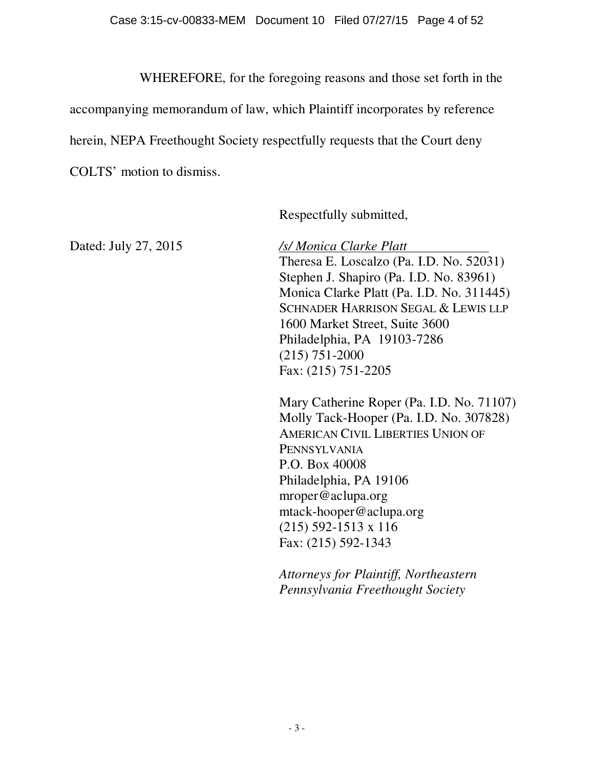WHEREFORE, for the foregoing reasons and those set forth in the accompanying memorandum of law, which Plaintiff incorporates by reference herein, NEPA Freethought Society respectfully requests that the Court deny COLTS' motion to dismiss.

Respectfully submitted,

Dated: July 27, 2015

*/s/ Monica Clarke Platt*
Theresa E. Loscalzo (Pa. I.D. No. 52031)
Stephen J. Shapiro (Pa. I.D. No. 83961)
Monica Clarke Platt (Pa. I.D. No. 311445)
SCHNADER HARRISON SEGAL & LEWIS LLP
1600 Market Street, Suite 3600
Philadelphia, PA 19103-7286
(215) 751-2000
Fax: (215) 751-2205

Mary Catherine Roper (Pa. I.D. No. 71107)
Molly Tack-Hooper (Pa. I.D. No. 307828)
AMERICAN CIVIL LIBERTIES UNION OF PENNSYLVANIA
P.O. Box 40008
Philadelphia, PA 19106
mroper@aclupa.org
mtack-hooper@aclupa.org
(215) 592-1513 x 116
Fax: (215) 592-1343

*Attorneys for Plaintiff, Northeastern Pennsylvania Freethought Society*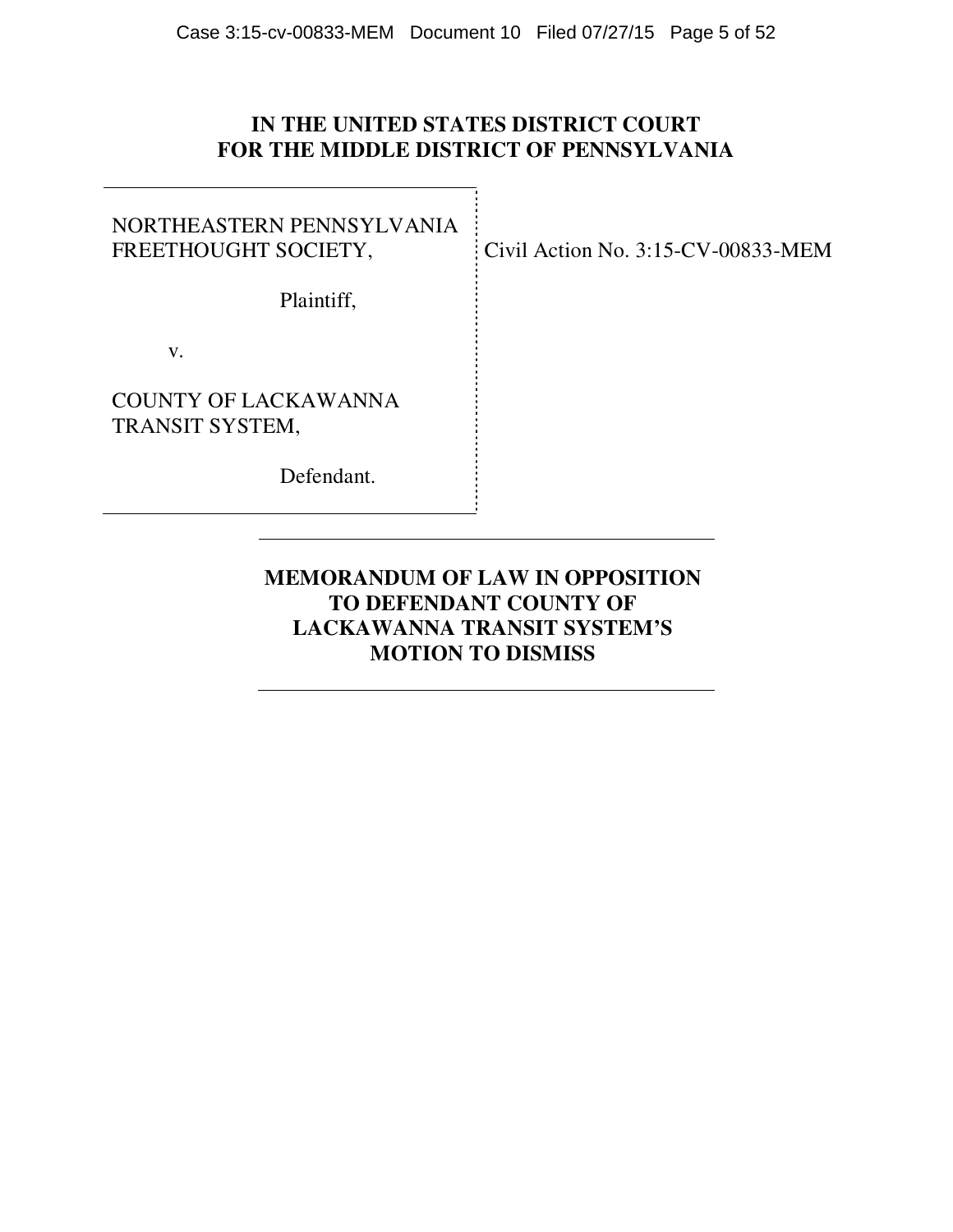**IN THE UNITED STATES DISTRICT COURT**
**FOR THE MIDDLE DISTRICT OF PENNSYLVANIA**

| | |
|---|---|
| NORTHEASTERN PENNSYLVANIA FREETHOUGHT SOCIETY,<br><br>Plaintiff,<br><br>v.<br><br>COUNTY OF LACKAWANNA TRANSIT SYSTEM,<br><br>Defendant. | Civil Action No. 3:15-CV-00833-MEM |

---

**MEMORANDUM OF LAW IN OPPOSITION TO DEFENDANT COUNTY OF LACKAWANNA TRANSIT SYSTEM'S MOTION TO DISMISS**

---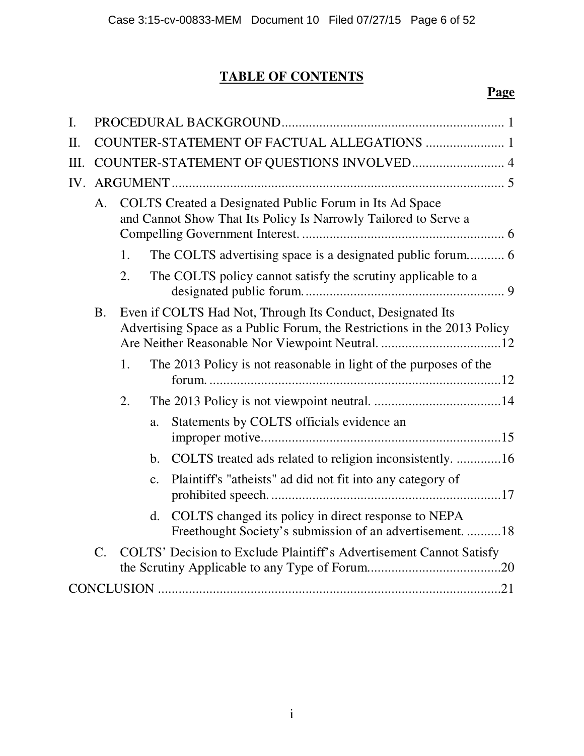# TABLE OF CONTENTS

**Page**

I. PROCEDURAL BACKGROUND ..... 1

II. COUNTER-STATEMENT OF FACTUAL ALLEGATIONS ..... 1

III. COUNTER-STATEMENT OF QUESTIONS INVOLVED ..... 4

IV. ARGUMENT ..... 5

- A. COLTS Created a Designated Public Forum in Its Ad Space and Cannot Show That Its Policy Is Narrowly Tailored to Serve a Compelling Government Interest. ..... 6
  - 1. The COLTS advertising space is a designated public forum. ..... 6
  - 2. The COLTS policy cannot satisfy the scrutiny applicable to a designated public forum. ..... 9
- B. Even if COLTS Had Not, Through Its Conduct, Designated Its Advertising Space as a Public Forum, the Restrictions in the 2013 Policy Are Neither Reasonable Nor Viewpoint Neutral. ..... 12
  - 1. The 2013 Policy is not reasonable in light of the purposes of the forum. ..... 12
  - 2. The 2013 Policy is not viewpoint neutral. ..... 14
    - a. Statements by COLTS officials evidence an improper motive. ..... 15
    - b. COLTS treated ads related to religion inconsistently. ..... 16
    - c. Plaintiff's "atheists" ad did not fit into any category of prohibited speech. ..... 17
    - d. COLTS changed its policy in direct response to NEPA Freethought Society's submission of an advertisement. ..... 18
- C. COLTS' Decision to Exclude Plaintiff's Advertisement Cannot Satisfy the Scrutiny Applicable to any Type of Forum. ..... 20

CONCLUSION ..... 21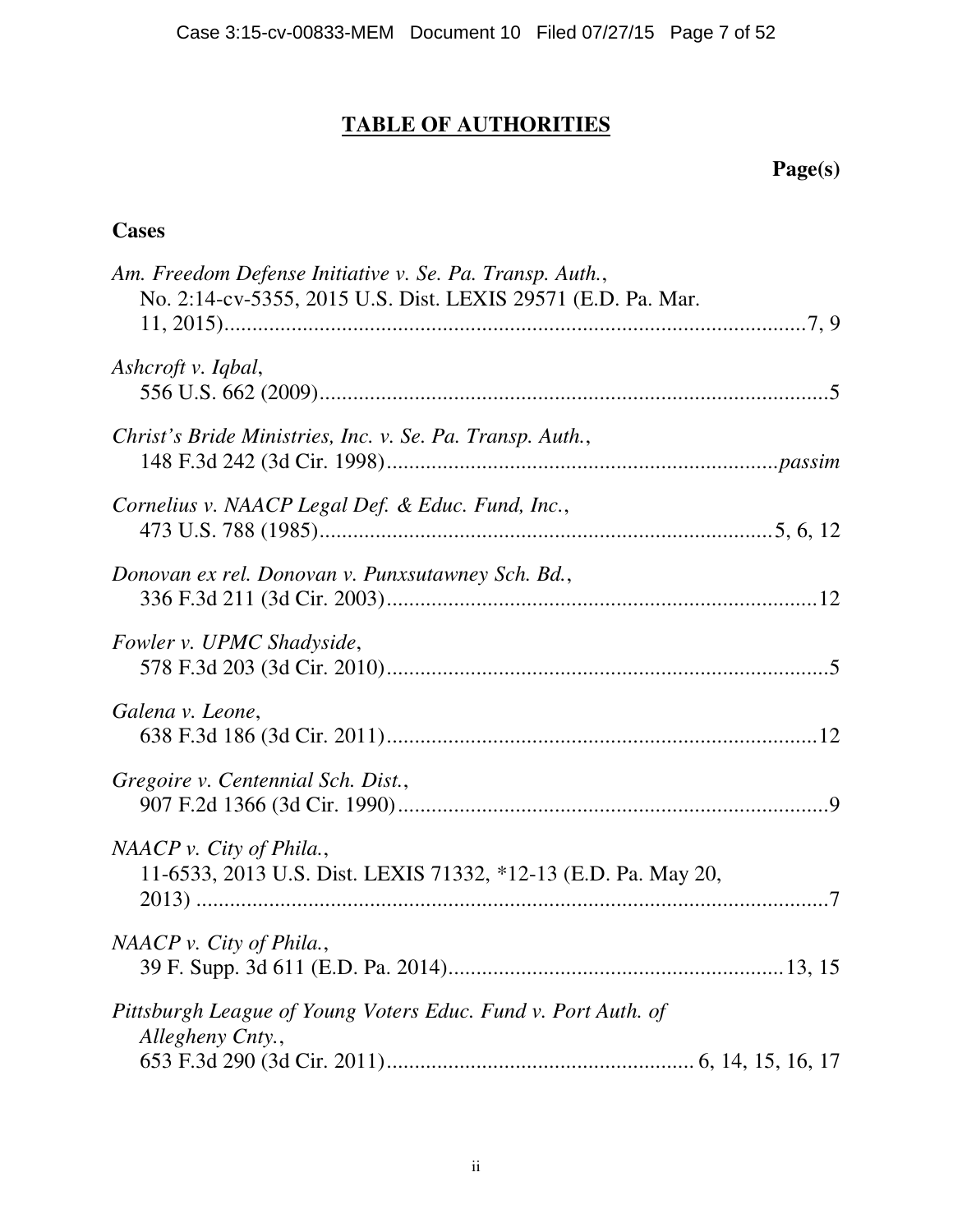# **TABLE OF AUTHORITIES**

**Page(s)**

## **Cases**

*Am. Freedom Defense Initiative v. Se. Pa. Transp. Auth.*,
No. 2:14-cv-5355, 2015 U.S. Dist. LEXIS 29571 (E.D. Pa. Mar. 11, 2015)....................7, 9

*Ashcroft v. Iqbal*,
556 U.S. 662 (2009)....................5

*Christ's Bride Ministries, Inc. v. Se. Pa. Transp. Auth.*,
148 F.3d 242 (3d Cir. 1998)....................*passim*

*Cornelius v. NAACP Legal Def. & Educ. Fund, Inc.*,
473 U.S. 788 (1985)....................5, 6, 12

*Donovan ex rel. Donovan v. Punxsutawney Sch. Bd.*,
336 F.3d 211 (3d Cir. 2003)....................12

*Fowler v. UPMC Shadyside*,
578 F.3d 203 (3d Cir. 2010)....................5

*Galena v. Leone*,
638 F.3d 186 (3d Cir. 2011)....................12

*Gregoire v. Centennial Sch. Dist.*,
907 F.2d 1366 (3d Cir. 1990)....................9

*NAACP v. City of Phila.*,
11-6533, 2013 U.S. Dist. LEXIS 71332, *12-13 (E.D. Pa. May 20, 2013)....................7

*NAACP v. City of Phila.*,
39 F. Supp. 3d 611 (E.D. Pa. 2014)....................13, 15

*Pittsburgh League of Young Voters Educ. Fund v. Port Auth. of Allegheny Cnty.*,
653 F.3d 290 (3d Cir. 2011)....................6, 14, 15, 16, 17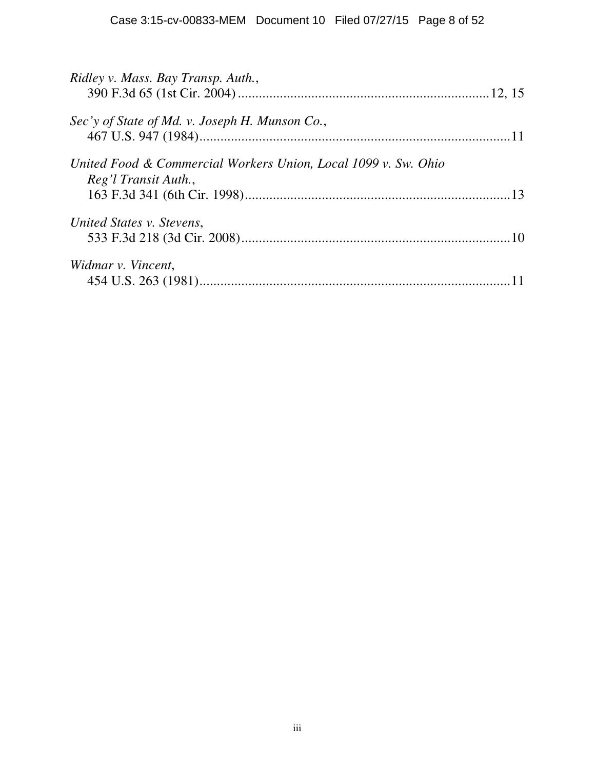*Ridley v. Mass. Bay Transp. Auth.*,
390 F.3d 65 (1st Cir. 2004) ....................................................................... 12, 15

*Sec'y of State of Md. v. Joseph H. Munson Co.*,
467 U.S. 947 (1984) ......................................................................................... 11

*United Food & Commercial Workers Union, Local 1099 v. Sw. Ohio Reg'l Transit Auth.*,
163 F.3d 341 (6th Cir. 1998) ........................................................................... 13

*United States v. Stevens*,
533 F.3d 218 (3d Cir. 2008) ............................................................................ 10

*Widmar v. Vincent*,
454 U.S. 263 (1981) ......................................................................................... 11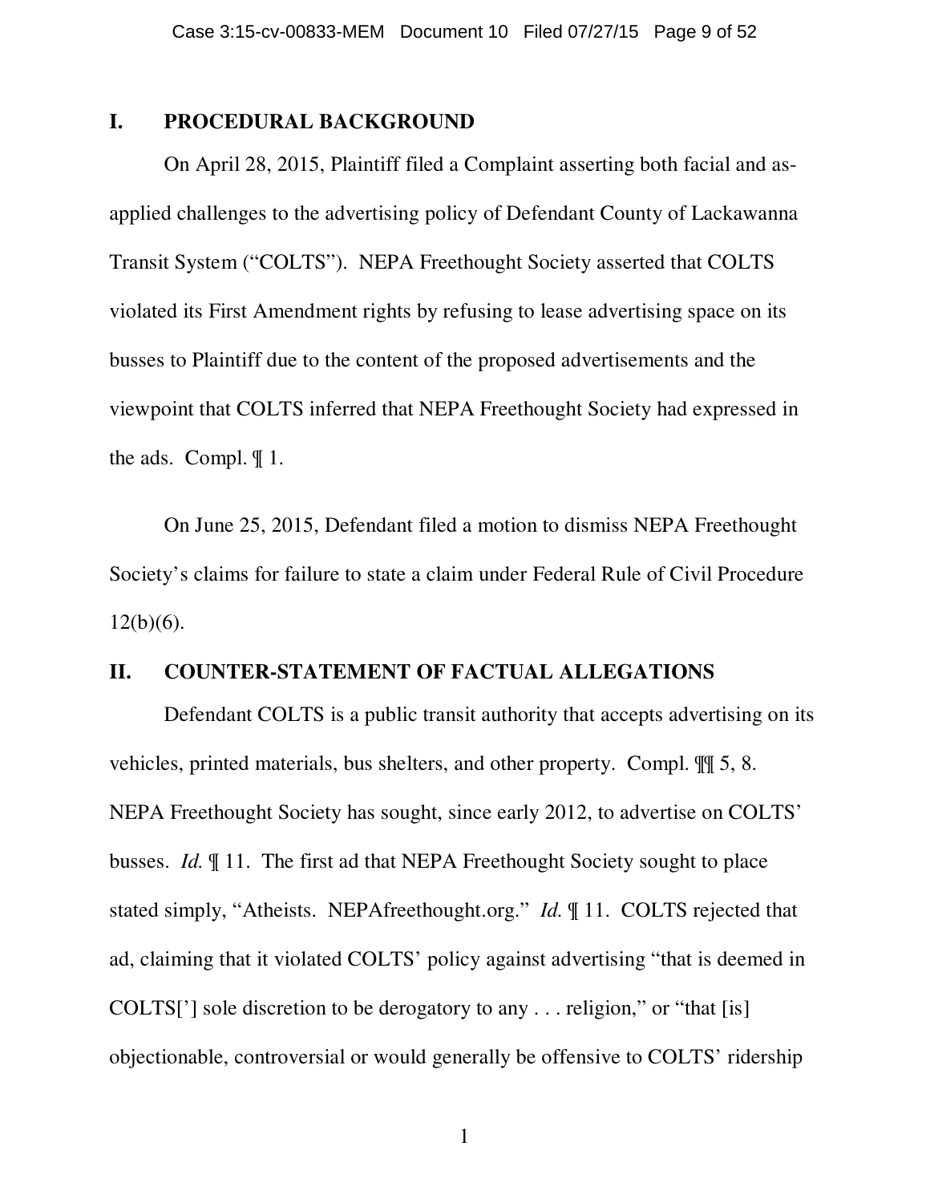## I. PROCEDURAL BACKGROUND

On April 28, 2015, Plaintiff filed a Complaint asserting both facial and as-applied challenges to the advertising policy of Defendant County of Lackawanna Transit System ("COLTS"). NEPA Freethought Society asserted that COLTS violated its First Amendment rights by refusing to lease advertising space on its busses to Plaintiff due to the content of the proposed advertisements and the viewpoint that COLTS inferred that NEPA Freethought Society had expressed in the ads. Compl. ¶ 1.

On June 25, 2015, Defendant filed a motion to dismiss NEPA Freethought Society's claims for failure to state a claim under Federal Rule of Civil Procedure 12(b)(6).

## II. COUNTER-STATEMENT OF FACTUAL ALLEGATIONS

Defendant COLTS is a public transit authority that accepts advertising on its vehicles, printed materials, bus shelters, and other property. Compl. ¶¶ 5, 8. NEPA Freethought Society has sought, since early 2012, to advertise on COLTS' busses. *Id.* ¶ 11. The first ad that NEPA Freethought Society sought to place stated simply, "Atheists. NEPAfreethought.org." *Id.* ¶ 11. COLTS rejected that ad, claiming that it violated COLTS' policy against advertising "that is deemed in COLTS['] sole discretion to be derogatory to any . . . religion," or "that [is] objectionable, controversial or would generally be offensive to COLTS' ridership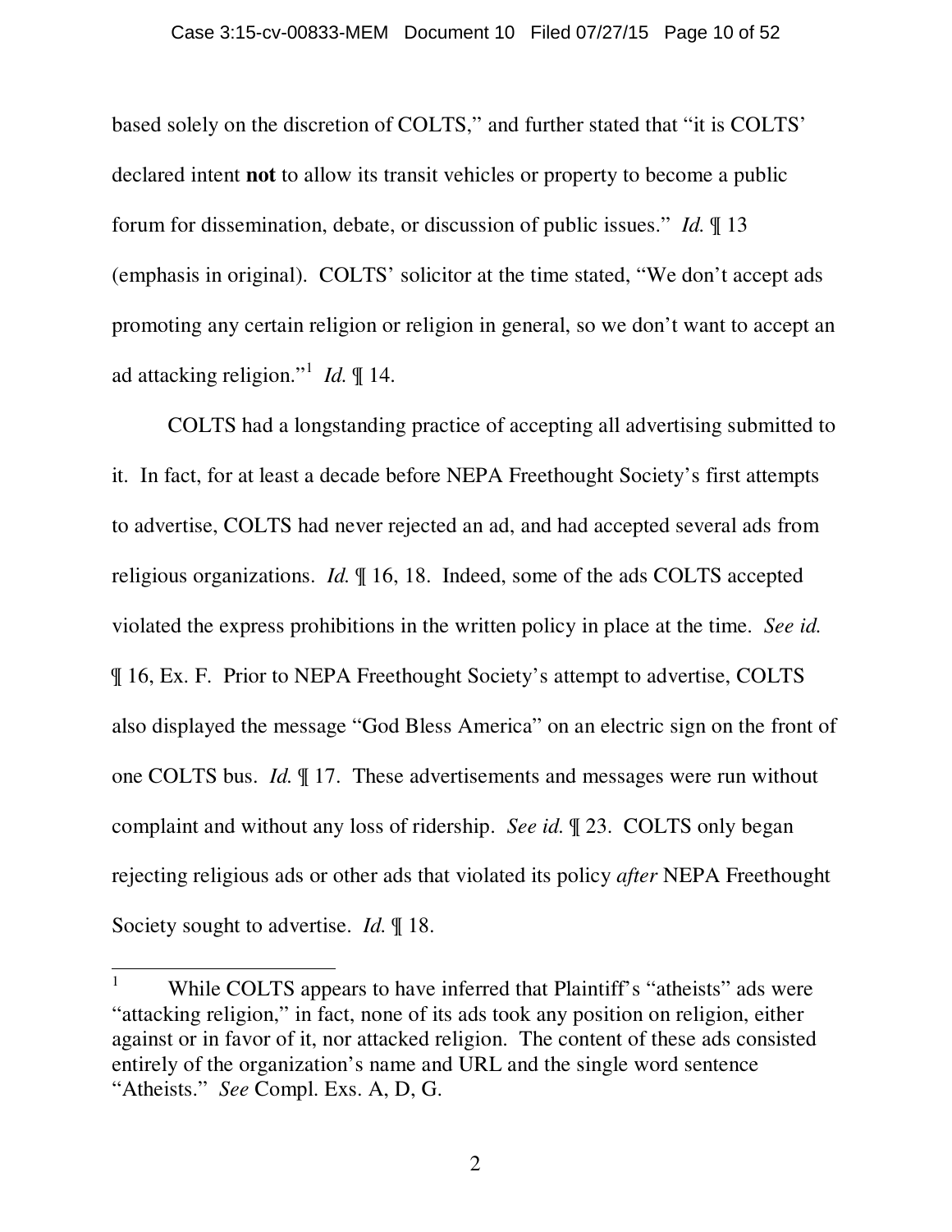based solely on the discretion of COLTS," and further stated that "it is COLTS' declared intent **not** to allow its transit vehicles or property to become a public forum for dissemination, debate, or discussion of public issues." *Id.* ¶ 13 (emphasis in original). COLTS' solicitor at the time stated, "We don't accept ads promoting any certain religion or religion in general, so we don't want to accept an ad attacking religion."[1] *Id.* ¶ 14.

COLTS had a longstanding practice of accepting all advertising submitted to it. In fact, for at least a decade before NEPA Freethought Society's first attempts to advertise, COLTS had never rejected an ad, and had accepted several ads from religious organizations. *Id.* ¶ 16, 18. Indeed, some of the ads COLTS accepted violated the express prohibitions in the written policy in place at the time. *See id.* ¶ 16, Ex. F. Prior to NEPA Freethought Society's attempt to advertise, COLTS also displayed the message "God Bless America" on an electric sign on the front of one COLTS bus. *Id.* ¶ 17. These advertisements and messages were run without complaint and without any loss of ridership. *See id.* ¶ 23. COLTS only began rejecting religious ads or other ads that violated its policy *after* NEPA Freethought Society sought to advertise. *Id.* ¶ 18.

---

[1] While COLTS appears to have inferred that Plaintiff's "atheists" ads were "attacking religion," in fact, none of its ads took any position on religion, either against or in favor of it, nor attacked religion. The content of these ads consisted entirely of the organization's name and URL and the single word sentence "Atheists." *See* Compl. Exs. A, D, G.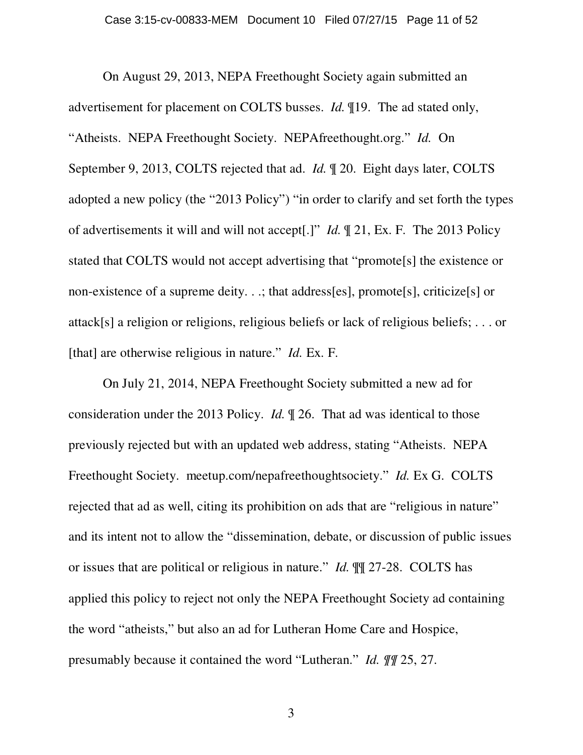On August 29, 2013, NEPA Freethought Society again submitted an advertisement for placement on COLTS busses. *Id.* ¶19. The ad stated only, "Atheists. NEPA Freethought Society. NEPAfreethought.org." *Id.* On September 9, 2013, COLTS rejected that ad. *Id.* ¶ 20. Eight days later, COLTS adopted a new policy (the "2013 Policy") "in order to clarify and set forth the types of advertisements it will and will not accept[.]" *Id.* ¶ 21, Ex. F. The 2013 Policy stated that COLTS would not accept advertising that "promote[s] the existence or non-existence of a supreme deity. . .; that address[es], promote[s], criticize[s] or attack[s] a religion or religions, religious beliefs or lack of religious beliefs; . . . or [that] are otherwise religious in nature." *Id.* Ex. F.

On July 21, 2014, NEPA Freethought Society submitted a new ad for consideration under the 2013 Policy. *Id.* ¶ 26. That ad was identical to those previously rejected but with an updated web address, stating "Atheists. NEPA Freethought Society. meetup.com/nepafreethoughtsociety." *Id.* Ex G. COLTS rejected that ad as well, citing its prohibition on ads that are "religious in nature" and its intent not to allow the "dissemination, debate, or discussion of public issues or issues that are political or religious in nature." *Id.* ¶¶ 27-28. COLTS has applied this policy to reject not only the NEPA Freethought Society ad containing the word "atheists," but also an ad for Lutheran Home Care and Hospice, presumably because it contained the word "Lutheran." *Id. ¶¶* 25, 27.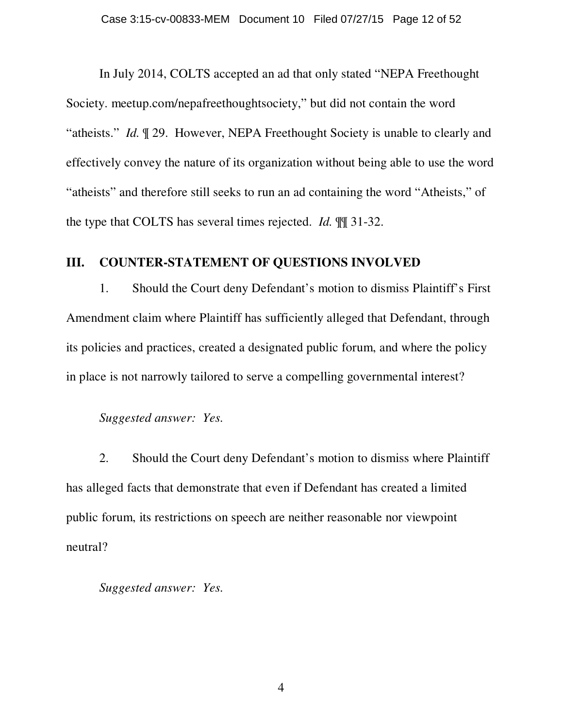In July 2014, COLTS accepted an ad that only stated "NEPA Freethought Society. meetup.com/nepafreethoughtsociety," but did not contain the word "atheists." *Id.* ¶ 29. However, NEPA Freethought Society is unable to clearly and effectively convey the nature of its organization without being able to use the word "atheists" and therefore still seeks to run an ad containing the word "Atheists," of the type that COLTS has several times rejected. *Id.* ¶¶ 31-32.

## III. COUNTER-STATEMENT OF QUESTIONS INVOLVED

1. Should the Court deny Defendant's motion to dismiss Plaintiff's First Amendment claim where Plaintiff has sufficiently alleged that Defendant, through its policies and practices, created a designated public forum, and where the policy in place is not narrowly tailored to serve a compelling governmental interest?

*Suggested answer: Yes.*

2. Should the Court deny Defendant's motion to dismiss where Plaintiff has alleged facts that demonstrate that even if Defendant has created a limited public forum, its restrictions on speech are neither reasonable nor viewpoint neutral?

*Suggested answer: Yes.*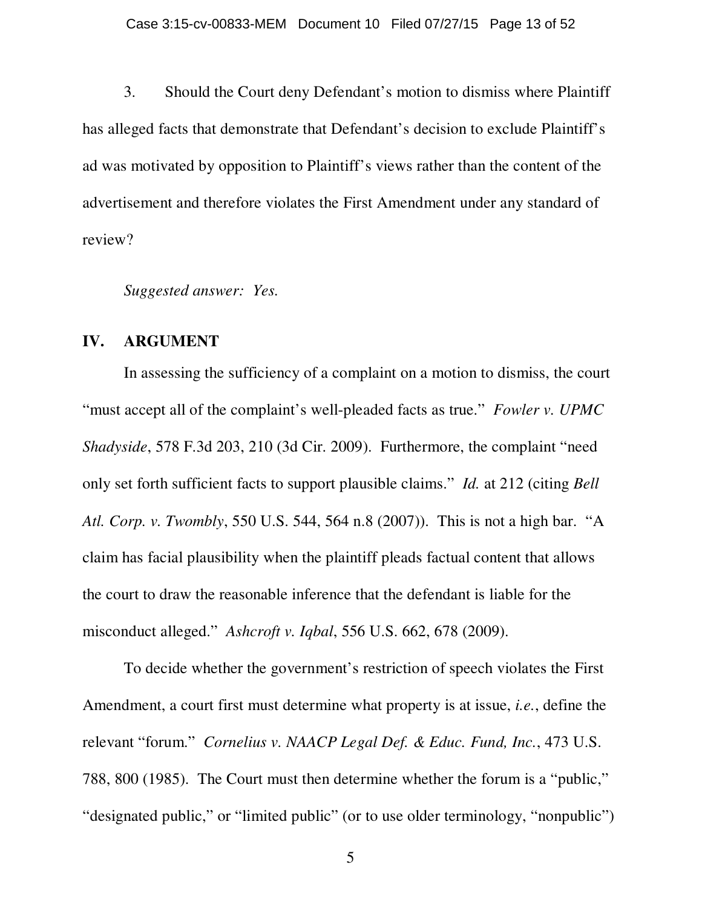3. Should the Court deny Defendant's motion to dismiss where Plaintiff has alleged facts that demonstrate that Defendant's decision to exclude Plaintiff's ad was motivated by opposition to Plaintiff's views rather than the content of the advertisement and therefore violates the First Amendment under any standard of review?

*Suggested answer: Yes.*

## IV. ARGUMENT

In assessing the sufficiency of a complaint on a motion to dismiss, the court "must accept all of the complaint's well-pleaded facts as true." *Fowler v. UPMC Shadyside*, 578 F.3d 203, 210 (3d Cir. 2009). Furthermore, the complaint "need only set forth sufficient facts to support plausible claims." *Id.* at 212 (citing *Bell Atl. Corp. v. Twombly*, 550 U.S. 544, 564 n.8 (2007)). This is not a high bar. "A claim has facial plausibility when the plaintiff pleads factual content that allows the court to draw the reasonable inference that the defendant is liable for the misconduct alleged." *Ashcroft v. Iqbal*, 556 U.S. 662, 678 (2009).

To decide whether the government's restriction of speech violates the First Amendment, a court first must determine what property is at issue, *i.e.*, define the relevant "forum." *Cornelius v. NAACP Legal Def. & Educ. Fund, Inc.*, 473 U.S. 788, 800 (1985). The Court must then determine whether the forum is a "public," "designated public," or "limited public" (or to use older terminology, "nonpublic")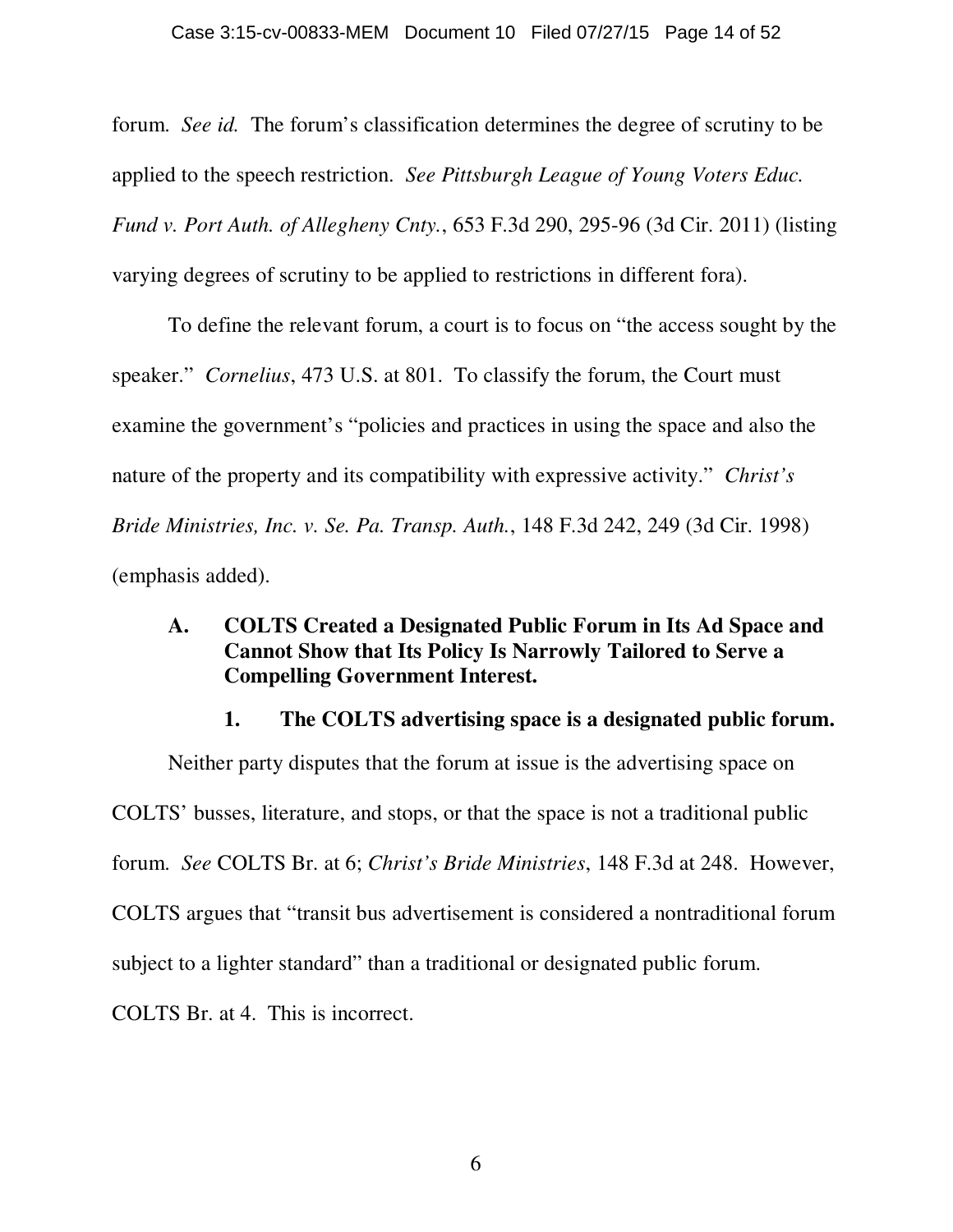forum. *See id.* The forum's classification determines the degree of scrutiny to be applied to the speech restriction. *See Pittsburgh League of Young Voters Educ. Fund v. Port Auth. of Allegheny Cnty.*, 653 F.3d 290, 295-96 (3d Cir. 2011) (listing varying degrees of scrutiny to be applied to restrictions in different fora).

To define the relevant forum, a court is to focus on "the access sought by the speaker." *Cornelius*, 473 U.S. at 801. To classify the forum, the Court must examine the government's "policies and practices in using the space and also the nature of the property and its compatibility with expressive activity." *Christ's Bride Ministries, Inc. v. Se. Pa. Transp. Auth.*, 148 F.3d 242, 249 (3d Cir. 1998) (emphasis added).

### A. COLTS Created a Designated Public Forum in Its Ad Space and Cannot Show that Its Policy Is Narrowly Tailored to Serve a Compelling Government Interest.

#### 1. The COLTS advertising space is a designated public forum.

Neither party disputes that the forum at issue is the advertising space on COLTS' busses, literature, and stops, or that the space is not a traditional public forum. *See* COLTS Br. at 6; *Christ's Bride Ministries*, 148 F.3d at 248. However, COLTS argues that "transit bus advertisement is considered a nontraditional forum subject to a lighter standard" than a traditional or designated public forum. COLTS Br. at 4. This is incorrect.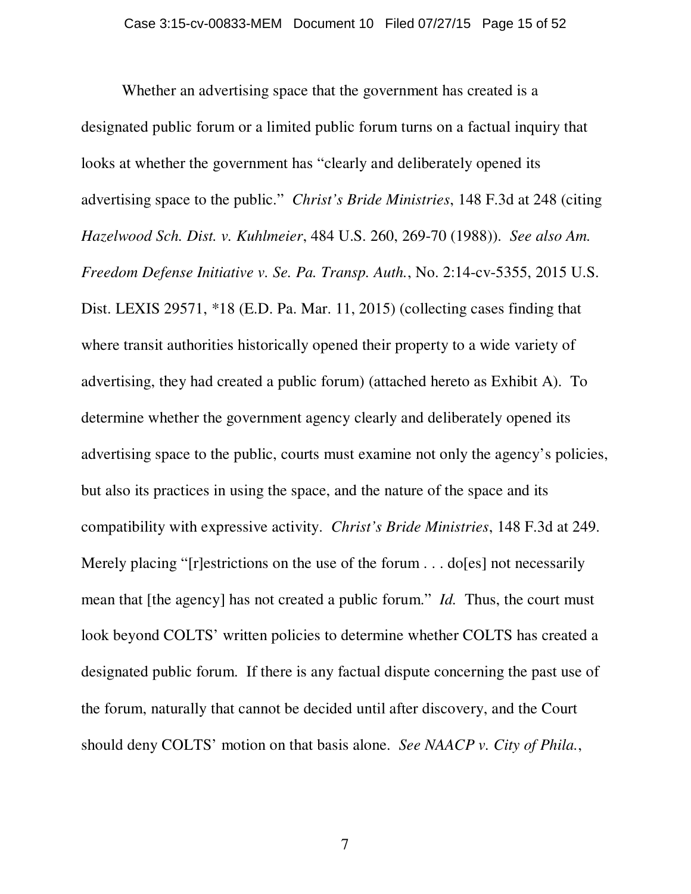Whether an advertising space that the government has created is a designated public forum or a limited public forum turns on a factual inquiry that looks at whether the government has "clearly and deliberately opened its advertising space to the public." *Christ's Bride Ministries*, 148 F.3d at 248 (citing *Hazelwood Sch. Dist. v. Kuhlmeier*, 484 U.S. 260, 269-70 (1988)). *See also Am. Freedom Defense Initiative v. Se. Pa. Transp. Auth.*, No. 2:14-cv-5355, 2015 U.S. Dist. LEXIS 29571, *18 (E.D. Pa. Mar. 11, 2015) (collecting cases finding that where transit authorities historically opened their property to a wide variety of advertising, they had created a public forum) (attached hereto as Exhibit A). To determine whether the government agency clearly and deliberately opened its advertising space to the public, courts must examine not only the agency's policies, but also its practices in using the space, and the nature of the space and its compatibility with expressive activity. *Christ's Bride Ministries*, 148 F.3d at 249. Merely placing "[r]estrictions on the use of the forum . . . do[es] not necessarily mean that [the agency] has not created a public forum." *Id.* Thus, the court must look beyond COLTS' written policies to determine whether COLTS has created a designated public forum. If there is any factual dispute concerning the past use of the forum, naturally that cannot be decided until after discovery, and the Court should deny COLTS' motion on that basis alone. *See NAACP v. City of Phila.*,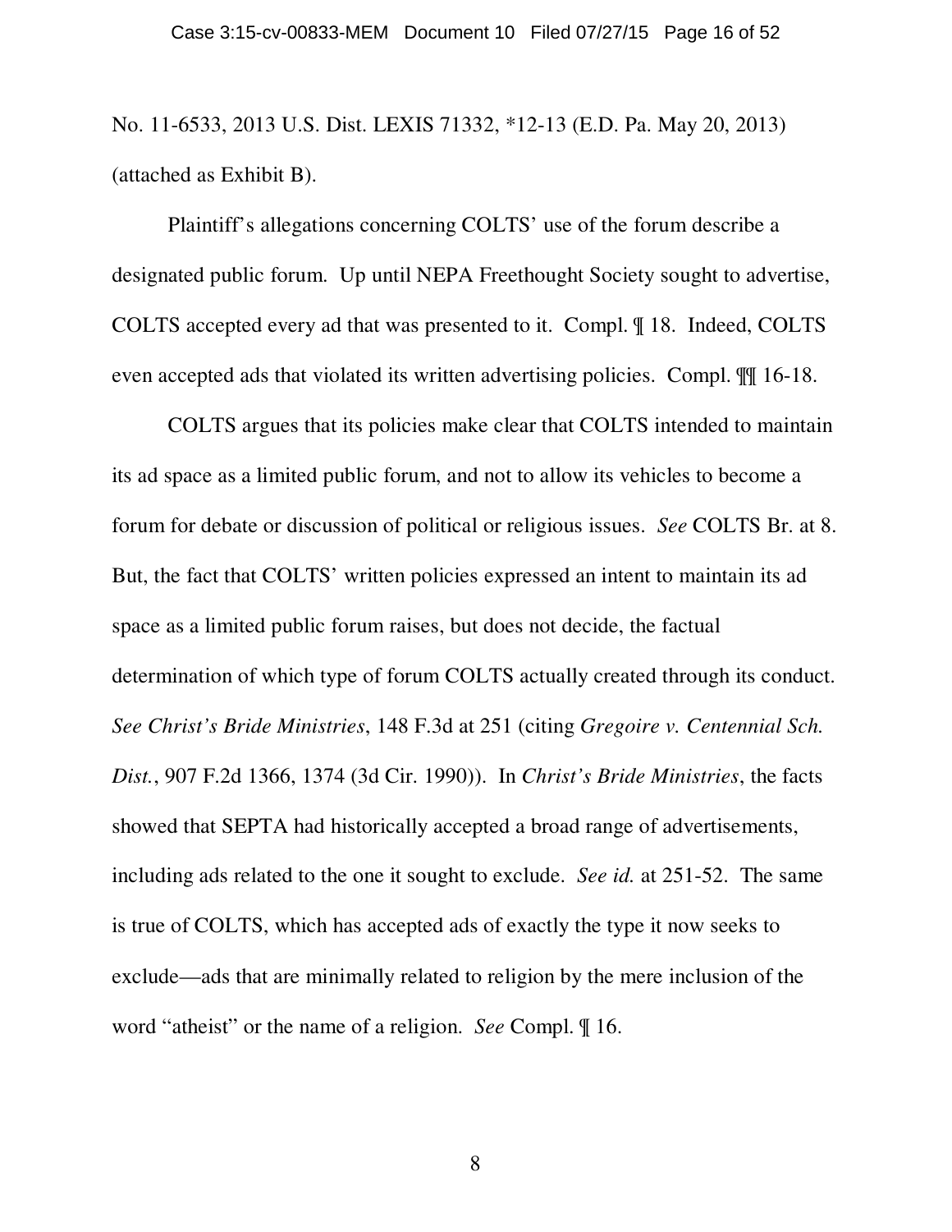No. 11-6533, 2013 U.S. Dist. LEXIS 71332, *12-13 (E.D. Pa. May 20, 2013) (attached as Exhibit B).

Plaintiff's allegations concerning COLTS' use of the forum describe a designated public forum. Up until NEPA Freethought Society sought to advertise, COLTS accepted every ad that was presented to it. Compl. ¶ 18. Indeed, COLTS even accepted ads that violated its written advertising policies. Compl. ¶¶ 16-18.

COLTS argues that its policies make clear that COLTS intended to maintain its ad space as a limited public forum, and not to allow its vehicles to become a forum for debate or discussion of political or religious issues. *See* COLTS Br. at 8. But, the fact that COLTS' written policies expressed an intent to maintain its ad space as a limited public forum raises, but does not decide, the factual determination of which type of forum COLTS actually created through its conduct. *See Christ's Bride Ministries*, 148 F.3d at 251 (citing *Gregoire v. Centennial Sch. Dist.*, 907 F.2d 1366, 1374 (3d Cir. 1990)). In *Christ's Bride Ministries*, the facts showed that SEPTA had historically accepted a broad range of advertisements, including ads related to the one it sought to exclude. *See id.* at 251-52. The same is true of COLTS, which has accepted ads of exactly the type it now seeks to exclude—ads that are minimally related to religion by the mere inclusion of the word "atheist" or the name of a religion. *See* Compl. ¶ 16.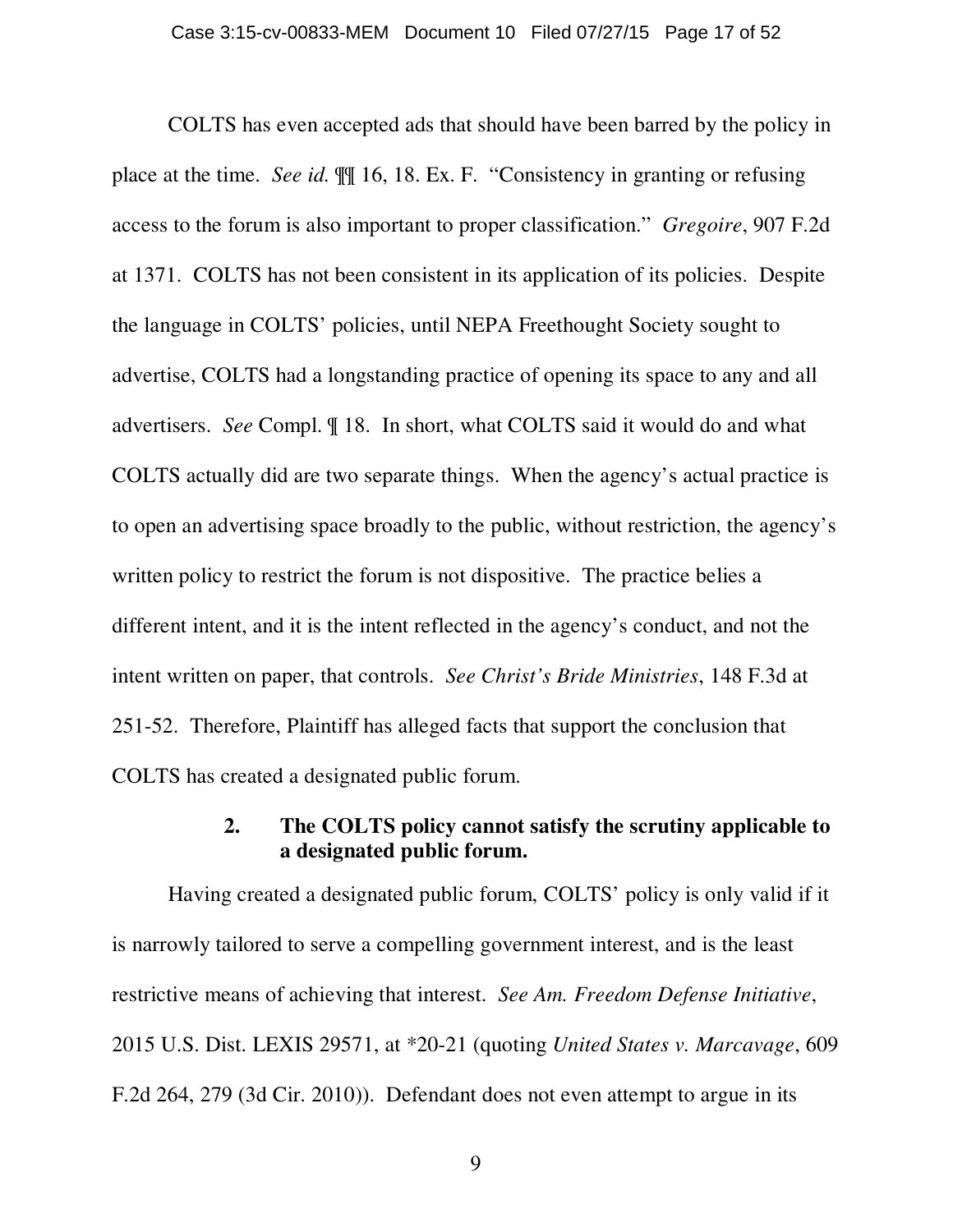COLTS has even accepted ads that should have been barred by the policy in place at the time. *See id.* ¶¶ 16, 18. Ex. F. "Consistency in granting or refusing access to the forum is also important to proper classification." *Gregoire*, 907 F.2d at 1371. COLTS has not been consistent in its application of its policies. Despite the language in COLTS' policies, until NEPA Freethought Society sought to advertise, COLTS had a longstanding practice of opening its space to any and all advertisers. *See* Compl. ¶ 18. In short, what COLTS said it would do and what COLTS actually did are two separate things. When the agency's actual practice is to open an advertising space broadly to the public, without restriction, the agency's written policy to restrict the forum is not dispositive. The practice belies a different intent, and it is the intent reflected in the agency's conduct, and not the intent written on paper, that controls. *See Christ's Bride Ministries*, 148 F.3d at 251-52. Therefore, Plaintiff has alleged facts that support the conclusion that COLTS has created a designated public forum.

### 2. The COLTS policy cannot satisfy the scrutiny applicable to a designated public forum.

Having created a designated public forum, COLTS' policy is only valid if it is narrowly tailored to serve a compelling government interest, and is the least restrictive means of achieving that interest. *See Am. Freedom Defense Initiative*, 2015 U.S. Dist. LEXIS 29571, at *20-21 (quoting *United States v. Marcavage*, 609 F.2d 264, 279 (3d Cir. 2010)). Defendant does not even attempt to argue in its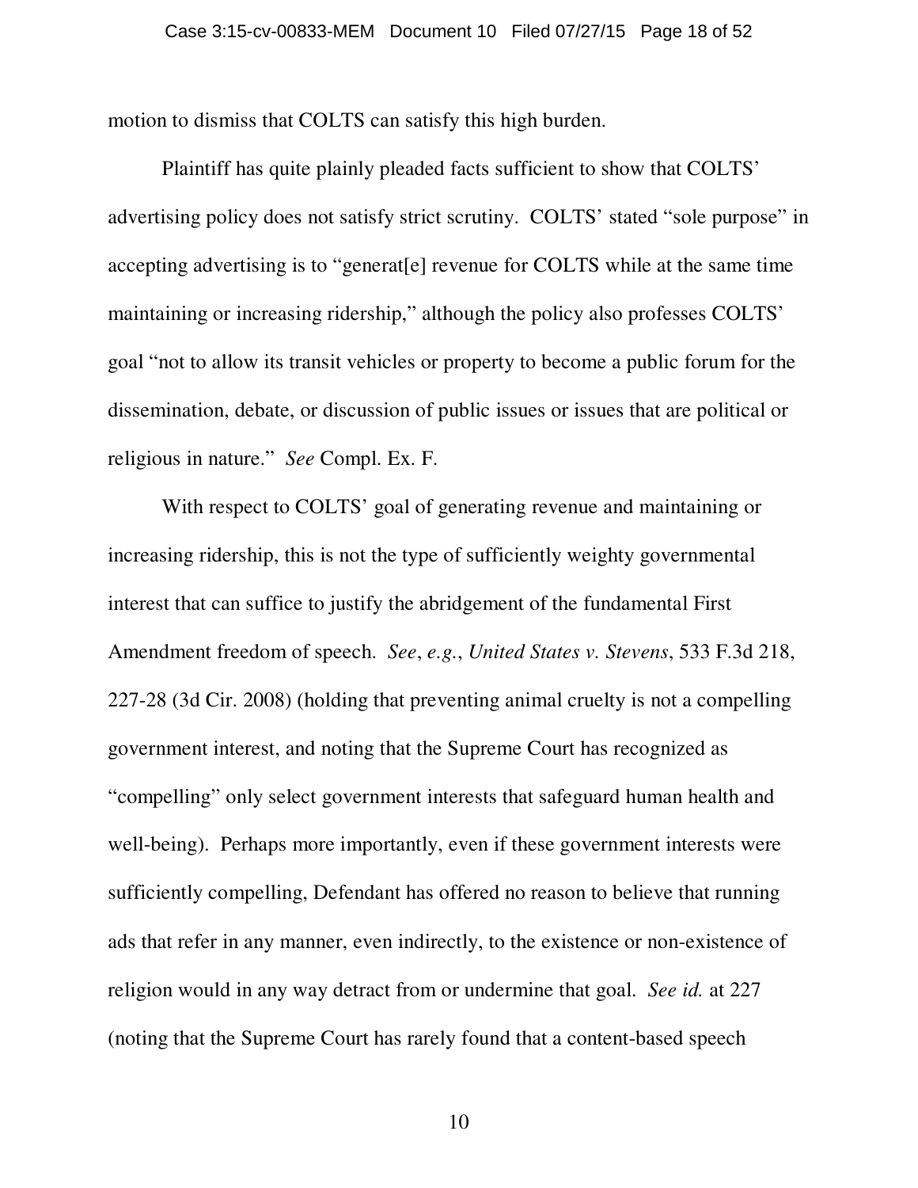motion to dismiss that COLTS can satisfy this high burden.

Plaintiff has quite plainly pleaded facts sufficient to show that COLTS' advertising policy does not satisfy strict scrutiny. COLTS' stated "sole purpose" in accepting advertising is to "generat[e] revenue for COLTS while at the same time maintaining or increasing ridership," although the policy also professes COLTS' goal "not to allow its transit vehicles or property to become a public forum for the dissemination, debate, or discussion of public issues or issues that are political or religious in nature." *See* Compl. Ex. F.

With respect to COLTS' goal of generating revenue and maintaining or increasing ridership, this is not the type of sufficiently weighty governmental interest that can suffice to justify the abridgement of the fundamental First Amendment freedom of speech. *See*, *e.g.*, *United States v. Stevens*, 533 F.3d 218, 227-28 (3d Cir. 2008) (holding that preventing animal cruelty is not a compelling government interest, and noting that the Supreme Court has recognized as "compelling" only select government interests that safeguard human health and well-being). Perhaps more importantly, even if these government interests were sufficiently compelling, Defendant has offered no reason to believe that running ads that refer in any manner, even indirectly, to the existence or non-existence of religion would in any way detract from or undermine that goal. *See id.* at 227 (noting that the Supreme Court has rarely found that a content-based speech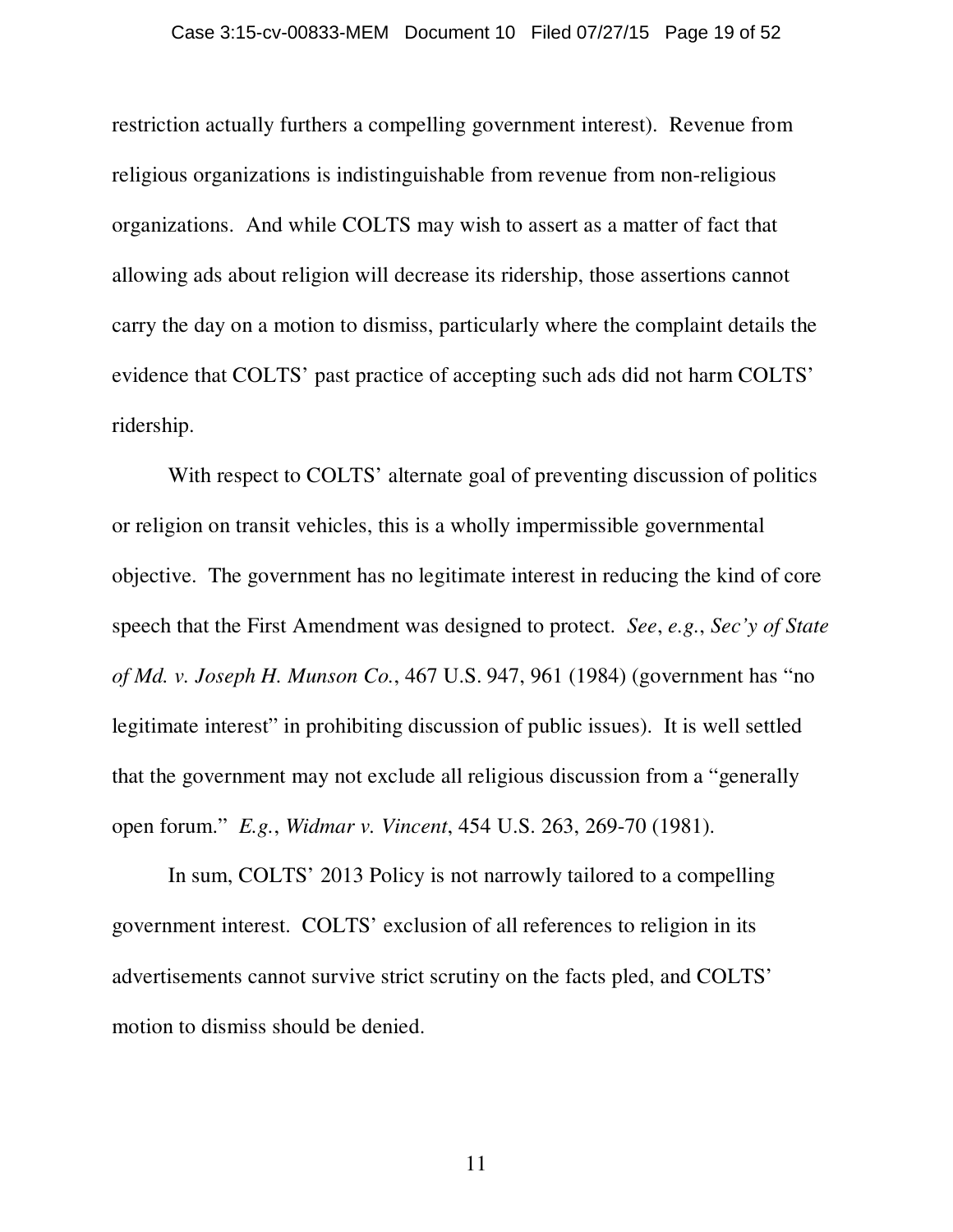restriction actually furthers a compelling government interest). Revenue from religious organizations is indistinguishable from revenue from non-religious organizations. And while COLTS may wish to assert as a matter of fact that allowing ads about religion will decrease its ridership, those assertions cannot carry the day on a motion to dismiss, particularly where the complaint details the evidence that COLTS' past practice of accepting such ads did not harm COLTS' ridership.

With respect to COLTS' alternate goal of preventing discussion of politics or religion on transit vehicles, this is a wholly impermissible governmental objective. The government has no legitimate interest in reducing the kind of core speech that the First Amendment was designed to protect. *See*, *e.g.*, *Sec'y of State of Md. v. Joseph H. Munson Co.*, 467 U.S. 947, 961 (1984) (government has "no legitimate interest" in prohibiting discussion of public issues). It is well settled that the government may not exclude all religious discussion from a "generally open forum." *E.g.*, *Widmar v. Vincent*, 454 U.S. 263, 269-70 (1981).

In sum, COLTS' 2013 Policy is not narrowly tailored to a compelling government interest. COLTS' exclusion of all references to religion in its advertisements cannot survive strict scrutiny on the facts pled, and COLTS' motion to dismiss should be denied.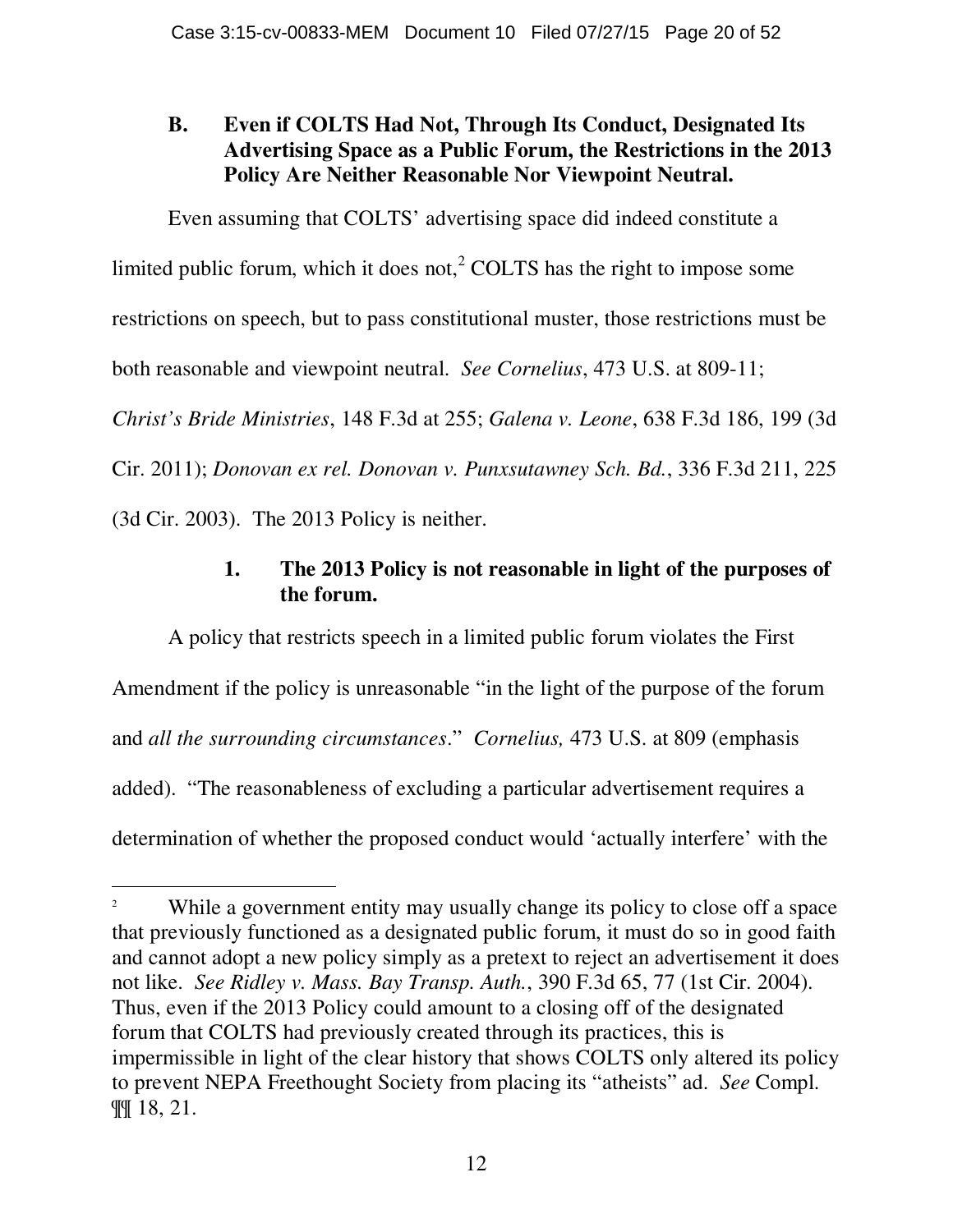### B. Even if COLTS Had Not, Through Its Conduct, Designated Its Advertising Space as a Public Forum, the Restrictions in the 2013 Policy Are Neither Reasonable Nor Viewpoint Neutral.

Even assuming that COLTS' advertising space did indeed constitute a limited public forum, which it does not,[2] COLTS has the right to impose some restrictions on speech, but to pass constitutional muster, those restrictions must be both reasonable and viewpoint neutral. *See Cornelius*, 473 U.S. at 809-11; *Christ's Bride Ministries*, 148 F.3d at 255; *Galena v. Leone*, 638 F.3d 186, 199 (3d Cir. 2011); *Donovan ex rel. Donovan v. Punxsutawney Sch. Bd.*, 336 F.3d 211, 225 (3d Cir. 2003). The 2013 Policy is neither.

#### 1. The 2013 Policy is not reasonable in light of the purposes of the forum.

A policy that restricts speech in a limited public forum violates the First Amendment if the policy is unreasonable "in the light of the purpose of the forum and *all the surrounding circumstances*." *Cornelius,* 473 U.S. at 809 (emphasis added). "The reasonableness of excluding a particular advertisement requires a determination of whether the proposed conduct would 'actually interfere' with the

---

[2] While a government entity may usually change its policy to close off a space that previously functioned as a designated public forum, it must do so in good faith and cannot adopt a new policy simply as a pretext to reject an advertisement it does not like. *See Ridley v. Mass. Bay Transp. Auth.*, 390 F.3d 65, 77 (1st Cir. 2004). Thus, even if the 2013 Policy could amount to a closing off of the designated forum that COLTS had previously created through its practices, this is impermissible in light of the clear history that shows COLTS only altered its policy to prevent NEPA Freethought Society from placing its "atheists" ad. *See* Compl. ¶¶ 18, 21.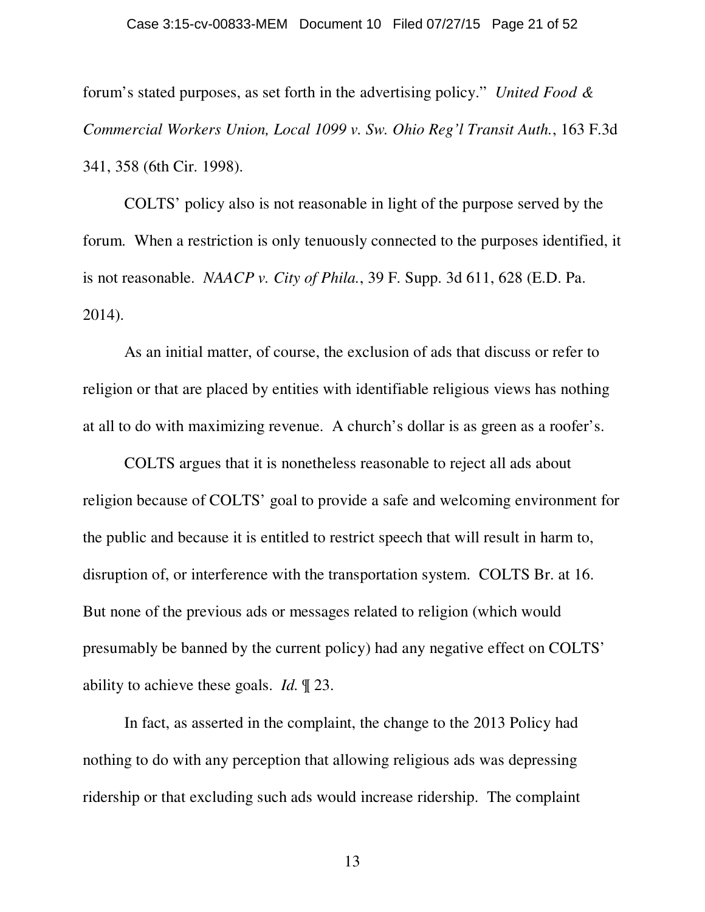forum's stated purposes, as set forth in the advertising policy." *United Food & Commercial Workers Union, Local 1099 v. Sw. Ohio Reg'l Transit Auth.*, 163 F.3d 341, 358 (6th Cir. 1998).

COLTS' policy also is not reasonable in light of the purpose served by the forum. When a restriction is only tenuously connected to the purposes identified, it is not reasonable. *NAACP v. City of Phila.*, 39 F. Supp. 3d 611, 628 (E.D. Pa. 2014).

As an initial matter, of course, the exclusion of ads that discuss or refer to religion or that are placed by entities with identifiable religious views has nothing at all to do with maximizing revenue. A church's dollar is as green as a roofer's.

COLTS argues that it is nonetheless reasonable to reject all ads about religion because of COLTS' goal to provide a safe and welcoming environment for the public and because it is entitled to restrict speech that will result in harm to, disruption of, or interference with the transportation system. COLTS Br. at 16. But none of the previous ads or messages related to religion (which would presumably be banned by the current policy) had any negative effect on COLTS' ability to achieve these goals. *Id.* ¶ 23.

In fact, as asserted in the complaint, the change to the 2013 Policy had nothing to do with any perception that allowing religious ads was depressing ridership or that excluding such ads would increase ridership. The complaint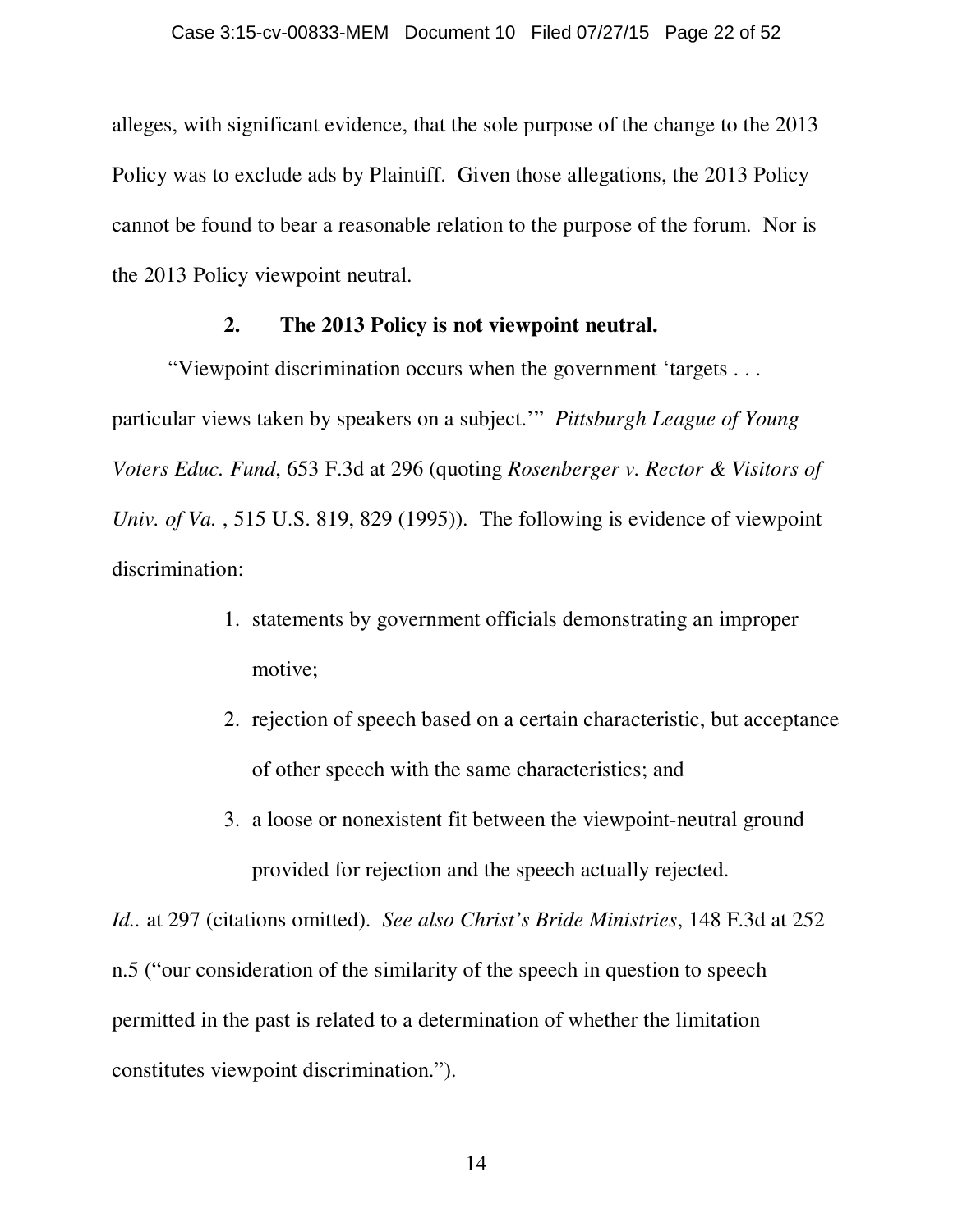alleges, with significant evidence, that the sole purpose of the change to the 2013 Policy was to exclude ads by Plaintiff. Given those allegations, the 2013 Policy cannot be found to bear a reasonable relation to the purpose of the forum. Nor is the 2013 Policy viewpoint neutral.

### 2. The 2013 Policy is not viewpoint neutral.

"Viewpoint discrimination occurs when the government 'targets . . . particular views taken by speakers on a subject.'" *Pittsburgh League of Young Voters Educ. Fund*, 653 F.3d at 296 (quoting *Rosenberger v. Rector & Visitors of Univ. of Va.* , 515 U.S. 819, 829 (1995)). The following is evidence of viewpoint discrimination:

1. statements by government officials demonstrating an improper motive;
2. rejection of speech based on a certain characteristic, but acceptance of other speech with the same characteristics; and
3. a loose or nonexistent fit between the viewpoint-neutral ground provided for rejection and the speech actually rejected.

*Id..* at 297 (citations omitted). *See also Christ's Bride Ministries*, 148 F.3d at 252 n.5 ("our consideration of the similarity of the speech in question to speech permitted in the past is related to a determination of whether the limitation constitutes viewpoint discrimination.").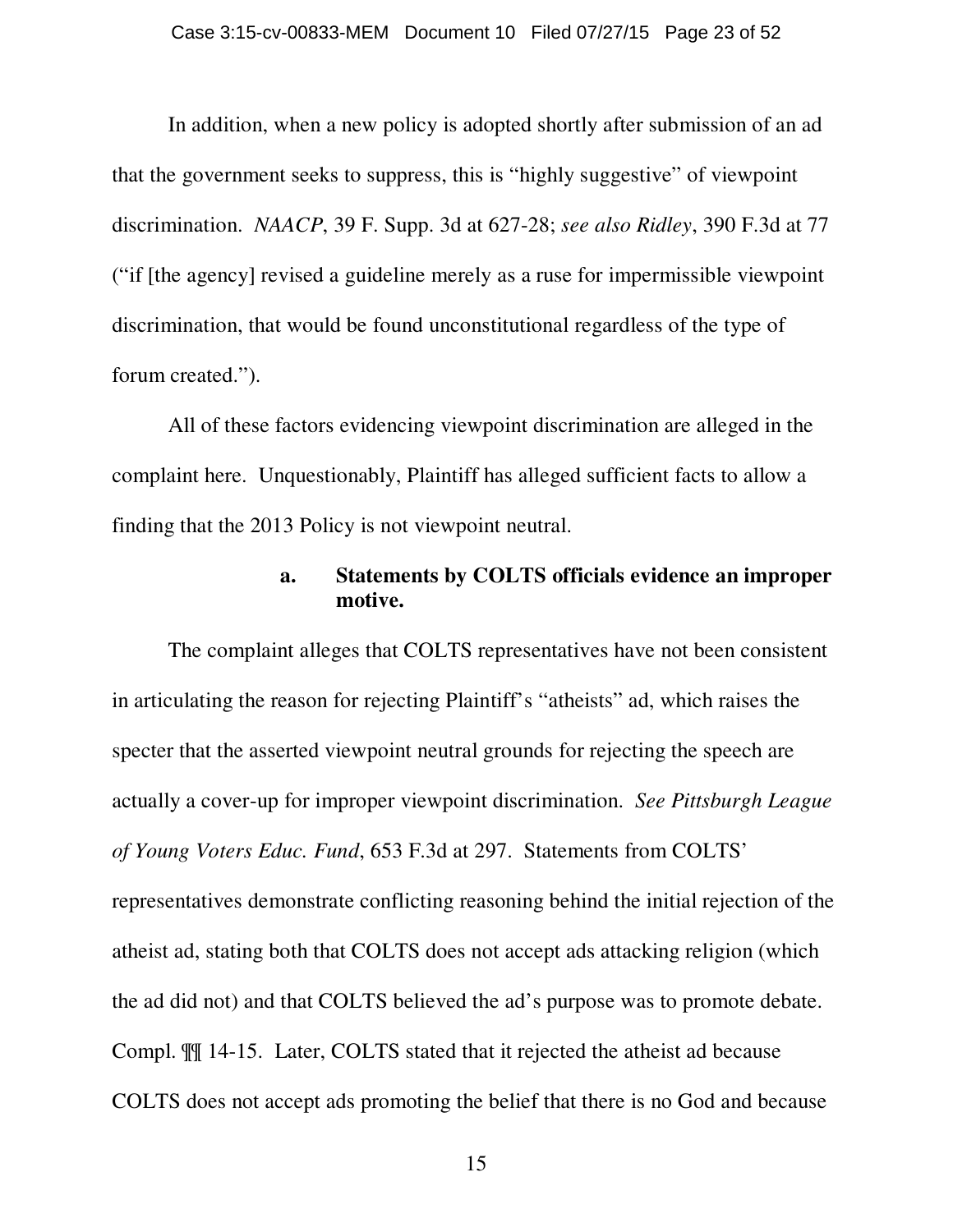In addition, when a new policy is adopted shortly after submission of an ad that the government seeks to suppress, this is "highly suggestive" of viewpoint discrimination. *NAACP*, 39 F. Supp. 3d at 627-28; *see also Ridley*, 390 F.3d at 77 ("if [the agency] revised a guideline merely as a ruse for impermissible viewpoint discrimination, that would be found unconstitutional regardless of the type of forum created.").

All of these factors evidencing viewpoint discrimination are alleged in the complaint here. Unquestionably, Plaintiff has alleged sufficient facts to allow a finding that the 2013 Policy is not viewpoint neutral.

**a. Statements by COLTS officials evidence an improper motive.**

The complaint alleges that COLTS representatives have not been consistent in articulating the reason for rejecting Plaintiff's "atheists" ad, which raises the specter that the asserted viewpoint neutral grounds for rejecting the speech are actually a cover-up for improper viewpoint discrimination. *See Pittsburgh League of Young Voters Educ. Fund*, 653 F.3d at 297. Statements from COLTS' representatives demonstrate conflicting reasoning behind the initial rejection of the atheist ad, stating both that COLTS does not accept ads attacking religion (which the ad did not) and that COLTS believed the ad's purpose was to promote debate. Compl. ¶¶ 14-15. Later, COLTS stated that it rejected the atheist ad because COLTS does not accept ads promoting the belief that there is no God and because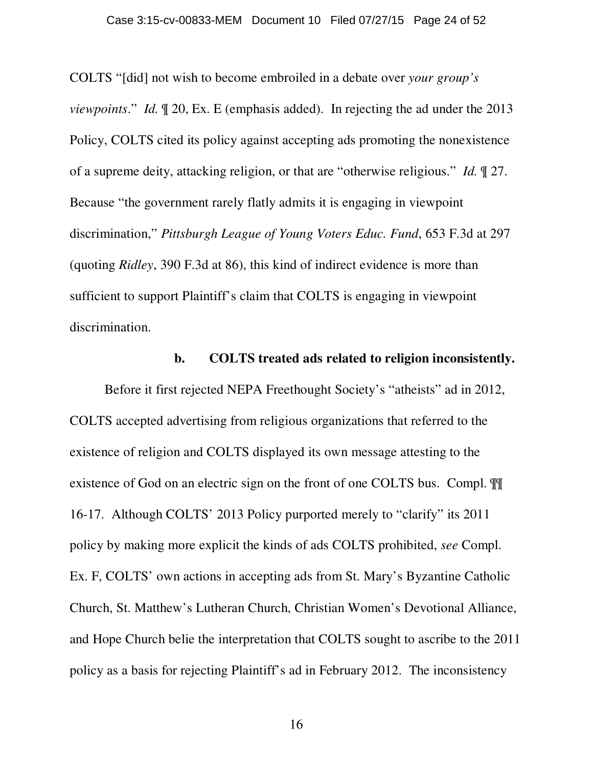COLTS "[did] not wish to become embroiled in a debate over *your group's viewpoints*." *Id.* ¶ 20, Ex. E (emphasis added). In rejecting the ad under the 2013 Policy, COLTS cited its policy against accepting ads promoting the nonexistence of a supreme deity, attacking religion, or that are "otherwise religious." *Id.* ¶ 27. Because "the government rarely flatly admits it is engaging in viewpoint discrimination," *Pittsburgh League of Young Voters Educ. Fund*, 653 F.3d at 297 (quoting *Ridley*, 390 F.3d at 86), this kind of indirect evidence is more than sufficient to support Plaintiff's claim that COLTS is engaging in viewpoint discrimination.

**b. COLTS treated ads related to religion inconsistently.**

Before it first rejected NEPA Freethought Society's "atheists" ad in 2012, COLTS accepted advertising from religious organizations that referred to the existence of religion and COLTS displayed its own message attesting to the existence of God on an electric sign on the front of one COLTS bus. Compl. ¶¶ 16-17. Although COLTS' 2013 Policy purported merely to "clarify" its 2011 policy by making more explicit the kinds of ads COLTS prohibited, *see* Compl. Ex. F, COLTS' own actions in accepting ads from St. Mary's Byzantine Catholic Church, St. Matthew's Lutheran Church, Christian Women's Devotional Alliance, and Hope Church belie the interpretation that COLTS sought to ascribe to the 2011 policy as a basis for rejecting Plaintiff's ad in February 2012. The inconsistency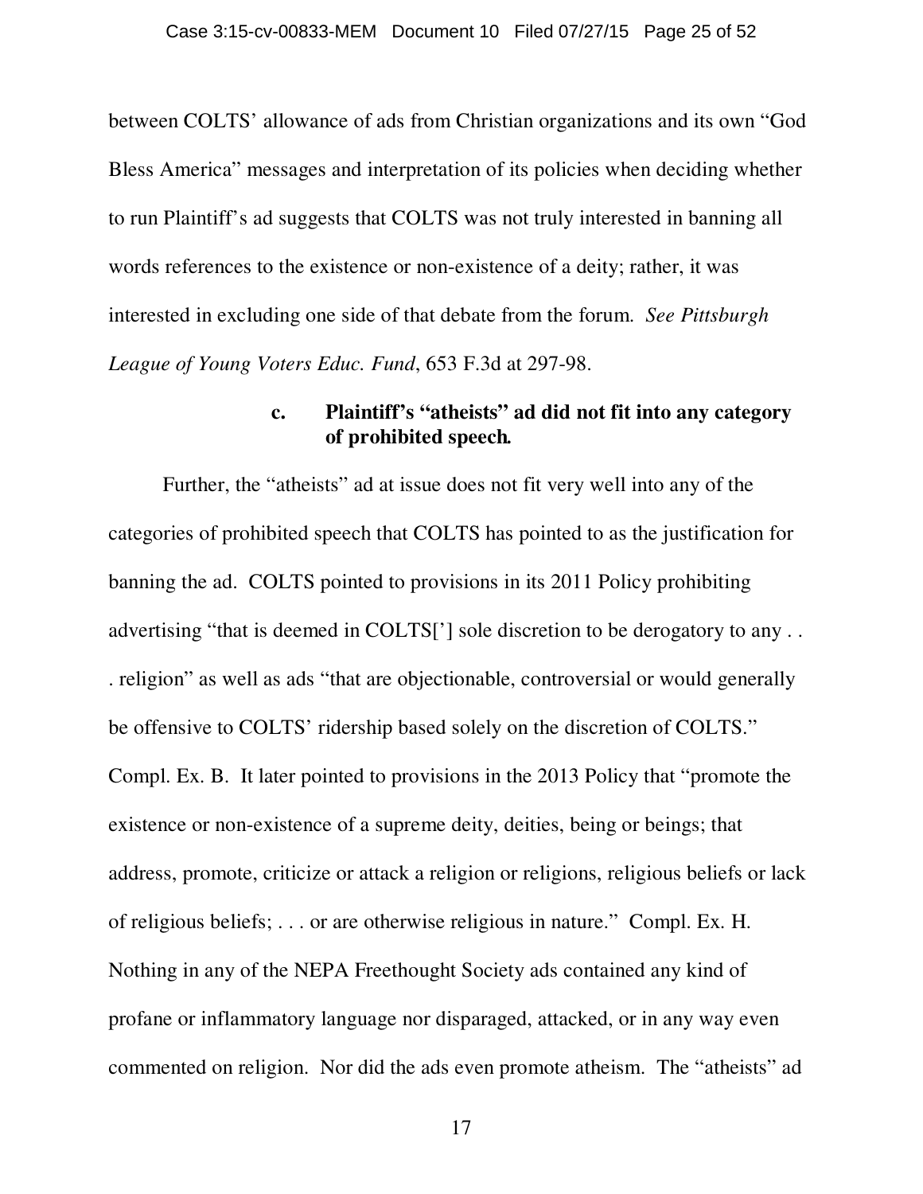between COLTS' allowance of ads from Christian organizations and its own "God Bless America" messages and interpretation of its policies when deciding whether to run Plaintiff's ad suggests that COLTS was not truly interested in banning all words references to the existence or non-existence of a deity; rather, it was interested in excluding one side of that debate from the forum. *See Pittsburgh League of Young Voters Educ. Fund*, 653 F.3d at 297-98.

#### c. Plaintiff's "atheists" ad did not fit into any category of prohibited speech.

Further, the "atheists" ad at issue does not fit very well into any of the categories of prohibited speech that COLTS has pointed to as the justification for banning the ad. COLTS pointed to provisions in its 2011 Policy prohibiting advertising "that is deemed in COLTS['] sole discretion to be derogatory to any . . . religion" as well as ads "that are objectionable, controversial or would generally be offensive to COLTS' ridership based solely on the discretion of COLTS." Compl. Ex. B. It later pointed to provisions in the 2013 Policy that "promote the existence or non-existence of a supreme deity, deities, being or beings; that address, promote, criticize or attack a religion or religions, religious beliefs or lack of religious beliefs; . . . or are otherwise religious in nature." Compl. Ex. H. Nothing in any of the NEPA Freethought Society ads contained any kind of profane or inflammatory language nor disparaged, attacked, or in any way even commented on religion. Nor did the ads even promote atheism. The "atheists" ad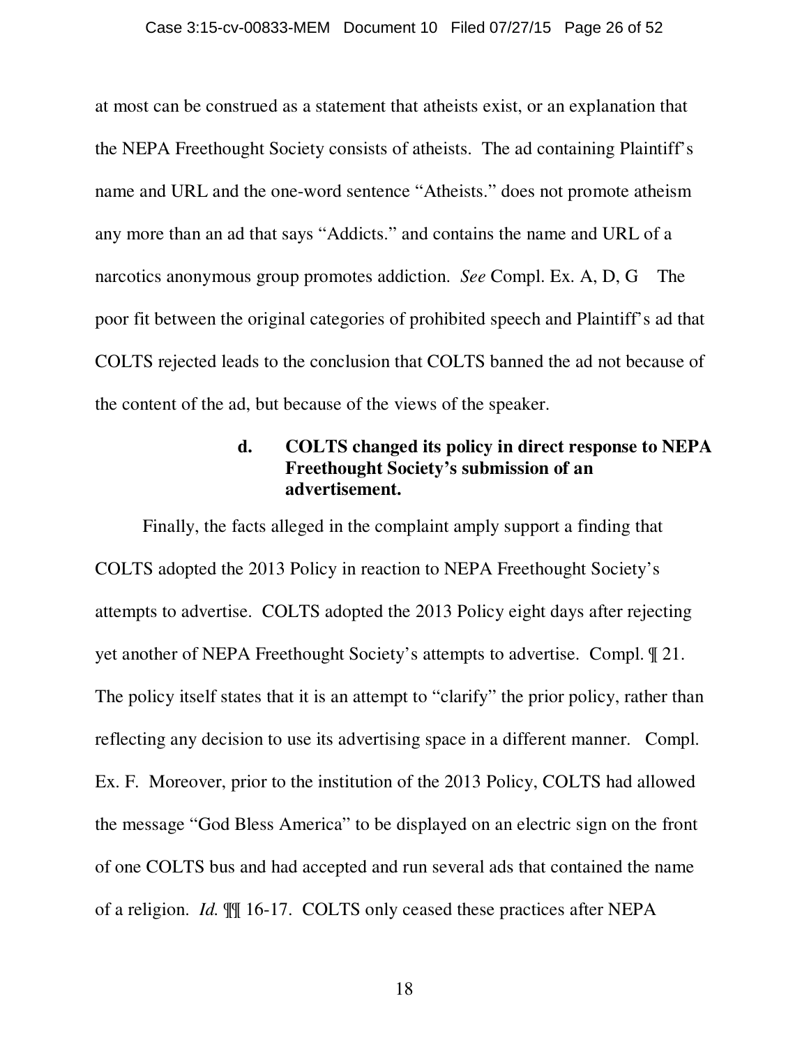at most can be construed as a statement that atheists exist, or an explanation that the NEPA Freethought Society consists of atheists. The ad containing Plaintiff's name and URL and the one-word sentence "Atheists." does not promote atheism any more than an ad that says "Addicts." and contains the name and URL of a narcotics anonymous group promotes addiction. *See* Compl. Ex. A, D, G The poor fit between the original categories of prohibited speech and Plaintiff's ad that COLTS rejected leads to the conclusion that COLTS banned the ad not because of the content of the ad, but because of the views of the speaker.

**d. COLTS changed its policy in direct response to NEPA Freethought Society's submission of an advertisement.**

Finally, the facts alleged in the complaint amply support a finding that COLTS adopted the 2013 Policy in reaction to NEPA Freethought Society's attempts to advertise. COLTS adopted the 2013 Policy eight days after rejecting yet another of NEPA Freethought Society's attempts to advertise. Compl. ¶ 21. The policy itself states that it is an attempt to "clarify" the prior policy, rather than reflecting any decision to use its advertising space in a different manner. Compl. Ex. F. Moreover, prior to the institution of the 2013 Policy, COLTS had allowed the message "God Bless America" to be displayed on an electric sign on the front of one COLTS bus and had accepted and run several ads that contained the name of a religion. *Id.* ¶¶ 16-17. COLTS only ceased these practices after NEPA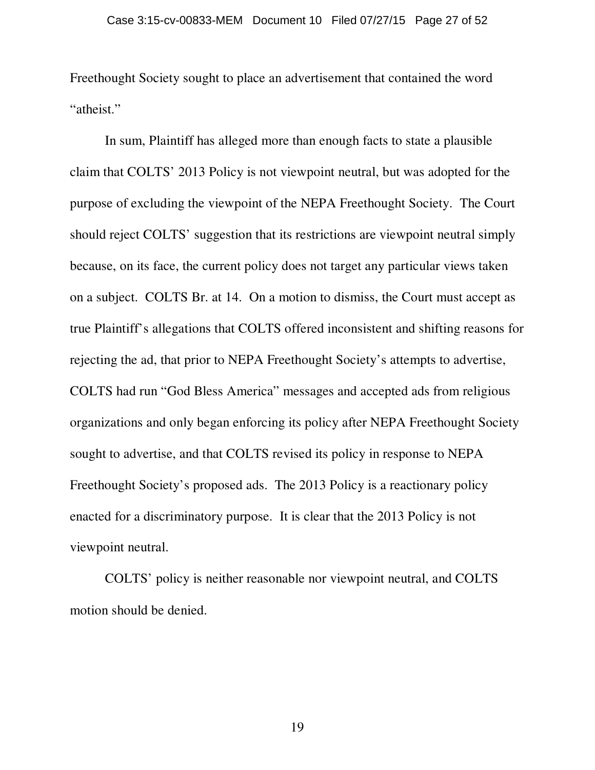Freethought Society sought to place an advertisement that contained the word "atheist."

In sum, Plaintiff has alleged more than enough facts to state a plausible claim that COLTS' 2013 Policy is not viewpoint neutral, but was adopted for the purpose of excluding the viewpoint of the NEPA Freethought Society. The Court should reject COLTS' suggestion that its restrictions are viewpoint neutral simply because, on its face, the current policy does not target any particular views taken on a subject. COLTS Br. at 14. On a motion to dismiss, the Court must accept as true Plaintiff's allegations that COLTS offered inconsistent and shifting reasons for rejecting the ad, that prior to NEPA Freethought Society's attempts to advertise, COLTS had run "God Bless America" messages and accepted ads from religious organizations and only began enforcing its policy after NEPA Freethought Society sought to advertise, and that COLTS revised its policy in response to NEPA Freethought Society's proposed ads. The 2013 Policy is a reactionary policy enacted for a discriminatory purpose. It is clear that the 2013 Policy is not viewpoint neutral.

COLTS' policy is neither reasonable nor viewpoint neutral, and COLTS motion should be denied.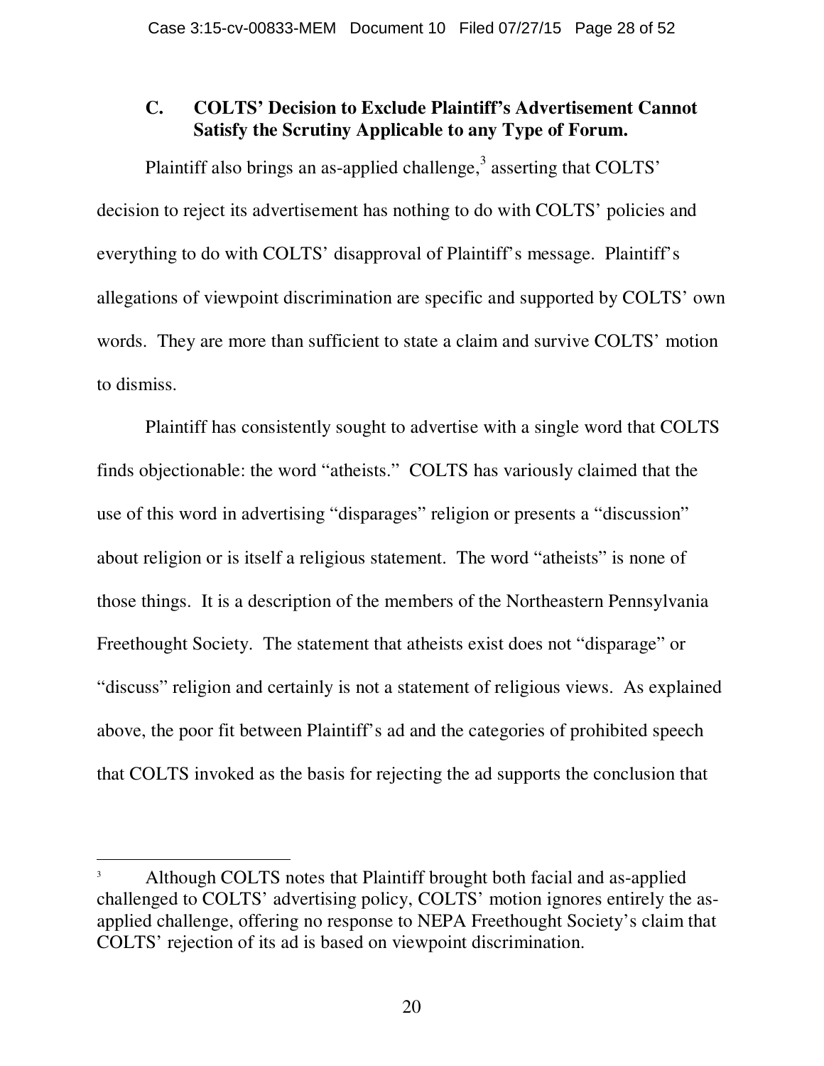### C. COLTS' Decision to Exclude Plaintiff's Advertisement Cannot Satisfy the Scrutiny Applicable to any Type of Forum.

Plaintiff also brings an as-applied challenge,[3] asserting that COLTS' decision to reject its advertisement has nothing to do with COLTS' policies and everything to do with COLTS' disapproval of Plaintiff's message. Plaintiff's allegations of viewpoint discrimination are specific and supported by COLTS' own words. They are more than sufficient to state a claim and survive COLTS' motion to dismiss.

Plaintiff has consistently sought to advertise with a single word that COLTS finds objectionable: the word "atheists." COLTS has variously claimed that the use of this word in advertising "disparages" religion or presents a "discussion" about religion or is itself a religious statement. The word "atheists" is none of those things. It is a description of the members of the Northeastern Pennsylvania Freethought Society. The statement that atheists exist does not "disparage" or "discuss" religion and certainly is not a statement of religious views. As explained above, the poor fit between Plaintiff's ad and the categories of prohibited speech that COLTS invoked as the basis for rejecting the ad supports the conclusion that

---

[3] Although COLTS notes that Plaintiff brought both facial and as-applied challenged to COLTS' advertising policy, COLTS' motion ignores entirely the as-applied challenge, offering no response to NEPA Freethought Society's claim that COLTS' rejection of its ad is based on viewpoint discrimination.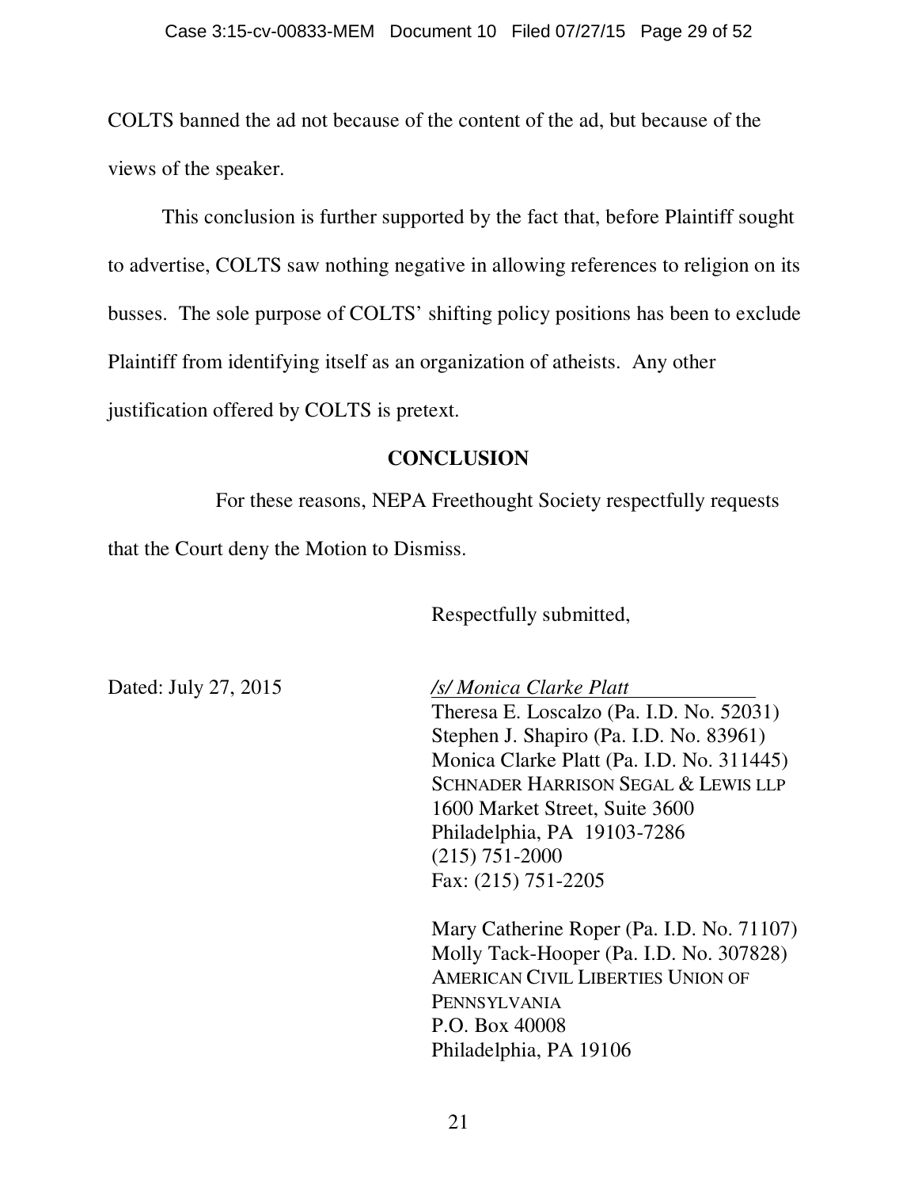COLTS banned the ad not because of the content of the ad, but because of the views of the speaker.

This conclusion is further supported by the fact that, before Plaintiff sought to advertise, COLTS saw nothing negative in allowing references to religion on its busses. The sole purpose of COLTS' shifting policy positions has been to exclude Plaintiff from identifying itself as an organization of atheists. Any other justification offered by COLTS is pretext.

## CONCLUSION

For these reasons, NEPA Freethought Society respectfully requests that the Court deny the Motion to Dismiss.

Respectfully submitted,

Dated: July 27, 2015

*/s/ Monica Clarke Platt*
Theresa E. Loscalzo (Pa. I.D. No. 52031)
Stephen J. Shapiro (Pa. I.D. No. 83961)
Monica Clarke Platt (Pa. I.D. No. 311445)
SCHNADER HARRISON SEGAL & LEWIS LLP
1600 Market Street, Suite 3600
Philadelphia, PA 19103-7286
(215) 751-2000
Fax: (215) 751-2205

Mary Catherine Roper (Pa. I.D. No. 71107)
Molly Tack-Hooper (Pa. I.D. No. 307828)
AMERICAN CIVIL LIBERTIES UNION OF PENNSYLVANIA
P.O. Box 40008
Philadelphia, PA 19106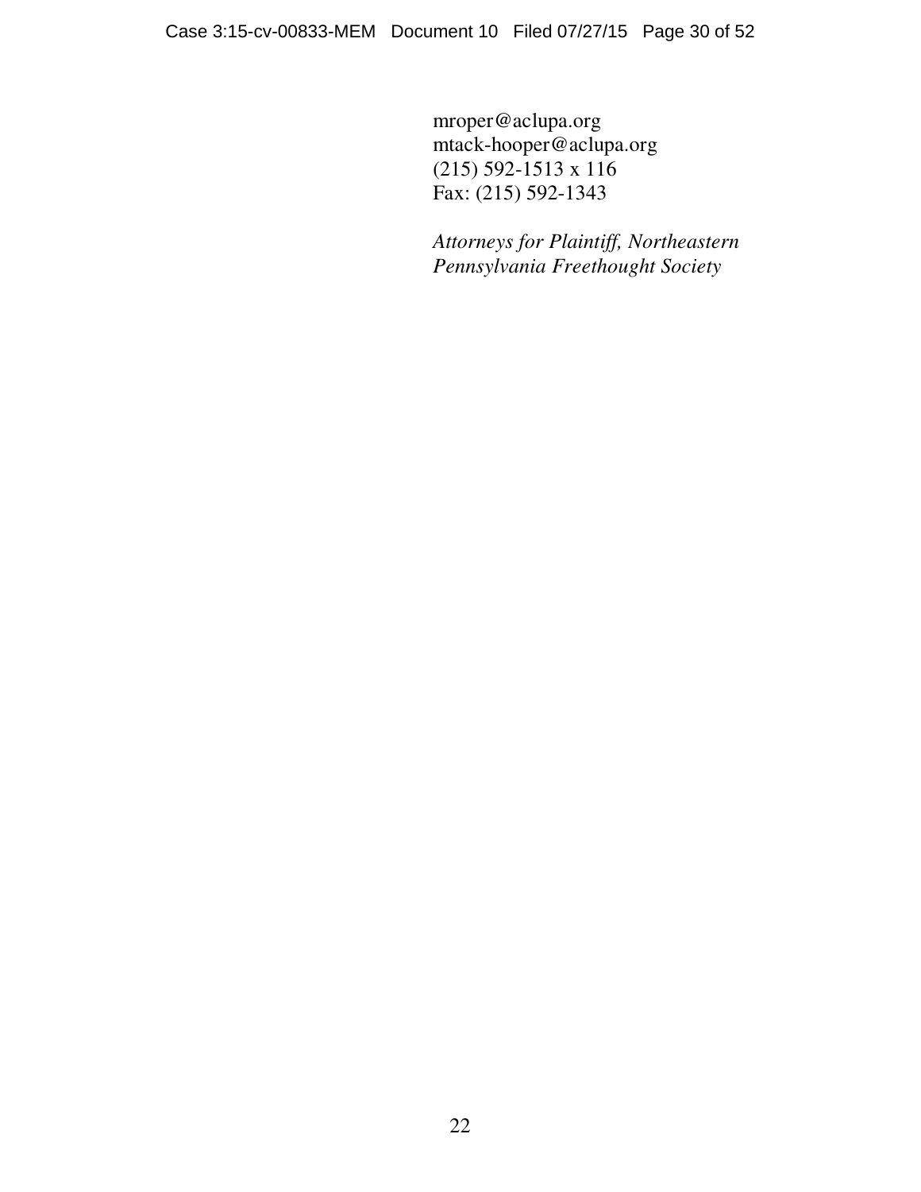mroper@aclupa.org
mtack-hooper@aclupa.org
(215) 592-1513 x 116
Fax: (215) 592-1343

*Attorneys for Plaintiff, Northeastern Pennsylvania Freethought Society*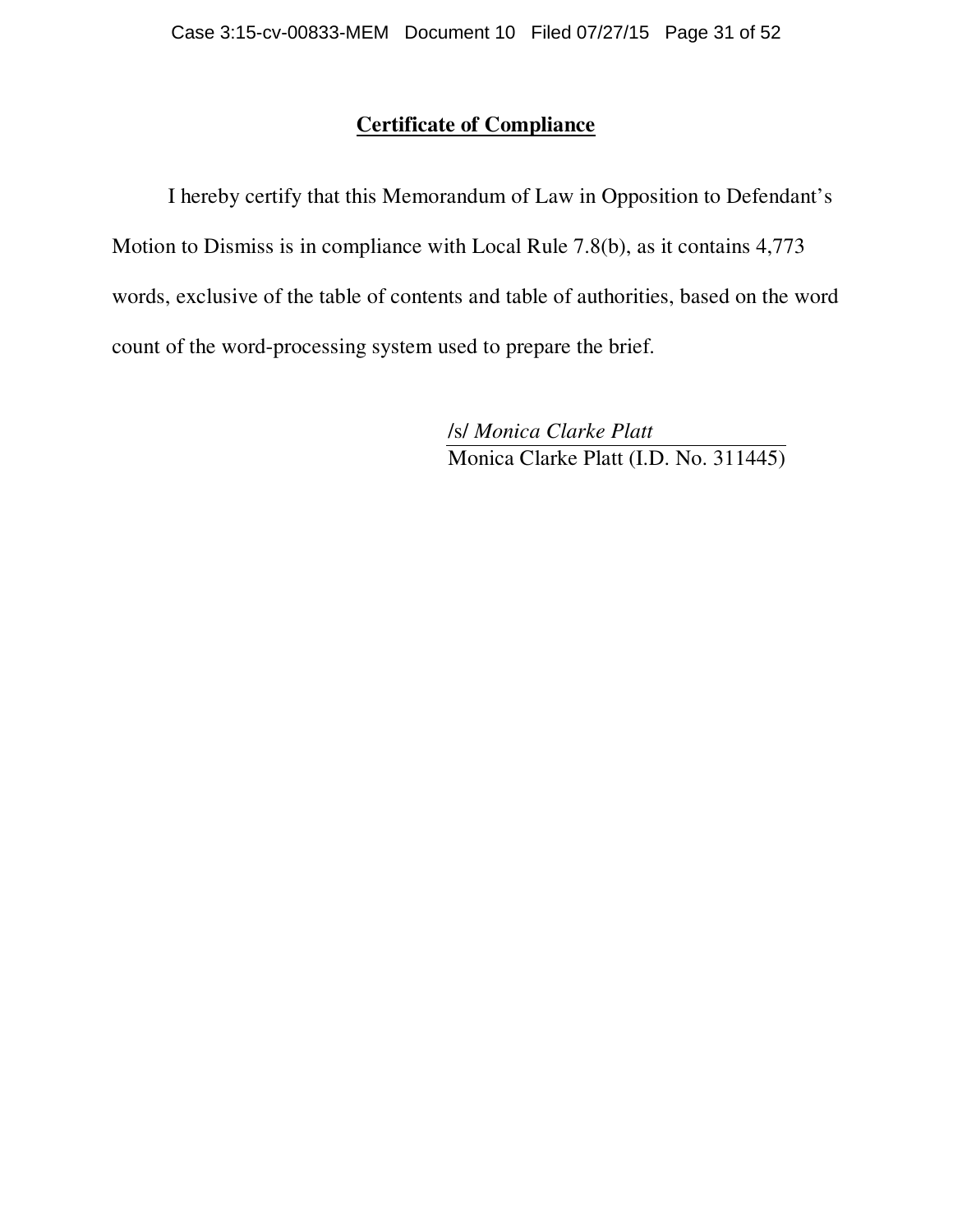## **Certificate of Compliance**

I hereby certify that this Memorandum of Law in Opposition to Defendant's Motion to Dismiss is in compliance with Local Rule 7.8(b), as it contains 4,773 words, exclusive of the table of contents and table of authorities, based on the word count of the word-processing system used to prepare the brief.

/s/ *Monica Clarke Platt*
Monica Clarke Platt (I.D. No. 311445)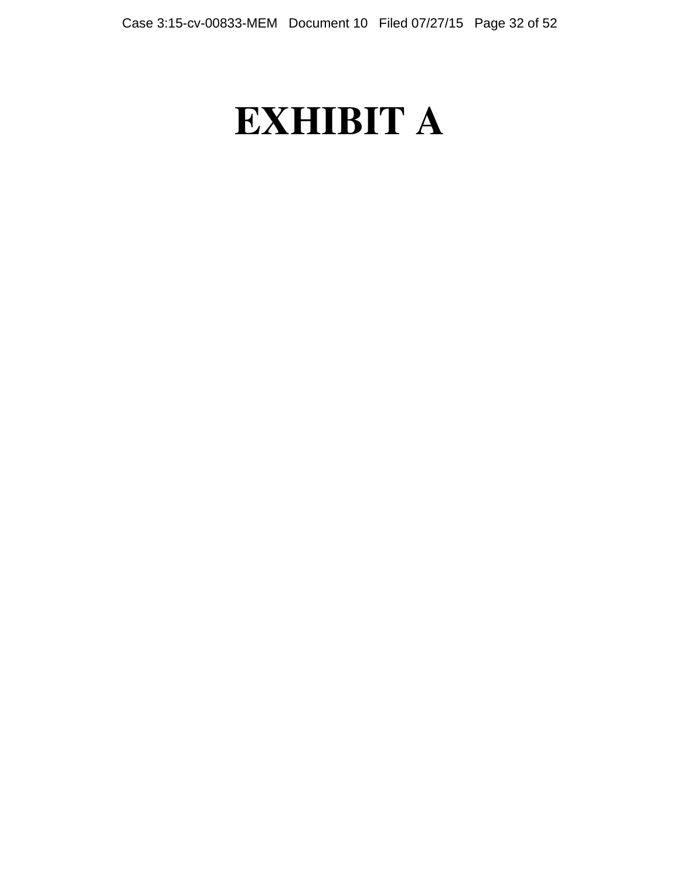# EXHIBIT A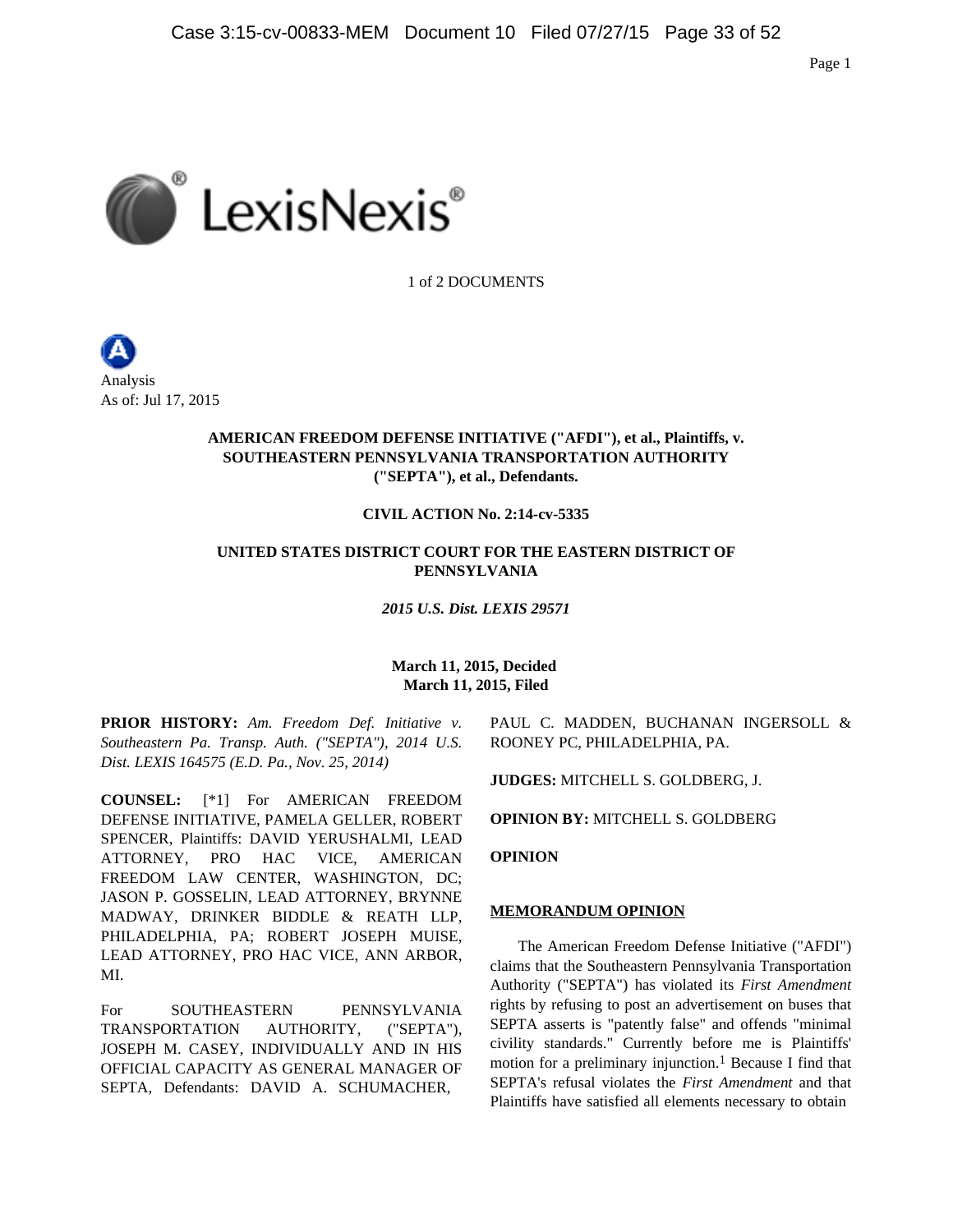1 of 2 DOCUMENTS

Analysis
As of: Jul 17, 2015

**AMERICAN FREEDOM DEFENSE INITIATIVE ("AFDI"), et al., Plaintiffs, v. SOUTHEASTERN PENNSYLVANIA TRANSPORTATION AUTHORITY ("SEPTA"), et al., Defendants.**

**CIVIL ACTION No. 2:14-cv-5335**

**UNITED STATES DISTRICT COURT FOR THE EASTERN DISTRICT OF PENNSYLVANIA**

***2015 U.S. Dist. LEXIS 29571***

**March 11, 2015, Decided**
**March 11, 2015, Filed**

**PRIOR HISTORY:** *Am. Freedom Def. Initiative v. Southeastern Pa. Transp. Auth. ("SEPTA"), 2014 U.S. Dist. LEXIS 164575 (E.D. Pa., Nov. 25, 2014)*

**COUNSEL:** [*1] For AMERICAN FREEDOM DEFENSE INITIATIVE, PAMELA GELLER, ROBERT SPENCER, Plaintiffs: DAVID YERUSHALMI, LEAD ATTORNEY, PRO HAC VICE, AMERICAN FREEDOM LAW CENTER, WASHINGTON, DC; JASON P. GOSSELIN, LEAD ATTORNEY, BRYNNE MADWAY, DRINKER BIDDLE & REATH LLP, PHILADELPHIA, PA; ROBERT JOSEPH MUISE, LEAD ATTORNEY, PRO HAC VICE, ANN ARBOR, MI.

For SOUTHEASTERN PENNSYLVANIA TRANSPORTATION AUTHORITY, ("SEPTA"), JOSEPH M. CASEY, INDIVIDUALLY AND IN HIS OFFICIAL CAPACITY AS GENERAL MANAGER OF SEPTA, Defendants: DAVID A. SCHUMACHER, PAUL C. MADDEN, BUCHANAN INGERSOLL & ROONEY PC, PHILADELPHIA, PA.

**JUDGES:** MITCHELL S. GOLDBERG, J.

**OPINION BY:** MITCHELL S. GOLDBERG

**OPINION**

**MEMORANDUM OPINION**

The American Freedom Defense Initiative ("AFDI") claims that the Southeastern Pennsylvania Transportation Authority ("SEPTA") has violated its *First Amendment* rights by refusing to post an advertisement on buses that SEPTA asserts is "patently false" and offends "minimal civility standards." Currently before me is Plaintiffs' motion for a preliminary injunction.[1] Because I find that SEPTA's refusal violates the *First Amendment* and that Plaintiffs have satisfied all elements necessary to obtain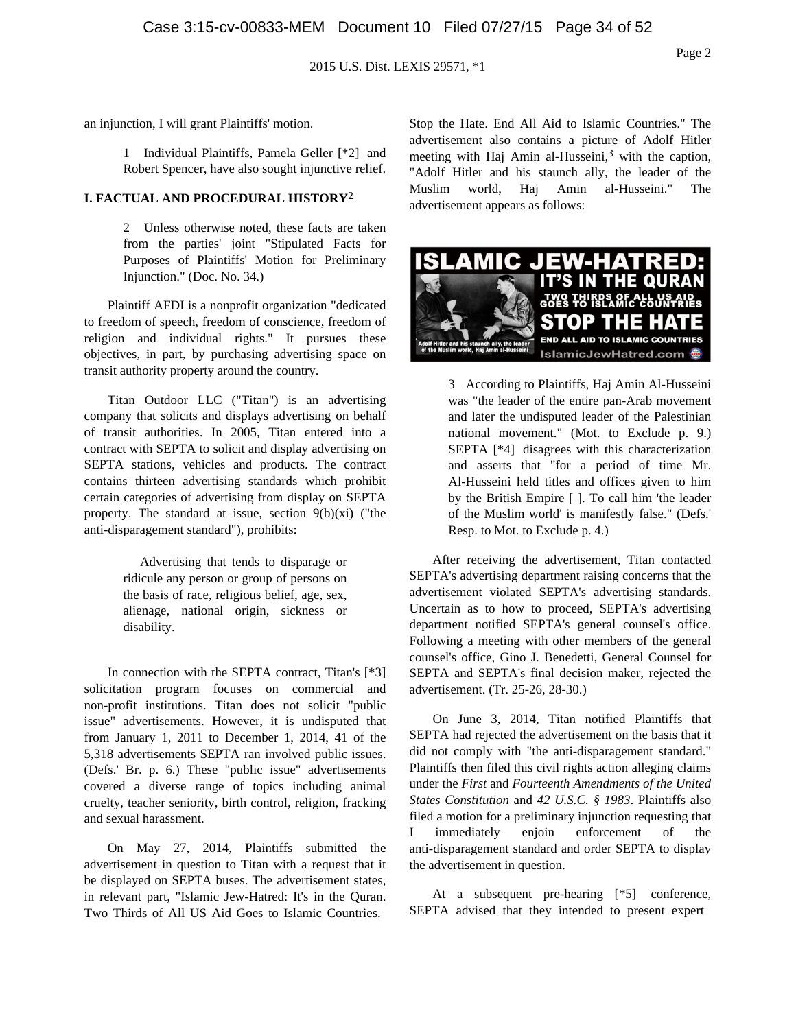an injunction, I will grant Plaintiffs' motion.

> 1 Individual Plaintiffs, Pamela Geller [*2] and Robert Spencer, have also sought injunctive relief.

## I. FACTUAL AND PROCEDURAL HISTORY[2]

> 2 Unless otherwise noted, these facts are taken from the parties' joint "Stipulated Facts for Purposes of Plaintiffs' Motion for Preliminary Injunction." (Doc. No. 34.)

Plaintiff AFDI is a nonprofit organization "dedicated to freedom of speech, freedom of conscience, freedom of religion and individual rights." It pursues these objectives, in part, by purchasing advertising space on transit authority property around the country.

Titan Outdoor LLC ("Titan") is an advertising company that solicits and displays advertising on behalf of transit authorities. In 2005, Titan entered into a contract with SEPTA to solicit and display advertising on SEPTA stations, vehicles and products. The contract contains thirteen advertising standards which prohibit certain categories of advertising from display on SEPTA property. The standard at issue, section 9(b)(xi) ("the anti-disparagement standard"), prohibits:

> Advertising that tends to disparage or ridicule any person or group of persons on the basis of race, religious belief, age, sex, alienage, national origin, sickness or disability.

In connection with the SEPTA contract, Titan's [*3] solicitation program focuses on commercial and non-profit institutions. Titan does not solicit "public issue" advertisements. However, it is undisputed that from January 1, 2011 to December 1, 2014, 41 of the 5,318 advertisements SEPTA ran involved public issues. (Defs.' Br. p. 6.) These "public issue" advertisements covered a diverse range of topics including animal cruelty, teacher seniority, birth control, religion, fracking and sexual harassment.

On May 27, 2014, Plaintiffs submitted the advertisement in question to Titan with a request that it be displayed on SEPTA buses. The advertisement states, in relevant part, "Islamic Jew-Hatred: It's in the Quran. Two Thirds of All US Aid Goes to Islamic Countries. Stop the Hate. End All Aid to Islamic Countries." The advertisement also contains a picture of Adolf Hitler meeting with Haj Amin al-Husseini,[3] with the caption, "Adolf Hitler and his staunch ally, the leader of the Muslim world, Haj Amin al-Husseini." The advertisement appears as follows:

ISLAMIC JEW-HATRED: IT'S IN THE QURAN
TWO THIRDS OF ALL US AID GOES TO ISLAMIC COUNTRIES
STOP THE HATE
END ALL AID TO ISLAMIC COUNTRIES
Adolf Hitler and his staunch ally, the leader of the Muslim world, Haj Amin al-Husseini
IslamicJewHatred.com

> 3 According to Plaintiffs, Haj Amin Al-Husseini was "the leader of the entire pan-Arab movement and later the undisputed leader of the Palestinian national movement." (Mot. to Exclude p. 9.) SEPTA [*4] disagrees with this characterization and asserts that "for a period of time Mr. Al-Husseini held titles and offices given to him by the British Empire [ ]. To call him 'the leader of the Muslim world' is manifestly false." (Defs.' Resp. to Mot. to Exclude p. 4.)

After receiving the advertisement, Titan contacted SEPTA's advertising department raising concerns that the advertisement violated SEPTA's advertising standards. Uncertain as to how to proceed, SEPTA's advertising department notified SEPTA's general counsel's office. Following a meeting with other members of the general counsel's office, Gino J. Benedetti, General Counsel for SEPTA and SEPTA's final decision maker, rejected the advertisement. (Tr. 25-26, 28-30.)

On June 3, 2014, Titan notified Plaintiffs that SEPTA had rejected the advertisement on the basis that it did not comply with "the anti-disparagement standard." Plaintiffs then filed this civil rights action alleging claims under the *First* and *Fourteenth Amendments of the United States Constitution* and *42 U.S.C. § 1983*. Plaintiffs also filed a motion for a preliminary injunction requesting that I immediately enjoin enforcement of the anti-disparagement standard and order SEPTA to display the advertisement in question.

At a subsequent pre-hearing [*5] conference, SEPTA advised that they intended to present expert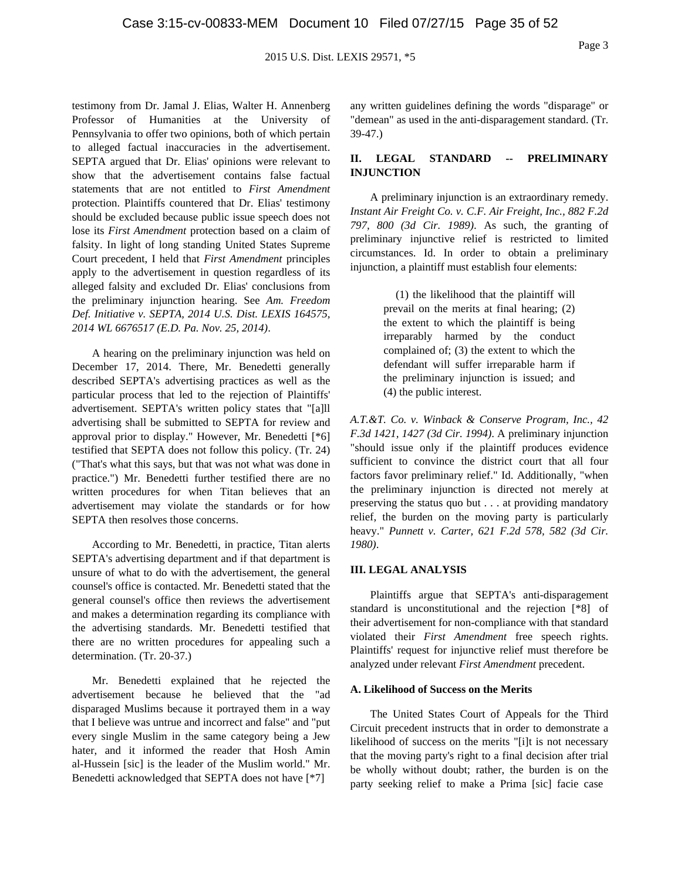testimony from Dr. Jamal J. Elias, Walter H. Annenberg Professor of Humanities at the University of Pennsylvania to offer two opinions, both of which pertain to alleged factual inaccuracies in the advertisement. SEPTA argued that Dr. Elias' opinions were relevant to show that the advertisement contains false factual statements that are not entitled to *First Amendment* protection. Plaintiffs countered that Dr. Elias' testimony should be excluded because public issue speech does not lose its *First Amendment* protection based on a claim of falsity. In light of long standing United States Supreme Court precedent, I held that *First Amendment* principles apply to the advertisement in question regardless of its alleged falsity and excluded Dr. Elias' conclusions from the preliminary injunction hearing. See *Am. Freedom Def. Initiative v. SEPTA, 2014 U.S. Dist. LEXIS 164575, 2014 WL 6676517 (E.D. Pa. Nov. 25, 2014)*.

A hearing on the preliminary injunction was held on December 17, 2014. There, Mr. Benedetti generally described SEPTA's advertising practices as well as the particular process that led to the rejection of Plaintiffs' advertisement. SEPTA's written policy states that "[a]ll advertising shall be submitted to SEPTA for review and approval prior to display." However, Mr. Benedetti [*6] testified that SEPTA does not follow this policy. (Tr. 24) ("That's what this says, but that was not what was done in practice.") Mr. Benedetti further testified there are no written procedures for when Titan believes that an advertisement may violate the standards or for how SEPTA then resolves those concerns.

According to Mr. Benedetti, in practice, Titan alerts SEPTA's advertising department and if that department is unsure of what to do with the advertisement, the general counsel's office is contacted. Mr. Benedetti stated that the general counsel's office then reviews the advertisement and makes a determination regarding its compliance with the advertising standards. Mr. Benedetti testified that there are no written procedures for appealing such a determination. (Tr. 20-37.)

Mr. Benedetti explained that he rejected the advertisement because he believed that the "ad disparaged Muslims because it portrayed them in a way that I believe was untrue and incorrect and false" and "put every single Muslim in the same category being a Jew hater, and it informed the reader that Hosh Amin al-Hussein [sic] is the leader of the Muslim world." Mr. Benedetti acknowledged that SEPTA does not have [*7] any written guidelines defining the words "disparage" or "demean" as used in the anti-disparagement standard. (Tr. 39-47.)

## II. LEGAL STANDARD -- PRELIMINARY INJUNCTION

A preliminary injunction is an extraordinary remedy. *Instant Air Freight Co. v. C.F. Air Freight, Inc., 882 F.2d 797, 800 (3d Cir. 1989)*. As such, the granting of preliminary injunctive relief is restricted to limited circumstances. Id. In order to obtain a preliminary injunction, a plaintiff must establish four elements:

> (1) the likelihood that the plaintiff will prevail on the merits at final hearing; (2) the extent to which the plaintiff is being irreparably harmed by the conduct complained of; (3) the extent to which the defendant will suffer irreparable harm if the preliminary injunction is issued; and (4) the public interest.

*A.T.&T. Co. v. Winback & Conserve Program, Inc., 42 F.3d 1421, 1427 (3d Cir. 1994)*. A preliminary injunction "should issue only if the plaintiff produces evidence sufficient to convince the district court that all four factors favor preliminary relief." Id. Additionally, "when the preliminary injunction is directed not merely at preserving the status quo but . . . at providing mandatory relief, the burden on the moving party is particularly heavy." *Punnett v. Carter, 621 F.2d 578, 582 (3d Cir. 1980)*.

## III. LEGAL ANALYSIS

Plaintiffs argue that SEPTA's anti-disparagement standard is unconstitutional and the rejection [*8] of their advertisement for non-compliance with that standard violated their *First Amendment* free speech rights. Plaintiffs' request for injunctive relief must therefore be analyzed under relevant *First Amendment* precedent.

### A. Likelihood of Success on the Merits

The United States Court of Appeals for the Third Circuit precedent instructs that in order to demonstrate a likelihood of success on the merits "[i]t is not necessary that the moving party's right to a final decision after trial be wholly without doubt; rather, the burden is on the party seeking relief to make a Prima [sic] facie case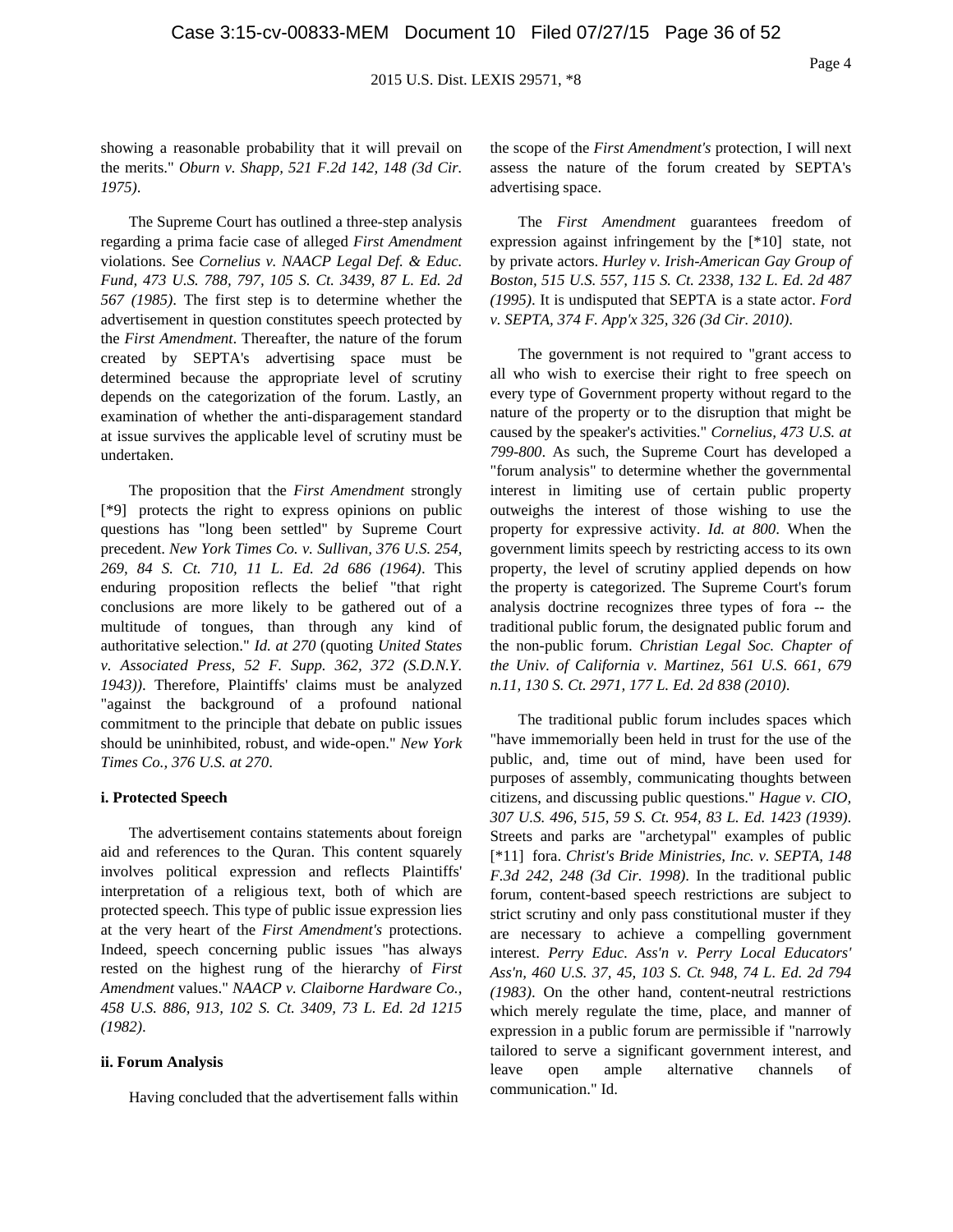showing a reasonable probability that it will prevail on the merits." *Oburn v. Shapp, 521 F.2d 142, 148 (3d Cir. 1975)*.

The Supreme Court has outlined a three-step analysis regarding a prima facie case of alleged *First Amendment* violations. See *Cornelius v. NAACP Legal Def. & Educ. Fund, 473 U.S. 788, 797, 105 S. Ct. 3439, 87 L. Ed. 2d 567 (1985)*. The first step is to determine whether the advertisement in question constitutes speech protected by the *First Amendment*. Thereafter, the nature of the forum created by SEPTA's advertising space must be determined because the appropriate level of scrutiny depends on the categorization of the forum. Lastly, an examination of whether the anti-disparagement standard at issue survives the applicable level of scrutiny must be undertaken.

The proposition that the *First Amendment* strongly [*9] protects the right to express opinions on public questions has "long been settled" by Supreme Court precedent. *New York Times Co. v. Sullivan, 376 U.S. 254, 269, 84 S. Ct. 710, 11 L. Ed. 2d 686 (1964)*. This enduring proposition reflects the belief "that right conclusions are more likely to be gathered out of a multitude of tongues, than through any kind of authoritative selection." *Id. at 270* (quoting *United States v. Associated Press, 52 F. Supp. 362, 372 (S.D.N.Y. 1943))*. Therefore, Plaintiffs' claims must be analyzed "against the background of a profound national commitment to the principle that debate on public issues should be uninhibited, robust, and wide-open." *New York Times Co., 376 U.S. at 270*.

**i. Protected Speech**

The advertisement contains statements about foreign aid and references to the Quran. This content squarely involves political expression and reflects Plaintiffs' interpretation of a religious text, both of which are protected speech. This type of public issue expression lies at the very heart of the *First Amendment's* protections. Indeed, speech concerning public issues "has always rested on the highest rung of the hierarchy of *First Amendment* values." *NAACP v. Claiborne Hardware Co., 458 U.S. 886, 913, 102 S. Ct. 3409, 73 L. Ed. 2d 1215 (1982)*.

**ii. Forum Analysis**

Having concluded that the advertisement falls within the scope of the *First Amendment's* protection, I will next assess the nature of the forum created by SEPTA's advertising space.

The *First Amendment* guarantees freedom of expression against infringement by the [*10] state, not by private actors. *Hurley v. Irish-American Gay Group of Boston, 515 U.S. 557, 115 S. Ct. 2338, 132 L. Ed. 2d 487 (1995)*. It is undisputed that SEPTA is a state actor. *Ford v. SEPTA, 374 F. App'x 325, 326 (3d Cir. 2010)*.

The government is not required to "grant access to all who wish to exercise their right to free speech on every type of Government property without regard to the nature of the property or to the disruption that might be caused by the speaker's activities." *Cornelius, 473 U.S. at 799-800*. As such, the Supreme Court has developed a "forum analysis" to determine whether the governmental interest in limiting use of certain public property outweighs the interest of those wishing to use the property for expressive activity. *Id. at 800*. When the government limits speech by restricting access to its own property, the level of scrutiny applied depends on how the property is categorized. The Supreme Court's forum analysis doctrine recognizes three types of fora -- the traditional public forum, the designated public forum and the non-public forum. *Christian Legal Soc. Chapter of the Univ. of California v. Martinez, 561 U.S. 661, 679 n.11, 130 S. Ct. 2971, 177 L. Ed. 2d 838 (2010)*.

The traditional public forum includes spaces which "have immemorially been held in trust for the use of the public, and, time out of mind, have been used for purposes of assembly, communicating thoughts between citizens, and discussing public questions." *Hague v. CIO, 307 U.S. 496, 515, 59 S. Ct. 954, 83 L. Ed. 1423 (1939)*. Streets and parks are "archetypal" examples of public [*11] fora. *Christ's Bride Ministries, Inc. v. SEPTA, 148 F.3d 242, 248 (3d Cir. 1998)*. In the traditional public forum, content-based speech restrictions are subject to strict scrutiny and only pass constitutional muster if they are necessary to achieve a compelling government interest. *Perry Educ. Ass'n v. Perry Local Educators' Ass'n, 460 U.S. 37, 45, 103 S. Ct. 948, 74 L. Ed. 2d 794 (1983)*. On the other hand, content-neutral restrictions which merely regulate the time, place, and manner of expression in a public forum are permissible if "narrowly tailored to serve a significant government interest, and leave open ample alternative channels of communication." Id.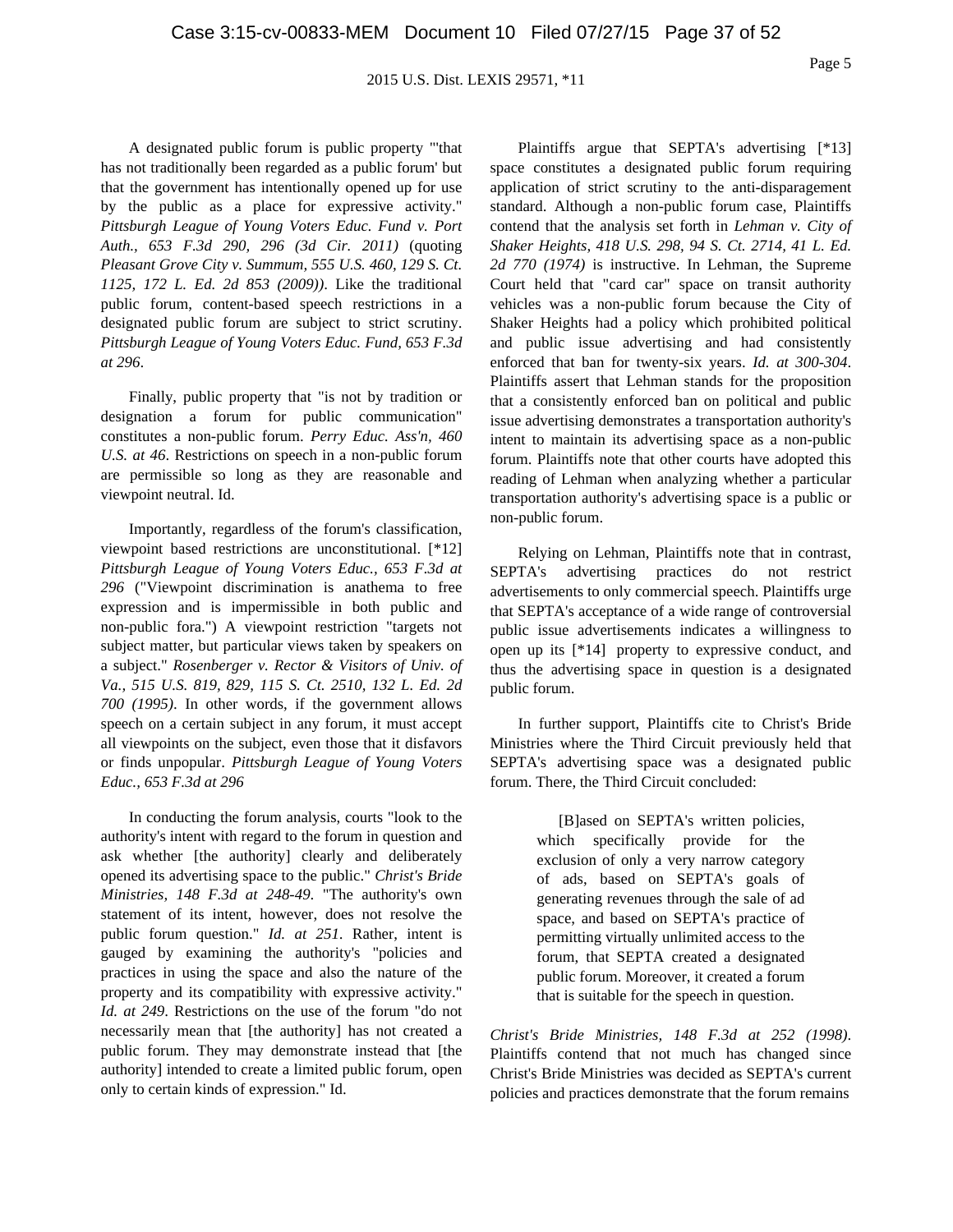A designated public forum is public property "'that has not traditionally been regarded as a public forum' but that the government has intentionally opened up for use by the public as a place for expressive activity." *Pittsburgh League of Young Voters Educ. Fund v. Port Auth., 653 F.3d 290, 296 (3d Cir. 2011)* (quoting *Pleasant Grove City v. Summum, 555 U.S. 460, 129 S. Ct. 1125, 172 L. Ed. 2d 853 (2009))*. Like the traditional public forum, content-based speech restrictions in a designated public forum are subject to strict scrutiny. *Pittsburgh League of Young Voters Educ. Fund, 653 F.3d at 296*.

Finally, public property that "is not by tradition or designation a forum for public communication" constitutes a non-public forum. *Perry Educ. Ass'n, 460 U.S. at 46*. Restrictions on speech in a non-public forum are permissible so long as they are reasonable and viewpoint neutral. Id.

Importantly, regardless of the forum's classification, viewpoint based restrictions are unconstitutional. [*12] *Pittsburgh League of Young Voters Educ., 653 F.3d at 296* ("Viewpoint discrimination is anathema to free expression and is impermissible in both public and non-public fora.") A viewpoint restriction "targets not subject matter, but particular views taken by speakers on a subject." *Rosenberger v. Rector & Visitors of Univ. of Va., 515 U.S. 819, 829, 115 S. Ct. 2510, 132 L. Ed. 2d 700 (1995)*. In other words, if the government allows speech on a certain subject in any forum, it must accept all viewpoints on the subject, even those that it disfavors or finds unpopular. *Pittsburgh League of Young Voters Educ., 653 F.3d at 296*

In conducting the forum analysis, courts "look to the authority's intent with regard to the forum in question and ask whether [the authority] clearly and deliberately opened its advertising space to the public." *Christ's Bride Ministries, 148 F.3d at 248-49*. "The authority's own statement of its intent, however, does not resolve the public forum question." *Id. at 251*. Rather, intent is gauged by examining the authority's "policies and practices in using the space and also the nature of the property and its compatibility with expressive activity." *Id. at 249*. Restrictions on the use of the forum "do not necessarily mean that [the authority] has not created a public forum. They may demonstrate instead that [the authority] intended to create a limited public forum, open only to certain kinds of expression." Id.

Plaintiffs argue that SEPTA's advertising [*13] space constitutes a designated public forum requiring application of strict scrutiny to the anti-disparagement standard. Although a non-public forum case, Plaintiffs contend that the analysis set forth in *Lehman v. City of Shaker Heights, 418 U.S. 298, 94 S. Ct. 2714, 41 L. Ed. 2d 770 (1974)* is instructive. In Lehman, the Supreme Court held that "card car" space on transit authority vehicles was a non-public forum because the City of Shaker Heights had a policy which prohibited political and public issue advertising and had consistently enforced that ban for twenty-six years. *Id. at 300-304*. Plaintiffs assert that Lehman stands for the proposition that a consistently enforced ban on political and public issue advertising demonstrates a transportation authority's intent to maintain its advertising space as a non-public forum. Plaintiffs note that other courts have adopted this reading of Lehman when analyzing whether a particular transportation authority's advertising space is a public or non-public forum.

Relying on Lehman, Plaintiffs note that in contrast, SEPTA's advertising practices do not restrict advertisements to only commercial speech. Plaintiffs urge that SEPTA's acceptance of a wide range of controversial public issue advertisements indicates a willingness to open up its [*14] property to expressive conduct, and thus the advertising space in question is a designated public forum.

In further support, Plaintiffs cite to Christ's Bride Ministries where the Third Circuit previously held that SEPTA's advertising space was a designated public forum. There, the Third Circuit concluded:

> [B]ased on SEPTA's written policies, which specifically provide for the exclusion of only a very narrow category of ads, based on SEPTA's goals of generating revenues through the sale of ad space, and based on SEPTA's practice of permitting virtually unlimited access to the forum, that SEPTA created a designated public forum. Moreover, it created a forum that is suitable for the speech in question.

*Christ's Bride Ministries, 148 F.3d at 252 (1998)*. Plaintiffs contend that not much has changed since Christ's Bride Ministries was decided as SEPTA's current policies and practices demonstrate that the forum remains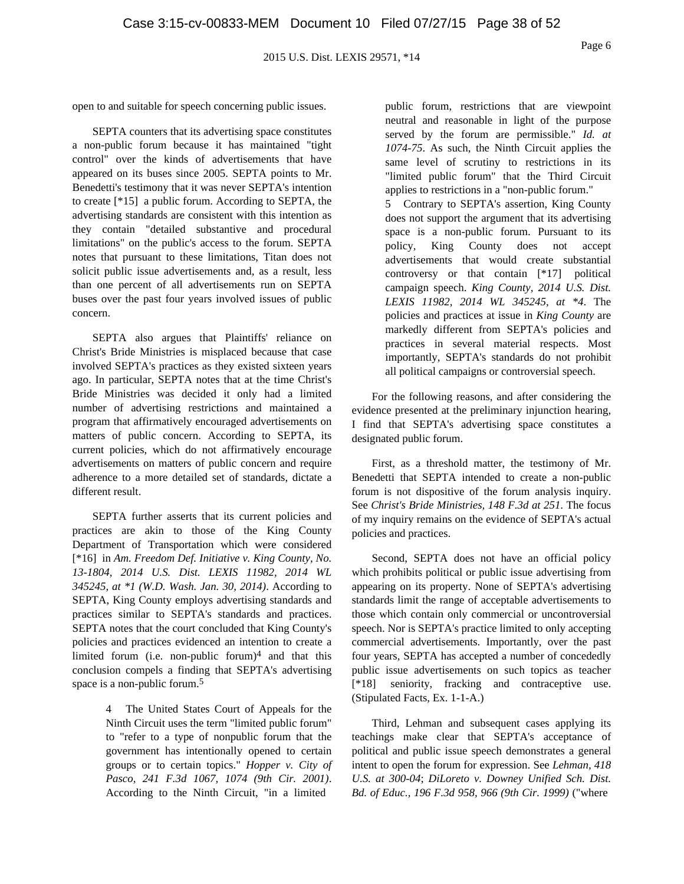open to and suitable for speech concerning public issues.

SEPTA counters that its advertising space constitutes a non-public forum because it has maintained "tight control" over the kinds of advertisements that have appeared on its buses since 2005. SEPTA points to Mr. Benedetti's testimony that it was never SEPTA's intention to create [*15] a public forum. According to SEPTA, the advertising standards are consistent with this intention as they contain "detailed substantive and procedural limitations" on the public's access to the forum. SEPTA notes that pursuant to these limitations, Titan does not solicit public issue advertisements and, as a result, less than one percent of all advertisements run on SEPTA buses over the past four years involved issues of public concern.

SEPTA also argues that Plaintiffs' reliance on Christ's Bride Ministries is misplaced because that case involved SEPTA's practices as they existed sixteen years ago. In particular, SEPTA notes that at the time Christ's Bride Ministries was decided it only had a limited number of advertising restrictions and maintained a program that affirmatively encouraged advertisements on matters of public concern. According to SEPTA, its current policies, which do not affirmatively encourage advertisements on matters of public concern and require adherence to a more detailed set of standards, dictate a different result.

SEPTA further asserts that its current policies and practices are akin to those of the King County Department of Transportation which were considered [*16] in *Am. Freedom Def. Initiative v. King County, No. 13-1804, 2014 U.S. Dist. LEXIS 11982, 2014 WL 345245, at *1 (W.D. Wash. Jan. 30, 2014)*. According to SEPTA, King County employs advertising standards and practices similar to SEPTA's standards and practices. SEPTA notes that the court concluded that King County's policies and practices evidenced an intention to create a limited forum (i.e. non-public forum)[4] and that this conclusion compels a finding that SEPTA's advertising space is a non-public forum.[5]

4 The United States Court of Appeals for the Ninth Circuit uses the term "limited public forum" to "refer to a type of nonpublic forum that the government has intentionally opened to certain groups or to certain topics." *Hopper v. City of Pasco, 241 F.3d 1067, 1074 (9th Cir. 2001)*. According to the Ninth Circuit, "in a limited public forum, restrictions that are viewpoint neutral and reasonable in light of the purpose served by the forum are permissible." *Id. at 1074-75*. As such, the Ninth Circuit applies the same level of scrutiny to restrictions in its "limited public forum" that the Third Circuit applies to restrictions in a "non-public forum."

5 Contrary to SEPTA's assertion, King County does not support the argument that its advertising space is a non-public forum. Pursuant to its policy, King County does not accept advertisements that would create substantial controversy or that contain [*17] political campaign speech. *King County, 2014 U.S. Dist. LEXIS 11982, 2014 WL 345245, at *4*. The policies and practices at issue in *King County* are markedly different from SEPTA's policies and practices in several material respects. Most importantly, SEPTA's standards do not prohibit all political campaigns or controversial speech.

For the following reasons, and after considering the evidence presented at the preliminary injunction hearing, I find that SEPTA's advertising space constitutes a designated public forum.

First, as a threshold matter, the testimony of Mr. Benedetti that SEPTA intended to create a non-public forum is not dispositive of the forum analysis inquiry. See *Christ's Bride Ministries, 148 F.3d at 251*. The focus of my inquiry remains on the evidence of SEPTA's actual policies and practices.

Second, SEPTA does not have an official policy which prohibits political or public issue advertising from appearing on its property. None of SEPTA's advertising standards limit the range of acceptable advertisements to those which contain only commercial or uncontroversial speech. Nor is SEPTA's practice limited to only accepting commercial advertisements. Importantly, over the past four years, SEPTA has accepted a number of concededly public issue advertisements on such topics as teacher [*18] seniority, fracking and contraceptive use. (Stipulated Facts, Ex. 1-1-A.)

Third, Lehman and subsequent cases applying its teachings make clear that SEPTA's acceptance of political and public issue speech demonstrates a general intent to open the forum for expression. See *Lehman, 418 U.S. at 300-04*; *DiLoreto v. Downey Unified Sch. Dist. Bd. of Educ., 196 F.3d 958, 966 (9th Cir. 1999)* ("where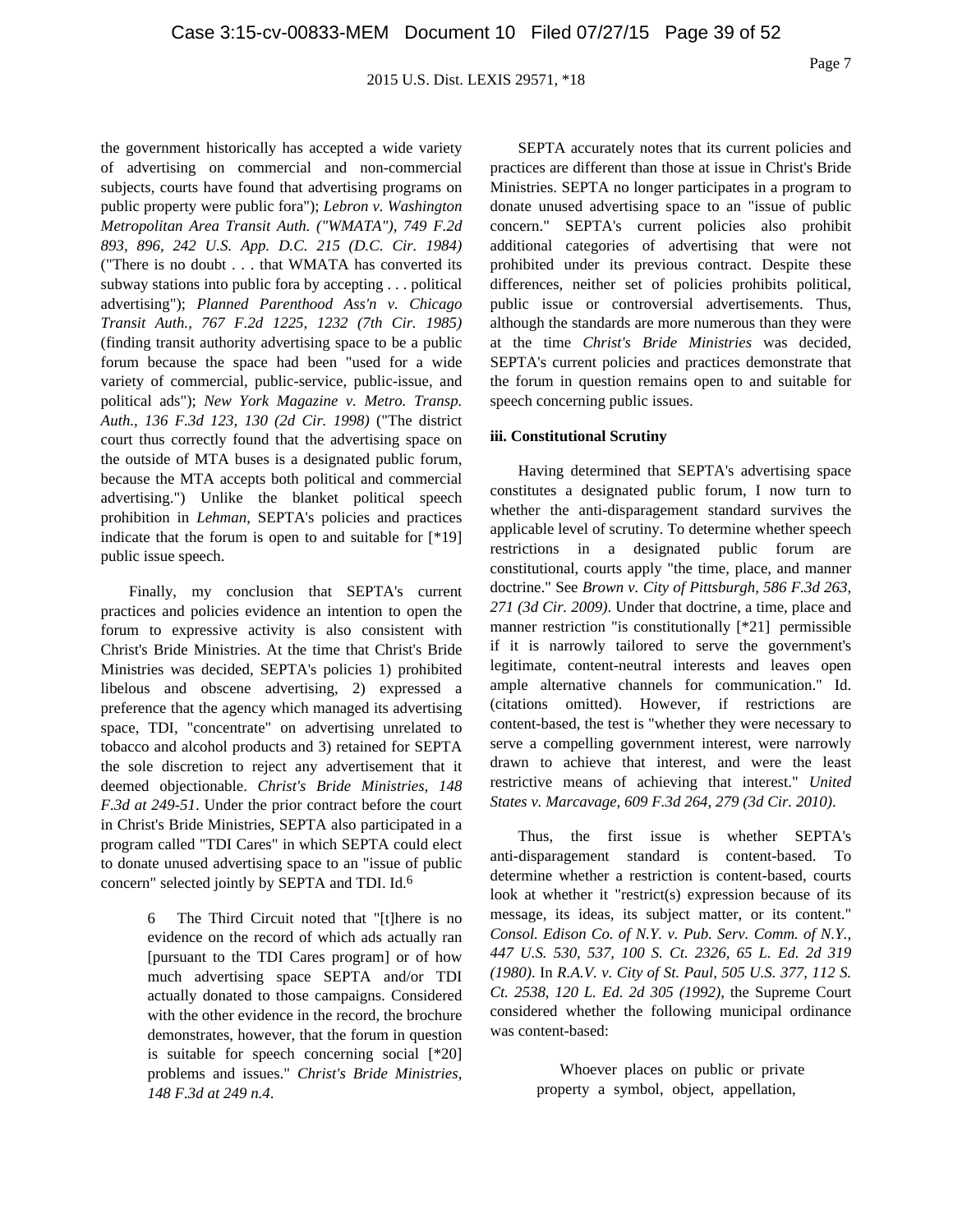the government historically has accepted a wide variety of advertising on commercial and non-commercial subjects, courts have found that advertising programs on public property were public fora"); *Lebron v. Washington Metropolitan Area Transit Auth. ("WMATA"), 749 F.2d 893, 896, 242 U.S. App. D.C. 215 (D.C. Cir. 1984)* ("There is no doubt . . . that WMATA has converted its subway stations into public fora by accepting . . . political advertising"); *Planned Parenthood Ass'n v. Chicago Transit Auth., 767 F.2d 1225, 1232 (7th Cir. 1985)* (finding transit authority advertising space to be a public forum because the space had been "used for a wide variety of commercial, public-service, public-issue, and political ads"); *New York Magazine v. Metro. Transp. Auth., 136 F.3d 123, 130 (2d Cir. 1998)* ("The district court thus correctly found that the advertising space on the outside of MTA buses is a designated public forum, because the MTA accepts both political and commercial advertising.") Unlike the blanket political speech prohibition in *Lehman*, SEPTA's policies and practices indicate that the forum is open to and suitable for [*19] public issue speech.

Finally, my conclusion that SEPTA's current practices and policies evidence an intention to open the forum to expressive activity is also consistent with Christ's Bride Ministries. At the time that Christ's Bride Ministries was decided, SEPTA's policies 1) prohibited libelous and obscene advertising, 2) expressed a preference that the agency which managed its advertising space, TDI, "concentrate" on advertising unrelated to tobacco and alcohol products and 3) retained for SEPTA the sole discretion to reject any advertisement that it deemed objectionable. *Christ's Bride Ministries, 148 F.3d at 249-51*. Under the prior contract before the court in Christ's Bride Ministries, SEPTA also participated in a program called "TDI Cares" in which SEPTA could elect to donate unused advertising space to an "issue of public concern" selected jointly by SEPTA and TDI. Id.[6]

> 6 The Third Circuit noted that "[t]here is no evidence on the record of which ads actually ran [pursuant to the TDI Cares program] or of how much advertising space SEPTA and/or TDI actually donated to those campaigns. Considered with the other evidence in the record, the brochure demonstrates, however, that the forum in question is suitable for speech concerning social [*20] problems and issues." *Christ's Bride Ministries, 148 F.3d at 249 n.4*.

SEPTA accurately notes that its current policies and practices are different than those at issue in Christ's Bride Ministries. SEPTA no longer participates in a program to donate unused advertising space to an "issue of public concern." SEPTA's current policies also prohibit additional categories of advertising that were not prohibited under its previous contract. Despite these differences, neither set of policies prohibits political, public issue or controversial advertisements. Thus, although the standards are more numerous than they were at the time *Christ's Bride Ministries* was decided, SEPTA's current policies and practices demonstrate that the forum in question remains open to and suitable for speech concerning public issues.

**iii. Constitutional Scrutiny**

Having determined that SEPTA's advertising space constitutes a designated public forum, I now turn to whether the anti-disparagement standard survives the applicable level of scrutiny. To determine whether speech restrictions in a designated public forum are constitutional, courts apply "the time, place, and manner doctrine." See *Brown v. City of Pittsburgh, 586 F.3d 263, 271 (3d Cir. 2009)*. Under that doctrine, a time, place and manner restriction "is constitutionally [*21] permissible if it is narrowly tailored to serve the government's legitimate, content-neutral interests and leaves open ample alternative channels for communication." Id. (citations omitted). However, if restrictions are content-based, the test is "whether they were necessary to serve a compelling government interest, were narrowly drawn to achieve that interest, and were the least restrictive means of achieving that interest." *United States v. Marcavage, 609 F.3d 264, 279 (3d Cir. 2010)*.

Thus, the first issue is whether SEPTA's anti-disparagement standard is content-based. To determine whether a restriction is content-based, courts look at whether it "restrict(s) expression because of its message, its ideas, its subject matter, or its content." *Consol. Edison Co. of N.Y. v. Pub. Serv. Comm. of N.Y., 447 U.S. 530, 537, 100 S. Ct. 2326, 65 L. Ed. 2d 319 (1980)*. In *R.A.V. v. City of St. Paul, 505 U.S. 377, 112 S. Ct. 2538, 120 L. Ed. 2d 305 (1992)*, the Supreme Court considered whether the following municipal ordinance was content-based:

> Whoever places on public or private property a symbol, object, appellation,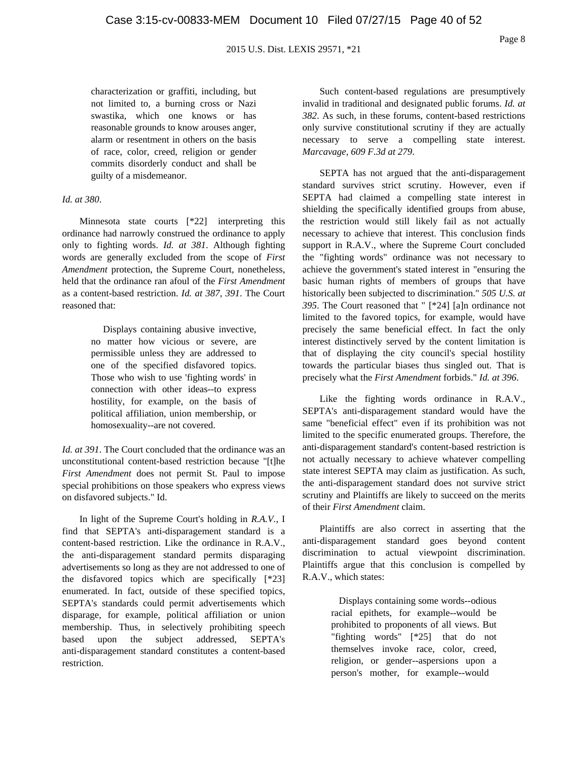> characterization or graffiti, including, but not limited to, a burning cross or Nazi swastika, which one knows or has reasonable grounds to know arouses anger, alarm or resentment in others on the basis of race, color, creed, religion or gender commits disorderly conduct and shall be guilty of a misdemeanor.

*Id. at 380*.

Minnesota state courts [*22] interpreting this ordinance had narrowly construed the ordinance to apply only to fighting words. *Id. at 381*. Although fighting words are generally excluded from the scope of *First Amendment* protection, the Supreme Court, nonetheless, held that the ordinance ran afoul of the *First Amendment* as a content-based restriction. *Id. at 387*, *391*. The Court reasoned that:

> Displays containing abusive invective, no matter how vicious or severe, are permissible unless they are addressed to one of the specified disfavored topics. Those who wish to use 'fighting words' in connection with other ideas--to express hostility, for example, on the basis of political affiliation, union membership, or homosexuality--are not covered.

*Id. at 391*. The Court concluded that the ordinance was an unconstitutional content-based restriction because "[t]he *First Amendment* does not permit St. Paul to impose special prohibitions on those speakers who express views on disfavored subjects." Id.

In light of the Supreme Court's holding in *R.A.V.*, I find that SEPTA's anti-disparagement standard is a content-based restriction. Like the ordinance in R.A.V., the anti-disparagement standard permits disparaging advertisements so long as they are not addressed to one of the disfavored topics which are specifically [*23] enumerated. In fact, outside of these specified topics, SEPTA's standards could permit advertisements which disparage, for example, political affiliation or union membership. Thus, in selectively prohibiting speech based upon the subject addressed, SEPTA's anti-disparagement standard constitutes a content-based restriction.

Such content-based regulations are presumptively invalid in traditional and designated public forums. *Id. at 382*. As such, in these forums, content-based restrictions only survive constitutional scrutiny if they are actually necessary to serve a compelling state interest. *Marcavage, 609 F.3d at 279*.

SEPTA has not argued that the anti-disparagement standard survives strict scrutiny. However, even if SEPTA had claimed a compelling state interest in shielding the specifically identified groups from abuse, the restriction would still likely fail as not actually necessary to achieve that interest. This conclusion finds support in R.A.V., where the Supreme Court concluded the "fighting words" ordinance was not necessary to achieve the government's stated interest in "ensuring the basic human rights of members of groups that have historically been subjected to discrimination." *505 U.S. at 395*. The Court reasoned that " [*24] [a]n ordinance not limited to the favored topics, for example, would have precisely the same beneficial effect. In fact the only interest distinctively served by the content limitation is that of displaying the city council's special hostility towards the particular biases thus singled out. That is precisely what the *First Amendment* forbids." *Id. at 396*.

Like the fighting words ordinance in R.A.V., SEPTA's anti-disparagement standard would have the same "beneficial effect" even if its prohibition was not limited to the specific enumerated groups. Therefore, the anti-disparagement standard's content-based restriction is not actually necessary to achieve whatever compelling state interest SEPTA may claim as justification. As such, the anti-disparagement standard does not survive strict scrutiny and Plaintiffs are likely to succeed on the merits of their *First Amendment* claim.

Plaintiffs are also correct in asserting that the anti-disparagement standard goes beyond content discrimination to actual viewpoint discrimination. Plaintiffs argue that this conclusion is compelled by R.A.V., which states:

> Displays containing some words--odious racial epithets, for example--would be prohibited to proponents of all views. But "fighting words" [*25] that do not themselves invoke race, color, creed, religion, or gender--aspersions upon a person's mother, for example--would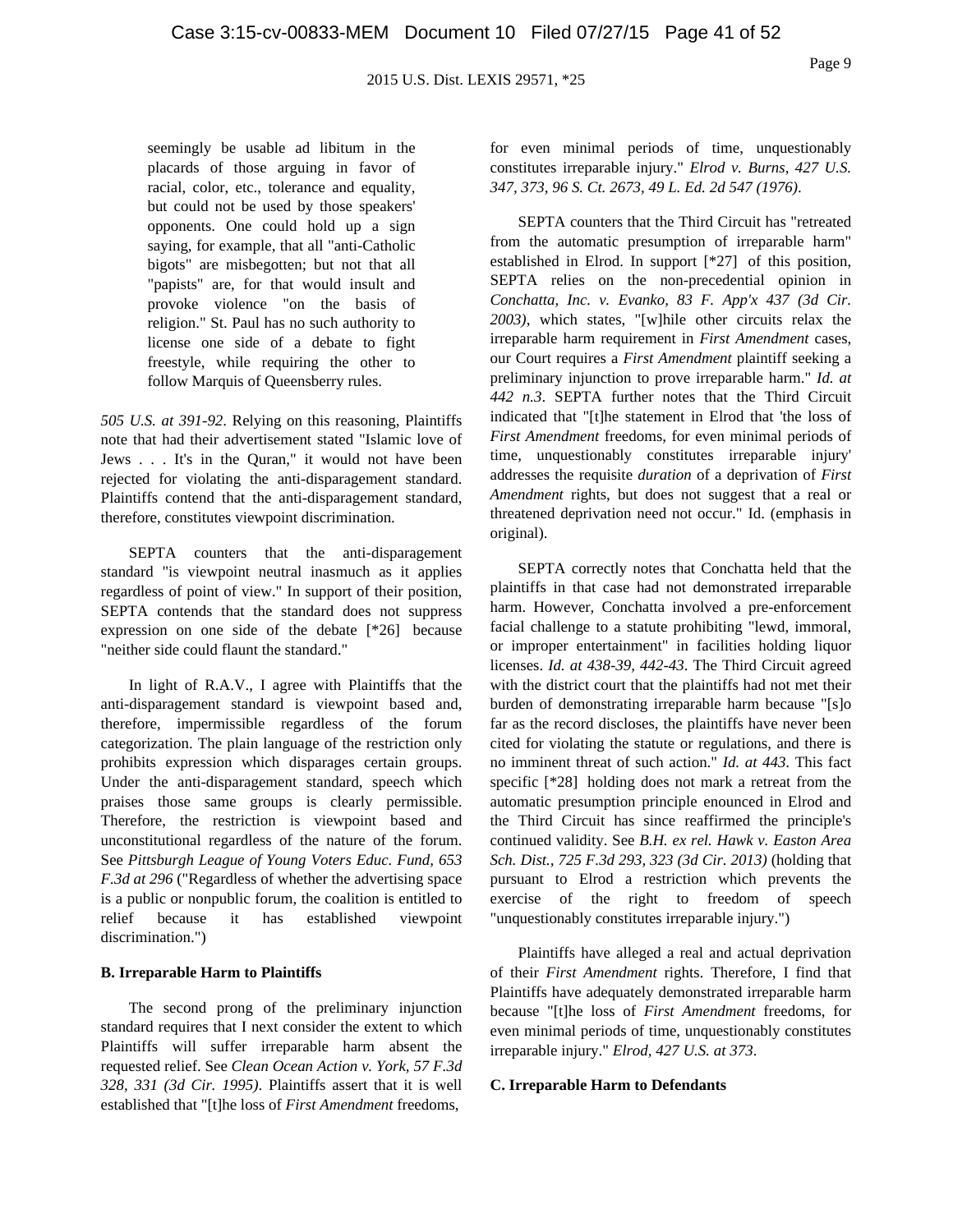> seemingly be usable ad libitum in the placards of those arguing in favor of racial, color, etc., tolerance and equality, but could not be used by those speakers' opponents. One could hold up a sign saying, for example, that all "anti-Catholic bigots" are misbegotten; but not that all "papists" are, for that would insult and provoke violence "on the basis of religion." St. Paul has no such authority to license one side of a debate to fight freestyle, while requiring the other to follow Marquis of Queensberry rules.

*505 U.S. at 391-92*. Relying on this reasoning, Plaintiffs note that had their advertisement stated "Islamic love of Jews . . . It's in the Quran," it would not have been rejected for violating the anti-disparagement standard. Plaintiffs contend that the anti-disparagement standard, therefore, constitutes viewpoint discrimination.

SEPTA counters that the anti-disparagement standard "is viewpoint neutral inasmuch as it applies regardless of point of view." In support of their position, SEPTA contends that the standard does not suppress expression on one side of the debate [*26] because "neither side could flaunt the standard."

In light of R.A.V., I agree with Plaintiffs that the anti-disparagement standard is viewpoint based and, therefore, impermissible regardless of the forum categorization. The plain language of the restriction only prohibits expression which disparages certain groups. Under the anti-disparagement standard, speech which praises those same groups is clearly permissible. Therefore, the restriction is viewpoint based and unconstitutional regardless of the nature of the forum. See *Pittsburgh League of Young Voters Educ. Fund, 653 F.3d at 296* ("Regardless of whether the advertising space is a public or nonpublic forum, the coalition is entitled to relief because it has established viewpoint discrimination.")

**B. Irreparable Harm to Plaintiffs**

The second prong of the preliminary injunction standard requires that I next consider the extent to which Plaintiffs will suffer irreparable harm absent the requested relief. See *Clean Ocean Action v. York, 57 F.3d 328, 331 (3d Cir. 1995)*. Plaintiffs assert that it is well established that "[t]he loss of *First Amendment* freedoms, for even minimal periods of time, unquestionably constitutes irreparable injury." *Elrod v. Burns, 427 U.S. 347, 373, 96 S. Ct. 2673, 49 L. Ed. 2d 547 (1976)*.

SEPTA counters that the Third Circuit has "retreated from the automatic presumption of irreparable harm" established in Elrod. In support [*27] of this position, SEPTA relies on the non-precedential opinion in *Conchatta, Inc. v. Evanko, 83 F. App'x 437 (3d Cir. 2003)*, which states, "[w]hile other circuits relax the irreparable harm requirement in *First Amendment* cases, our Court requires a *First Amendment* plaintiff seeking a preliminary injunction to prove irreparable harm." *Id. at 442 n.3*. SEPTA further notes that the Third Circuit indicated that "[t]he statement in Elrod that 'the loss of *First Amendment* freedoms, for even minimal periods of time, unquestionably constitutes irreparable injury' addresses the requisite *duration* of a deprivation of *First Amendment* rights, but does not suggest that a real or threatened deprivation need not occur." Id. (emphasis in original).

SEPTA correctly notes that Conchatta held that the plaintiffs in that case had not demonstrated irreparable harm. However, Conchatta involved a pre-enforcement facial challenge to a statute prohibiting "lewd, immoral, or improper entertainment" in facilities holding liquor licenses. *Id. at 438-39, 442-43*. The Third Circuit agreed with the district court that the plaintiffs had not met their burden of demonstrating irreparable harm because "[s]o far as the record discloses, the plaintiffs have never been cited for violating the statute or regulations, and there is no imminent threat of such action." *Id. at 443*. This fact specific [*28] holding does not mark a retreat from the automatic presumption principle enounced in Elrod and the Third Circuit has since reaffirmed the principle's continued validity. See *B.H. ex rel. Hawk v. Easton Area Sch. Dist., 725 F.3d 293, 323 (3d Cir. 2013)* (holding that pursuant to Elrod a restriction which prevents the exercise of the right to freedom of speech "unquestionably constitutes irreparable injury.")

Plaintiffs have alleged a real and actual deprivation of their *First Amendment* rights. Therefore, I find that Plaintiffs have adequately demonstrated irreparable harm because "[t]he loss of *First Amendment* freedoms, for even minimal periods of time, unquestionably constitutes irreparable injury." *Elrod, 427 U.S. at 373*.

**C. Irreparable Harm to Defendants**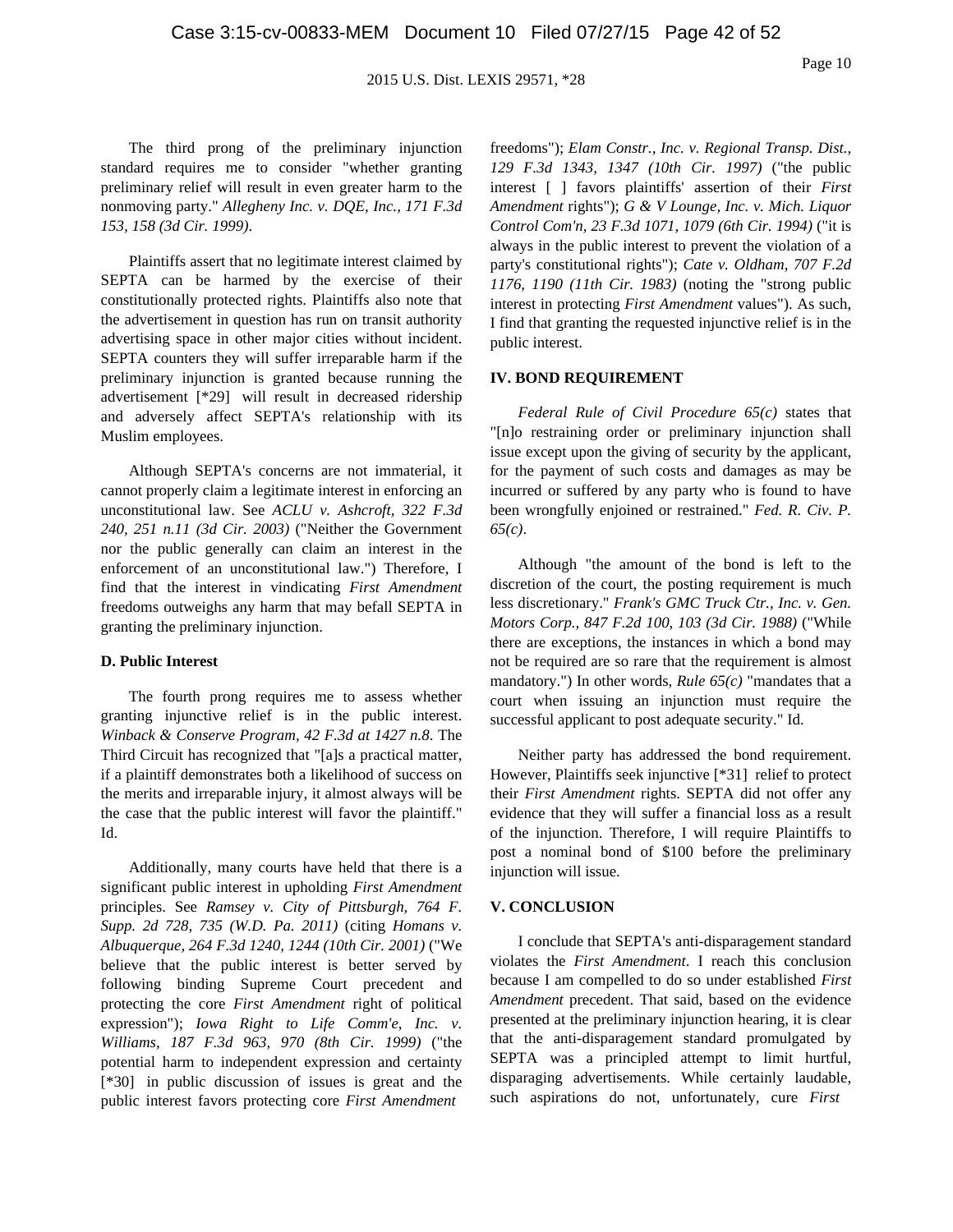The third prong of the preliminary injunction standard requires me to consider "whether granting preliminary relief will result in even greater harm to the nonmoving party." *Allegheny Inc. v. DQE, Inc., 171 F.3d 153, 158 (3d Cir. 1999)*.

Plaintiffs assert that no legitimate interest claimed by SEPTA can be harmed by the exercise of their constitutionally protected rights. Plaintiffs also note that the advertisement in question has run on transit authority advertising space in other major cities without incident. SEPTA counters they will suffer irreparable harm if the preliminary injunction is granted because running the advertisement [*29] will result in decreased ridership and adversely affect SEPTA's relationship with its Muslim employees.

Although SEPTA's concerns are not immaterial, it cannot properly claim a legitimate interest in enforcing an unconstitutional law. See *ACLU v. Ashcroft, 322 F.3d 240, 251 n.11 (3d Cir. 2003)* ("Neither the Government nor the public generally can claim an interest in the enforcement of an unconstitutional law.") Therefore, I find that the interest in vindicating *First Amendment* freedoms outweighs any harm that may befall SEPTA in granting the preliminary injunction.

**D. Public Interest**

The fourth prong requires me to assess whether granting injunctive relief is in the public interest. *Winback & Conserve Program, 42 F.3d at 1427 n.8*. The Third Circuit has recognized that "[a]s a practical matter, if a plaintiff demonstrates both a likelihood of success on the merits and irreparable injury, it almost always will be the case that the public interest will favor the plaintiff." Id.

Additionally, many courts have held that there is a significant public interest in upholding *First Amendment* principles. See *Ramsey v. City of Pittsburgh, 764 F. Supp. 2d 728, 735 (W.D. Pa. 2011)* (citing *Homans v. Albuquerque, 264 F.3d 1240, 1244 (10th Cir. 2001)* ("We believe that the public interest is better served by following binding Supreme Court precedent and protecting the core *First Amendment* right of political expression"); *Iowa Right to Life Comm'e, Inc. v. Williams, 187 F.3d 963, 970 (8th Cir. 1999)* ("the potential harm to independent expression and certainty [*30] in public discussion of issues is great and the public interest favors protecting core *First Amendment* freedoms"); *Elam Constr., Inc. v. Regional Transp. Dist., 129 F.3d 1343, 1347 (10th Cir. 1997)* ("the public interest [ ] favors plaintiffs' assertion of their *First Amendment* rights"); *G & V Lounge, Inc. v. Mich. Liquor Control Com'n, 23 F.3d 1071, 1079 (6th Cir. 1994)* ("it is always in the public interest to prevent the violation of a party's constitutional rights"); *Cate v. Oldham, 707 F.2d 1176, 1190 (11th Cir. 1983)* (noting the "strong public interest in protecting *First Amendment* values"). As such, I find that granting the requested injunctive relief is in the public interest.

**IV. BOND REQUIREMENT**

*Federal Rule of Civil Procedure 65(c)* states that "[n]o restraining order or preliminary injunction shall issue except upon the giving of security by the applicant, for the payment of such costs and damages as may be incurred or suffered by any party who is found to have been wrongfully enjoined or restrained." *Fed. R. Civ. P. 65(c)*.

Although "the amount of the bond is left to the discretion of the court, the posting requirement is much less discretionary." *Frank's GMC Truck Ctr., Inc. v. Gen. Motors Corp., 847 F.2d 100, 103 (3d Cir. 1988)* ("While there are exceptions, the instances in which a bond may not be required are so rare that the requirement is almost mandatory.") In other words, *Rule 65(c)* "mandates that a court when issuing an injunction must require the successful applicant to post adequate security." Id.

Neither party has addressed the bond requirement. However, Plaintiffs seek injunctive [*31] relief to protect their *First Amendment* rights. SEPTA did not offer any evidence that they will suffer a financial loss as a result of the injunction. Therefore, I will require Plaintiffs to post a nominal bond of $100 before the preliminary injunction will issue.

**V. CONCLUSION**

I conclude that SEPTA's anti-disparagement standard violates the *First Amendment*. I reach this conclusion because I am compelled to do so under established *First Amendment* precedent. That said, based on the evidence presented at the preliminary injunction hearing, it is clear that the anti-disparagement standard promulgated by SEPTA was a principled attempt to limit hurtful, disparaging advertisements. While certainly laudable, such aspirations do not, unfortunately, cure *First*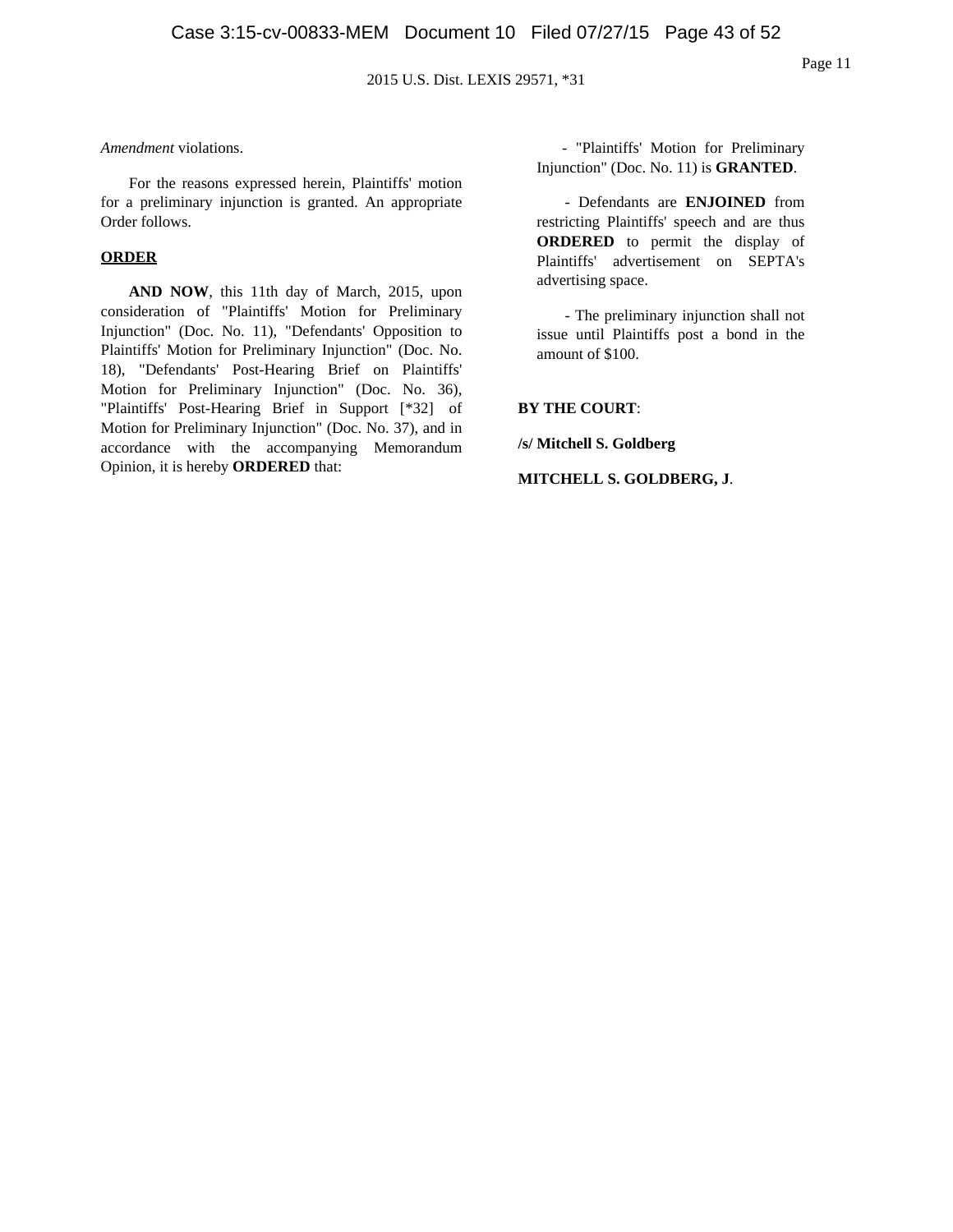*Amendment* violations.

For the reasons expressed herein, Plaintiffs' motion for a preliminary injunction is granted. An appropriate Order follows.

**ORDER**

**AND NOW**, this 11th day of March, 2015, upon consideration of "Plaintiffs' Motion for Preliminary Injunction" (Doc. No. 11), "Defendants' Opposition to Plaintiffs' Motion for Preliminary Injunction" (Doc. No. 18), "Defendants' Post-Hearing Brief on Plaintiffs' Motion for Preliminary Injunction" (Doc. No. 36), "Plaintiffs' Post-Hearing Brief in Support [*32] of Motion for Preliminary Injunction" (Doc. No. 37), and in accordance with the accompanying Memorandum Opinion, it is hereby **ORDERED** that:

- "Plaintiffs' Motion for Preliminary Injunction" (Doc. No. 11) is **GRANTED**.

- Defendants are **ENJOINED** from restricting Plaintiffs' speech and are thus **ORDERED** to permit the display of Plaintiffs' advertisement on SEPTA's advertising space.

- The preliminary injunction shall not issue until Plaintiffs post a bond in the amount of $100.

**BY THE COURT**:

**/s/ Mitchell S. Goldberg**

**MITCHELL S. GOLDBERG, J**.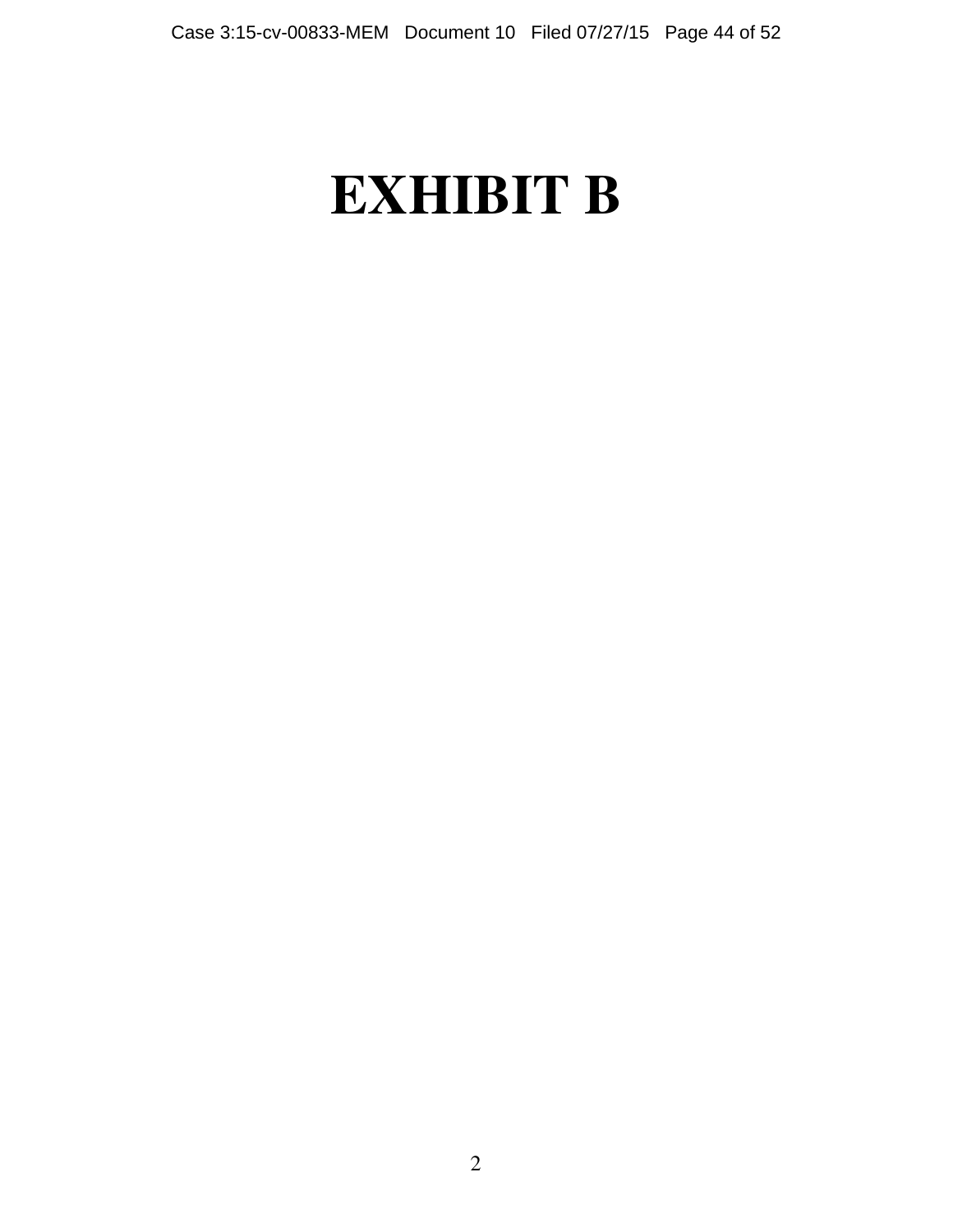# EXHIBIT B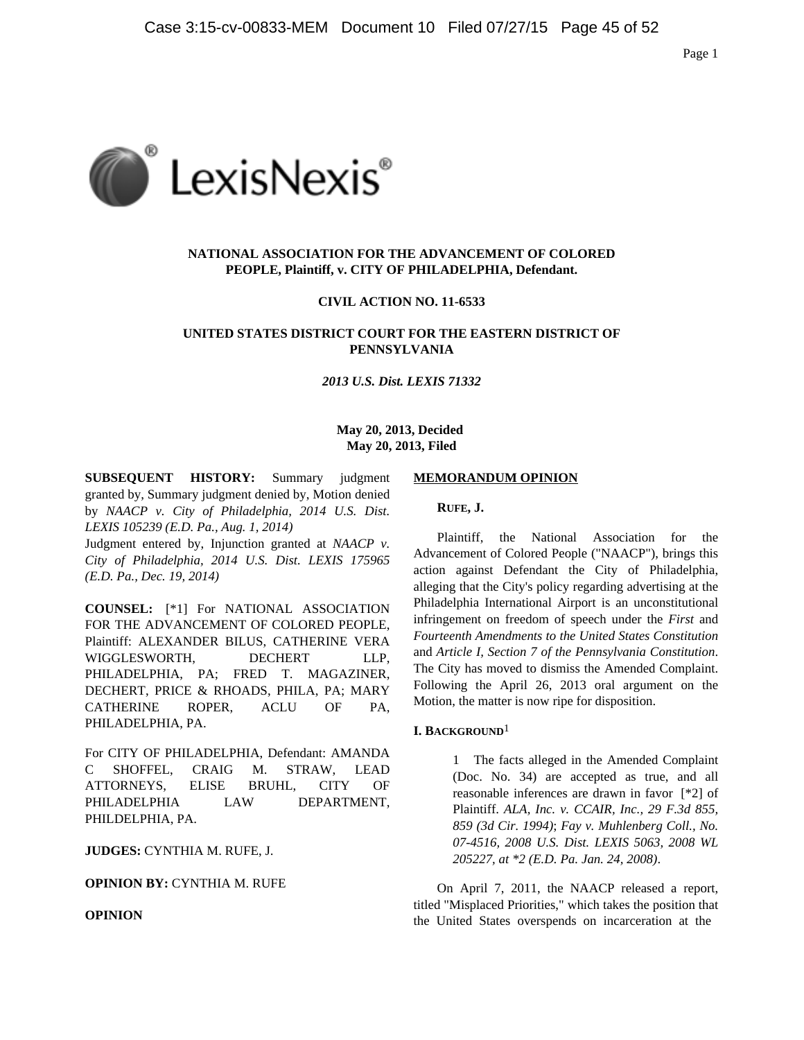**NATIONAL ASSOCIATION FOR THE ADVANCEMENT OF COLORED PEOPLE, Plaintiff, v. CITY OF PHILADELPHIA, Defendant.**

**CIVIL ACTION NO. 11-6533**

**UNITED STATES DISTRICT COURT FOR THE EASTERN DISTRICT OF PENNSYLVANIA**

*2013 U.S. Dist. LEXIS 71332*

**May 20, 2013, Decided**
**May 20, 2013, Filed**

**SUBSEQUENT HISTORY:** Summary judgment granted by, Summary judgment denied by, Motion denied by *NAACP v. City of Philadelphia, 2014 U.S. Dist. LEXIS 105239 (E.D. Pa., Aug. 1, 2014)*
Judgment entered by, Injunction granted at *NAACP v. City of Philadelphia, 2014 U.S. Dist. LEXIS 175965 (E.D. Pa., Dec. 19, 2014)*

**COUNSEL:** [*1] For NATIONAL ASSOCIATION FOR THE ADVANCEMENT OF COLORED PEOPLE, Plaintiff: ALEXANDER BILUS, CATHERINE VERA WIGGLESWORTH, DECHERT LLP, PHILADELPHIA, PA; FRED T. MAGAZINER, DECHERT, PRICE & RHOADS, PHILA, PA; MARY CATHERINE ROPER, ACLU OF PA, PHILADELPHIA, PA.

For CITY OF PHILADELPHIA, Defendant: AMANDA C SHOFFEL, CRAIG M. STRAW, LEAD ATTORNEYS, ELISE BRUHL, CITY OF PHILADELPHIA LAW DEPARTMENT, PHILDELPHIA, PA.

**JUDGES:** CYNTHIA M. RUFE, J.

**OPINION BY:** CYNTHIA M. RUFE

**OPINION**

**MEMORANDUM OPINION**

**RUFE, J.**

Plaintiff, the National Association for the Advancement of Colored People ("NAACP"), brings this action against Defendant the City of Philadelphia, alleging that the City's policy regarding advertising at the Philadelphia International Airport is an unconstitutional infringement on freedom of speech under the *First* and *Fourteenth Amendments to the United States Constitution* and *Article I, Section 7 of the Pennsylvania Constitution*. The City has moved to dismiss the Amended Complaint. Following the April 26, 2013 oral argument on the Motion, the matter is now ripe for disposition.

**I. BACKGROUND**[1]

1 The facts alleged in the Amended Complaint (Doc. No. 34) are accepted as true, and all reasonable inferences are drawn in favor [*2] of Plaintiff. *ALA, Inc. v. CCAIR, Inc., 29 F.3d 855, 859 (3d Cir. 1994)*; *Fay v. Muhlenberg Coll., No. 07-4516, 2008 U.S. Dist. LEXIS 5063, 2008 WL 205227, at *2 (E.D. Pa. Jan. 24, 2008)*.

On April 7, 2011, the NAACP released a report, titled "Misplaced Priorities," which takes the position that the United States overspends on incarceration at the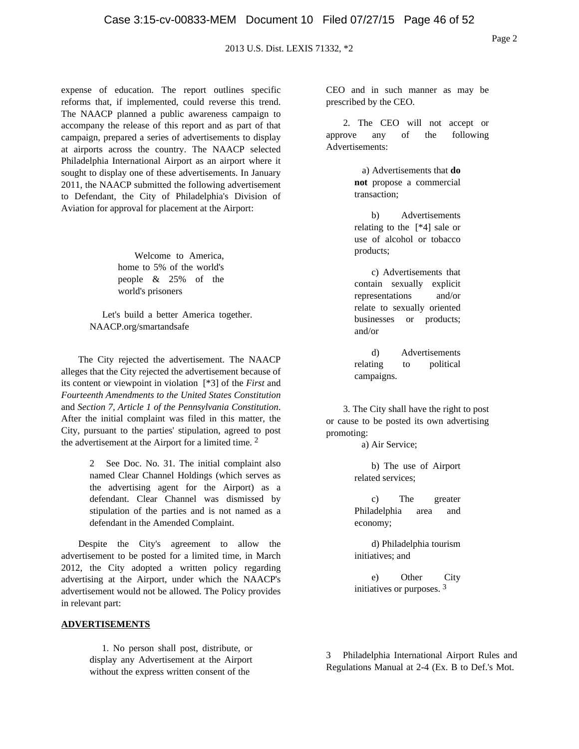expense of education. The report outlines specific reforms that, if implemented, could reverse this trend. The NAACP planned a public awareness campaign to accompany the release of this report and as part of that campaign, prepared a series of advertisements to display at airports across the country. The NAACP selected Philadelphia International Airport as an airport where it sought to display one of these advertisements. In January 2011, the NAACP submitted the following advertisement to Defendant, the City of Philadelphia's Division of Aviation for approval for placement at the Airport:

> Welcome to America, home to 5% of the world's people & 25% of the world's prisoners
>
> Let's build a better America together. NAACP.org/smartandsafe

The City rejected the advertisement. The NAACP alleges that the City rejected the advertisement because of its content or viewpoint in violation [*3] of the *First* and *Fourteenth Amendments to the United States Constitution* and *Section 7, Article 1 of the Pennsylvania Constitution*. After the initial complaint was filed in this matter, the City, pursuant to the parties' stipulation, agreed to post the advertisement at the Airport for a limited time. [2]

> 2 See Doc. No. 31. The initial complaint also named Clear Channel Holdings (which serves as the advertising agent for the Airport) as a defendant. Clear Channel was dismissed by stipulation of the parties and is not named as a defendant in the Amended Complaint.

Despite the City's agreement to allow the advertisement to be posted for a limited time, in March 2012, the City adopted a written policy regarding advertising at the Airport, under which the NAACP's advertisement would not be allowed. The Policy provides in relevant part:

**ADVERTISEMENTS**

> 1. No person shall post, distribute, or display any Advertisement at the Airport without the express written consent of the CEO and in such manner as may be prescribed by the CEO.
>
> 2. The CEO will not accept or approve any of the following Advertisements:
>
> a) Advertisements that **do not** propose a commercial transaction;
>
> b) Advertisements relating to the [*4] sale or use of alcohol or tobacco products;
>
> c) Advertisements that contain sexually explicit representations and/or relate to sexually oriented businesses or products; and/or
>
> d) Advertisements relating to political campaigns.
>
> 3. The City shall have the right to post or cause to be posted its own advertising promoting:
>
> a) Air Service;
>
> b) The use of Airport related services;
>
> c) The greater Philadelphia area and economy;
>
> d) Philadelphia tourism initiatives; and
>
> e) Other City initiatives or purposes. [3]

3 Philadelphia International Airport Rules and Regulations Manual at 2-4 (Ex. B to Def.'s Mot.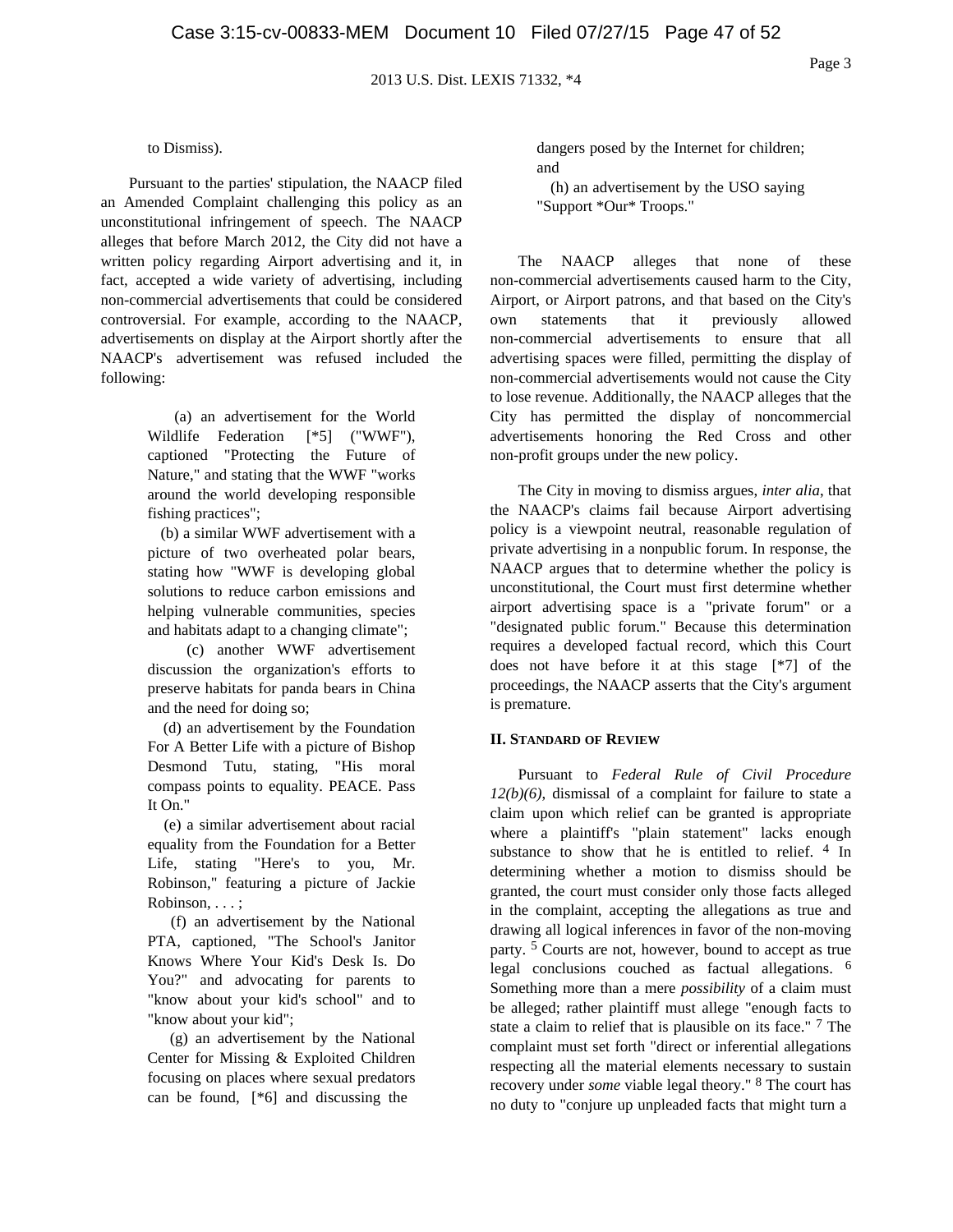to Dismiss).

Pursuant to the parties' stipulation, the NAACP filed an Amended Complaint challenging this policy as an unconstitutional infringement of speech. The NAACP alleges that before March 2012, the City did not have a written policy regarding Airport advertising and it, in fact, accepted a wide variety of advertising, including non-commercial advertisements that could be considered controversial. For example, according to the NAACP, advertisements on display at the Airport shortly after the NAACP's advertisement was refused included the following:

> (a) an advertisement for the World Wildlife Federation [*5] ("WWF"), captioned "Protecting the Future of Nature," and stating that the WWF "works around the world developing responsible fishing practices";
>
> (b) a similar WWF advertisement with a picture of two overheated polar bears, stating how "WWF is developing global solutions to reduce carbon emissions and helping vulnerable communities, species and habitats adapt to a changing climate";
>
> (c) another WWF advertisement discussion the organization's efforts to preserve habitats for panda bears in China and the need for doing so;
>
> (d) an advertisement by the Foundation For A Better Life with a picture of Bishop Desmond Tutu, stating, "His moral compass points to equality. PEACE. Pass It On."
>
> (e) a similar advertisement about racial equality from the Foundation for a Better Life, stating "Here's to you, Mr. Robinson," featuring a picture of Jackie Robinson, . . . ;
>
> (f) an advertisement by the National PTA, captioned, "The School's Janitor Knows Where Your Kid's Desk Is. Do You?" and advocating for parents to "know about your kid's school" and to "know about your kid";
>
> (g) an advertisement by the National Center for Missing & Exploited Children focusing on places where sexual predators can be found, [*6] and discussing the dangers posed by the Internet for children; and
>
> (h) an advertisement by the USO saying "Support *Our* Troops."

The NAACP alleges that none of these non-commercial advertisements caused harm to the City, Airport, or Airport patrons, and that based on the City's own statements that it previously allowed non-commercial advertisements to ensure that all advertising spaces were filled, permitting the display of non-commercial advertisements would not cause the City to lose revenue. Additionally, the NAACP alleges that the City has permitted the display of noncommercial advertisements honoring the Red Cross and other non-profit groups under the new policy.

The City in moving to dismiss argues, *inter alia*, that the NAACP's claims fail because Airport advertising policy is a viewpoint neutral, reasonable regulation of private advertising in a nonpublic forum. In response, the NAACP argues that to determine whether the policy is unconstitutional, the Court must first determine whether airport advertising space is a "private forum" or a "designated public forum." Because this determination requires a developed factual record, which this Court does not have before it at this stage [*7] of the proceedings, the NAACP asserts that the City's argument is premature.

## II. STANDARD OF REVIEW

Pursuant to *Federal Rule of Civil Procedure 12(b)(6)*, dismissal of a complaint for failure to state a claim upon which relief can be granted is appropriate where a plaintiff's "plain statement" lacks enough substance to show that he is entitled to relief. [4] In determining whether a motion to dismiss should be granted, the court must consider only those facts alleged in the complaint, accepting the allegations as true and drawing all logical inferences in favor of the non-moving party. [5] Courts are not, however, bound to accept as true legal conclusions couched as factual allegations. [6] Something more than a mere *possibility* of a claim must be alleged; rather plaintiff must allege "enough facts to state a claim to relief that is plausible on its face." [7] The complaint must set forth "direct or inferential allegations respecting all the material elements necessary to sustain recovery under *some* viable legal theory." [8] The court has no duty to "conjure up unpleaded facts that might turn a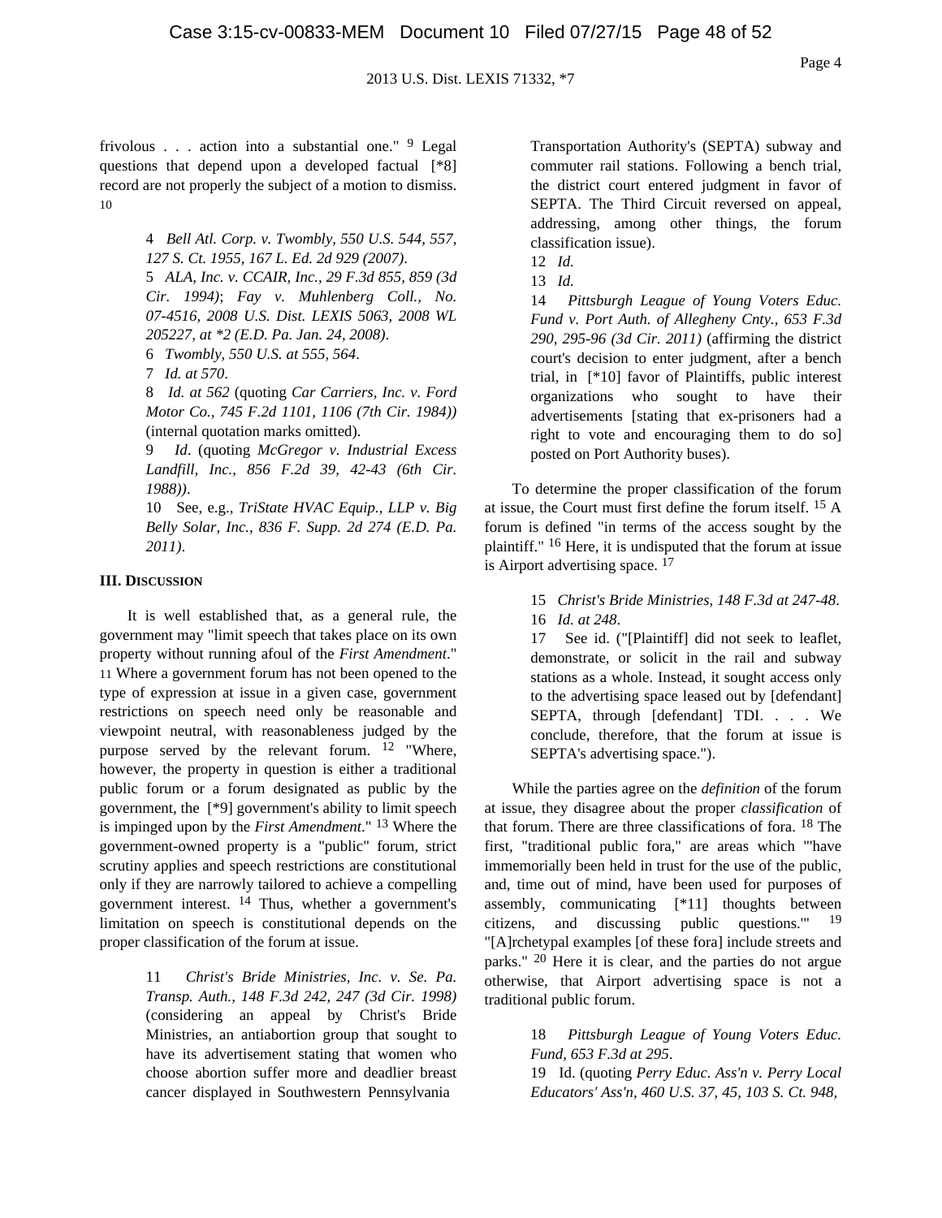frivolous . . . action into a substantial one." [9] Legal questions that depend upon a developed factual [*8] record are not properly the subject of a motion to dismiss. [10]

> 4 *Bell Atl. Corp. v. Twombly, 550 U.S. 544, 557, 127 S. Ct. 1955, 167 L. Ed. 2d 929 (2007)*.
>
> 5 *ALA, Inc. v. CCAIR, Inc., 29 F.3d 855, 859 (3d Cir. 1994)*; *Fay v. Muhlenberg Coll., No. 07-4516, 2008 U.S. Dist. LEXIS 5063, 2008 WL 205227, at *2 (E.D. Pa. Jan. 24, 2008)*.
>
> 6 *Twombly, 550 U.S. at 555, 564*.
>
> 7 *Id. at 570*.
>
> 8 *Id. at 562* (quoting *Car Carriers, Inc. v. Ford Motor Co., 745 F.2d 1101, 1106 (7th Cir. 1984)*) (internal quotation marks omitted).
>
> 9 *Id*. (quoting *McGregor v. Industrial Excess Landfill, Inc., 856 F.2d 39, 42-43 (6th Cir. 1988)*).
>
> 10 See, e.g., *TriState HVAC Equip., LLP v. Big Belly Solar, Inc., 836 F. Supp. 2d 274 (E.D. Pa. 2011)*.

### III. DISCUSSION

It is well established that, as a general rule, the government may "limit speech that takes place on its own property without running afoul of the *First Amendment*." [11] Where a government forum has not been opened to the type of expression at issue in a given case, government restrictions on speech need only be reasonable and viewpoint neutral, with reasonableness judged by the purpose served by the relevant forum. [12] "Where, however, the property in question is either a traditional public forum or a forum designated as public by the government, the [*9] government's ability to limit speech is impinged upon by the *First Amendment*." [13] Where the government-owned property is a "public" forum, strict scrutiny applies and speech restrictions are constitutional only if they are narrowly tailored to achieve a compelling government interest. [14] Thus, whether a government's limitation on speech is constitutional depends on the proper classification of the forum at issue.

> 11 *Christ's Bride Ministries, Inc. v. Se. Pa. Transp. Auth., 148 F.3d 242, 247 (3d Cir. 1998)* (considering an appeal by Christ's Bride Ministries, an antiabortion group that sought to have its advertisement stating that women who choose abortion suffer more and deadlier breast cancer displayed in Southwestern Pennsylvania Transportation Authority's (SEPTA) subway and commuter rail stations. Following a bench trial, the district court entered judgment in favor of SEPTA. The Third Circuit reversed on appeal, addressing, among other things, the forum classification issue).
>
> 12 *Id.*
>
> 13 *Id.*
>
> 14 *Pittsburgh League of Young Voters Educ. Fund v. Port Auth. of Allegheny Cnty., 653 F.3d 290, 295-96 (3d Cir. 2011)* (affirming the district court's decision to enter judgment, after a bench trial, in [*10] favor of Plaintiffs, public interest organizations who sought to have their advertisements [stating that ex-prisoners had a right to vote and encouraging them to do so] posted on Port Authority buses).

To determine the proper classification of the forum at issue, the Court must first define the forum itself. [15] A forum is defined "in terms of the access sought by the plaintiff." [16] Here, it is undisputed that the forum at issue is Airport advertising space. [17]

> 15 *Christ's Bride Ministries, 148 F.3d at 247-48*.
>
> 16 *Id. at 248*.
>
> 17 See id. ("[Plaintiff] did not seek to leaflet, demonstrate, or solicit in the rail and subway stations as a whole. Instead, it sought access only to the advertising space leased out by [defendant] SEPTA, through [defendant] TDI. . . . We conclude, therefore, that the forum at issue is SEPTA's advertising space.").

While the parties agree on the *definition* of the forum at issue, they disagree about the proper *classification* of that forum. There are three classifications of fora. [18] The first, "traditional public fora," are areas which "'have immemorially been held in trust for the use of the public, and, time out of mind, have been used for purposes of assembly, communicating [*11] thoughts between citizens, and discussing public questions.'" [19] "[A]rchetypal examples [of these fora] include streets and parks." [20] Here it is clear, and the parties do not argue otherwise, that Airport advertising space is not a traditional public forum.

> 18 *Pittsburgh League of Young Voters Educ. Fund, 653 F.3d at 295*.
>
> 19 Id. (quoting *Perry Educ. Ass'n v. Perry Local Educators' Ass'n, 460 U.S. 37, 45, 103 S. Ct. 948,*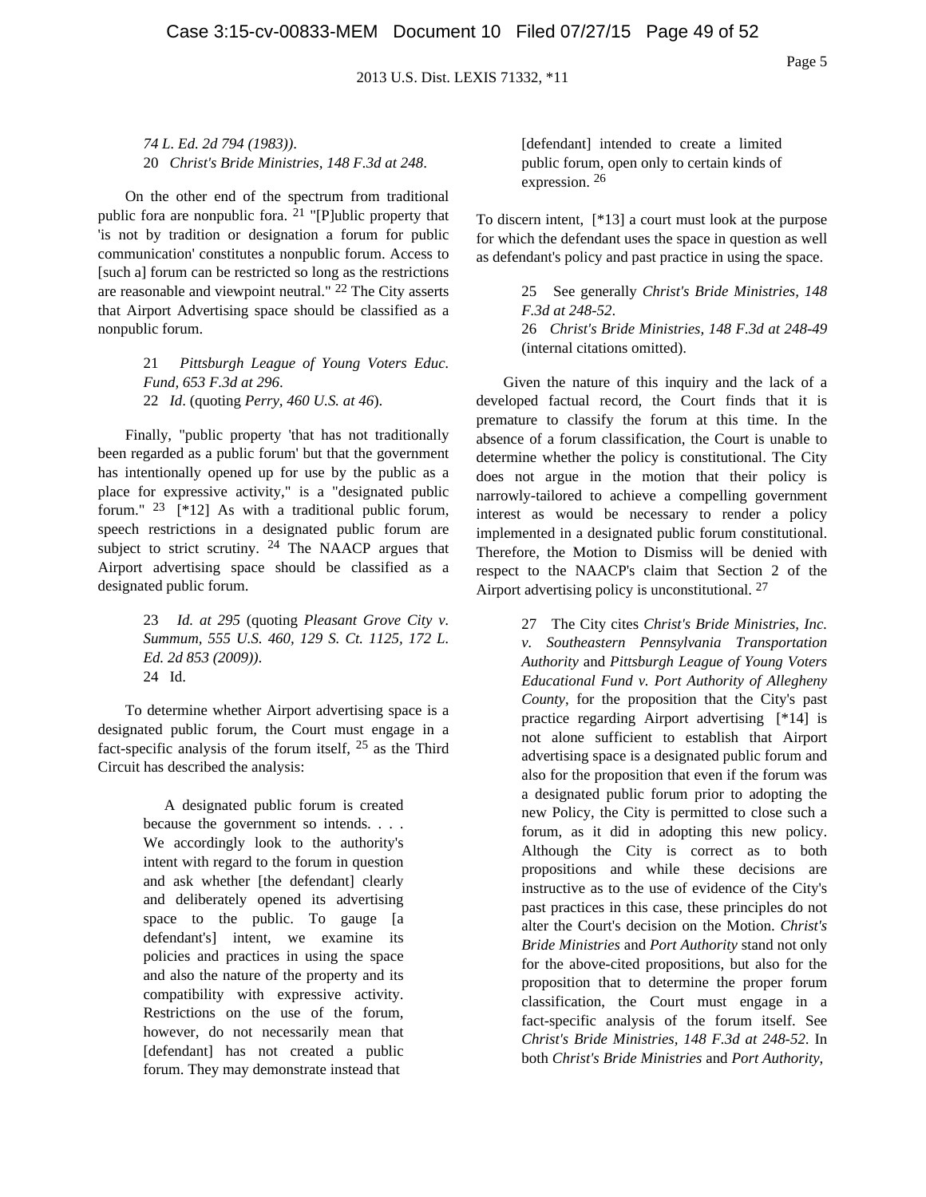74 L. Ed. 2d 794 (1983)).
20 *Christ's Bride Ministries, 148 F.3d at 248*.

On the other end of the spectrum from traditional public fora are nonpublic fora. [21] "[P]ublic property that 'is not by tradition or designation a forum for public communication' constitutes a nonpublic forum. Access to [such a] forum can be restricted so long as the restrictions are reasonable and viewpoint neutral." [22] The City asserts that Airport Advertising space should be classified as a nonpublic forum.

> 21 *Pittsburgh League of Young Voters Educ. Fund, 653 F.3d at 296*.
> 22 *Id*. (quoting *Perry, 460 U.S. at 46*).

Finally, "public property 'that has not traditionally been regarded as a public forum' but that the government has intentionally opened up for use by the public as a place for expressive activity," is a "designated public forum." [23] [*12] As with a traditional public forum, speech restrictions in a designated public forum are subject to strict scrutiny. [24] The NAACP argues that Airport advertising space should be classified as a designated public forum.

> 23 *Id. at 295* (quoting *Pleasant Grove City v. Summum, 555 U.S. 460, 129 S. Ct. 1125, 172 L. Ed. 2d 853 (2009))*.
> 24 Id.

To determine whether Airport advertising space is a designated public forum, the Court must engage in a fact-specific analysis of the forum itself, [25] as the Third Circuit has described the analysis:

> A designated public forum is created because the government so intends. . . . We accordingly look to the authority's intent with regard to the forum in question and ask whether [the defendant] clearly and deliberately opened its advertising space to the public. To gauge [a defendant's] intent, we examine its policies and practices in using the space and also the nature of the property and its compatibility with expressive activity. Restrictions on the use of the forum, however, do not necessarily mean that [defendant] has not created a public forum. They may demonstrate instead that [defendant] intended to create a limited public forum, open only to certain kinds of expression. [26]

To discern intent, [*13] a court must look at the purpose for which the defendant uses the space in question as well as defendant's policy and past practice in using the space.

> 25 See generally *Christ's Bride Ministries, 148 F.3d at 248-52*.
> 26 *Christ's Bride Ministries, 148 F.3d at 248-49* (internal citations omitted).

Given the nature of this inquiry and the lack of a developed factual record, the Court finds that it is premature to classify the forum at this time. In the absence of a forum classification, the Court is unable to determine whether the policy is constitutional. The City does not argue in the motion that their policy is narrowly-tailored to achieve a compelling government interest as would be necessary to render a policy implemented in a designated public forum constitutional. Therefore, the Motion to Dismiss will be denied with respect to the NAACP's claim that Section 2 of the Airport advertising policy is unconstitutional. [27]

> 27 The City cites *Christ's Bride Ministries, Inc. v. Southeastern Pennsylvania Transportation Authority* and *Pittsburgh League of Young Voters Educational Fund v. Port Authority of Allegheny County*, for the proposition that the City's past practice regarding Airport advertising [*14] is not alone sufficient to establish that Airport advertising space is a designated public forum and also for the proposition that even if the forum was a designated public forum prior to adopting the new Policy, the City is permitted to close such a forum, as it did in adopting this new policy. Although the City is correct as to both propositions and while these decisions are instructive as to the use of evidence of the City's past practices in this case, these principles do not alter the Court's decision on the Motion. *Christ's Bride Ministries* and *Port Authority* stand not only for the above-cited propositions, but also for the proposition that to determine the proper forum classification, the Court must engage in a fact-specific analysis of the forum itself. See *Christ's Bride Ministries, 148 F.3d at 248-52*. In both *Christ's Bride Ministries* and *Port Authority,*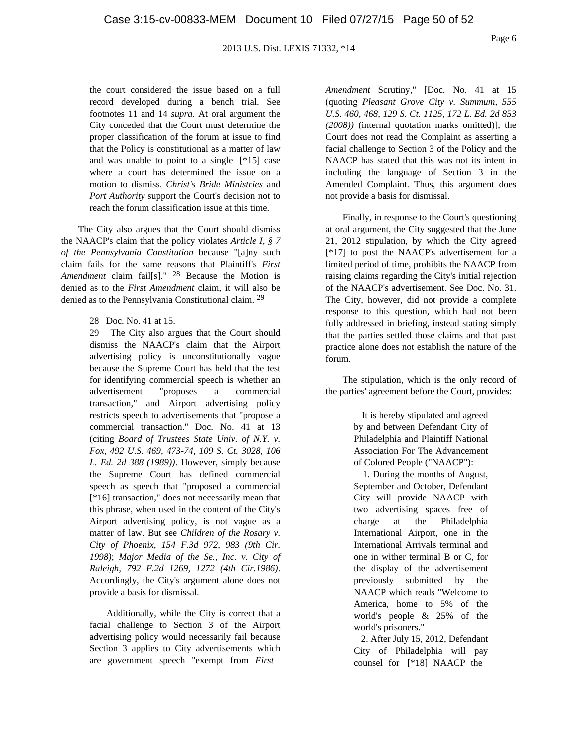the court considered the issue based on a full record developed during a bench trial. See footnotes 11 and 14 *supra.* At oral argument the City conceded that the Court must determine the proper classification of the forum at issue to find that the Policy is constitutional as a matter of law and was unable to point to a single [*15] case where a court has determined the issue on a motion to dismiss. *Christ's Bride Ministries* and *Port Authority* support the Court's decision not to reach the forum classification issue at this time.

The City also argues that the Court should dismiss the NAACP's claim that the policy violates *Article I, § 7 of the Pennsylvania Constitution* because "[a]ny such claim fails for the same reasons that Plaintiff's *First Amendment* claim fail[s]." [28] Because the Motion is denied as to the *First Amendment* claim, it will also be denied as to the Pennsylvania Constitutional claim. [29]

28 Doc. No. 41 at 15.

29 The City also argues that the Court should dismiss the NAACP's claim that the Airport advertising policy is unconstitutionally vague because the Supreme Court has held that the test for identifying commercial speech is whether an advertisement "proposes a commercial transaction," and Airport advertising policy restricts speech to advertisements that "propose a commercial transaction." Doc. No. 41 at 13 (citing *Board of Trustees State Univ. of N.Y. v. Fox, 492 U.S. 469, 473-74, 109 S. Ct. 3028, 106 L. Ed. 2d 388 (1989))*. However, simply because the Supreme Court has defined commercial speech as speech that "proposed a commercial [*16] transaction," does not necessarily mean that this phrase, when used in the content of the City's Airport advertising policy, is not vague as a matter of law. But see *Children of the Rosary v. City of Phoenix, 154 F.3d 972, 983 (9th Cir. 1998)*; *Major Media of the Se., Inc. v. City of Raleigh, 792 F.2d 1269, 1272 (4th Cir.1986)*. Accordingly, the City's argument alone does not provide a basis for dismissal.

Additionally, while the City is correct that a facial challenge to Section 3 of the Airport advertising policy would necessarily fail because Section 3 applies to City advertisements which are government speech "exempt from *First Amendment* Scrutiny," [Doc. No. 41 at 15 (quoting *Pleasant Grove City v. Summum, 555 U.S. 460, 468, 129 S. Ct. 1125, 172 L. Ed. 2d 853 (2008))* (internal quotation marks omitted)], the Court does not read the Complaint as asserting a facial challenge to Section 3 of the Policy and the NAACP has stated that this was not its intent in including the language of Section 3 in the Amended Complaint. Thus, this argument does not provide a basis for dismissal.

Finally, in response to the Court's questioning at oral argument, the City suggested that the June 21, 2012 stipulation, by which the City agreed [*17] to post the NAACP's advertisement for a limited period of time, prohibits the NAACP from raising claims regarding the City's initial rejection of the NAACP's advertisement. See Doc. No. 31. The City, however, did not provide a complete response to this question, which had not been fully addressed in briefing, instead stating simply that the parties settled those claims and that past practice alone does not establish the nature of the forum.

The stipulation, which is the only record of the parties' agreement before the Court, provides:

> It is hereby stipulated and agreed by and between Defendant City of Philadelphia and Plaintiff National Association For The Advancement of Colored People ("NAACP"):
>
> 1. During the months of August, September and October, Defendant City will provide NAACP with two advertising spaces free of charge at the Philadelphia International Airport, one in the International Arrivals terminal and one in wither terminal B or C, for the display of the advertisement previously submitted by the NAACP which reads "Welcome to America, home to 5% of the world's people & 25% of the world's prisoners."
>
> 2. After July 15, 2012, Defendant City of Philadelphia will pay counsel for [*18] NAACP the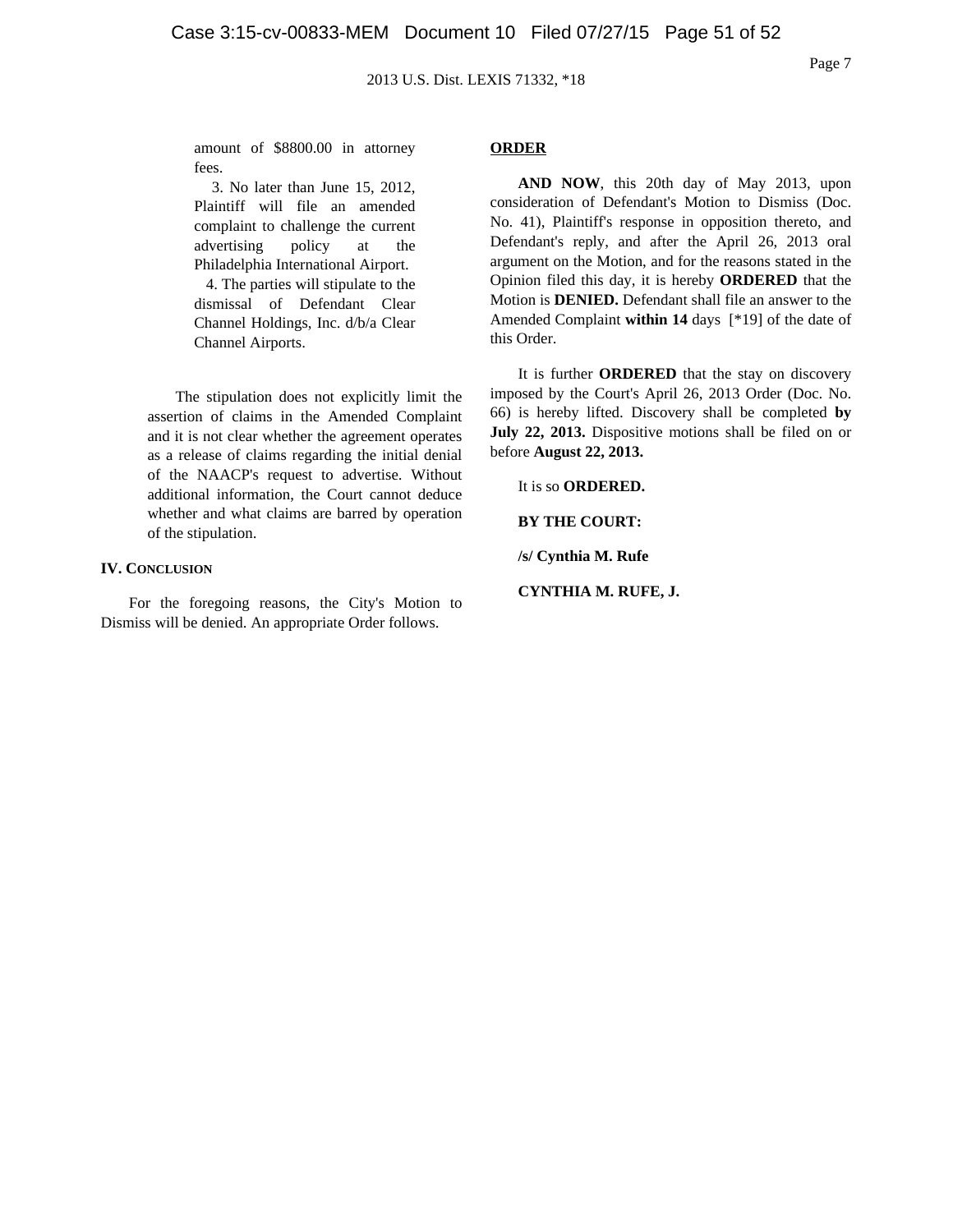amount of $8800.00 in attorney fees.

3. No later than June 15, 2012, Plaintiff will file an amended complaint to challenge the current advertising policy at the Philadelphia International Airport.

4. The parties will stipulate to the dismissal of Defendant Clear Channel Holdings, Inc. d/b/a Clear Channel Airports.

The stipulation does not explicitly limit the assertion of claims in the Amended Complaint and it is not clear whether the agreement operates as a release of claims regarding the initial denial of the NAACP's request to advertise. Without additional information, the Court cannot deduce whether and what claims are barred by operation of the stipulation.

**IV. CONCLUSION**

For the foregoing reasons, the City's Motion to Dismiss will be denied. An appropriate Order follows.

**ORDER**

**AND NOW**, this 20th day of May 2013, upon consideration of Defendant's Motion to Dismiss (Doc. No. 41), Plaintiff's response in opposition thereto, and Defendant's reply, and after the April 26, 2013 oral argument on the Motion, and for the reasons stated in the Opinion filed this day, it is hereby **ORDERED** that the Motion is **DENIED.** Defendant shall file an answer to the Amended Complaint **within 14** days [*19] of the date of this Order.

It is further **ORDERED** that the stay on discovery imposed by the Court's April 26, 2013 Order (Doc. No. 66) is hereby lifted. Discovery shall be completed **by July 22, 2013.** Dispositive motions shall be filed on or before **August 22, 2013.**

It is so **ORDERED.**

**BY THE COURT:**

**/s/ Cynthia M. Rufe**

**CYNTHIA M. RUFE, J.**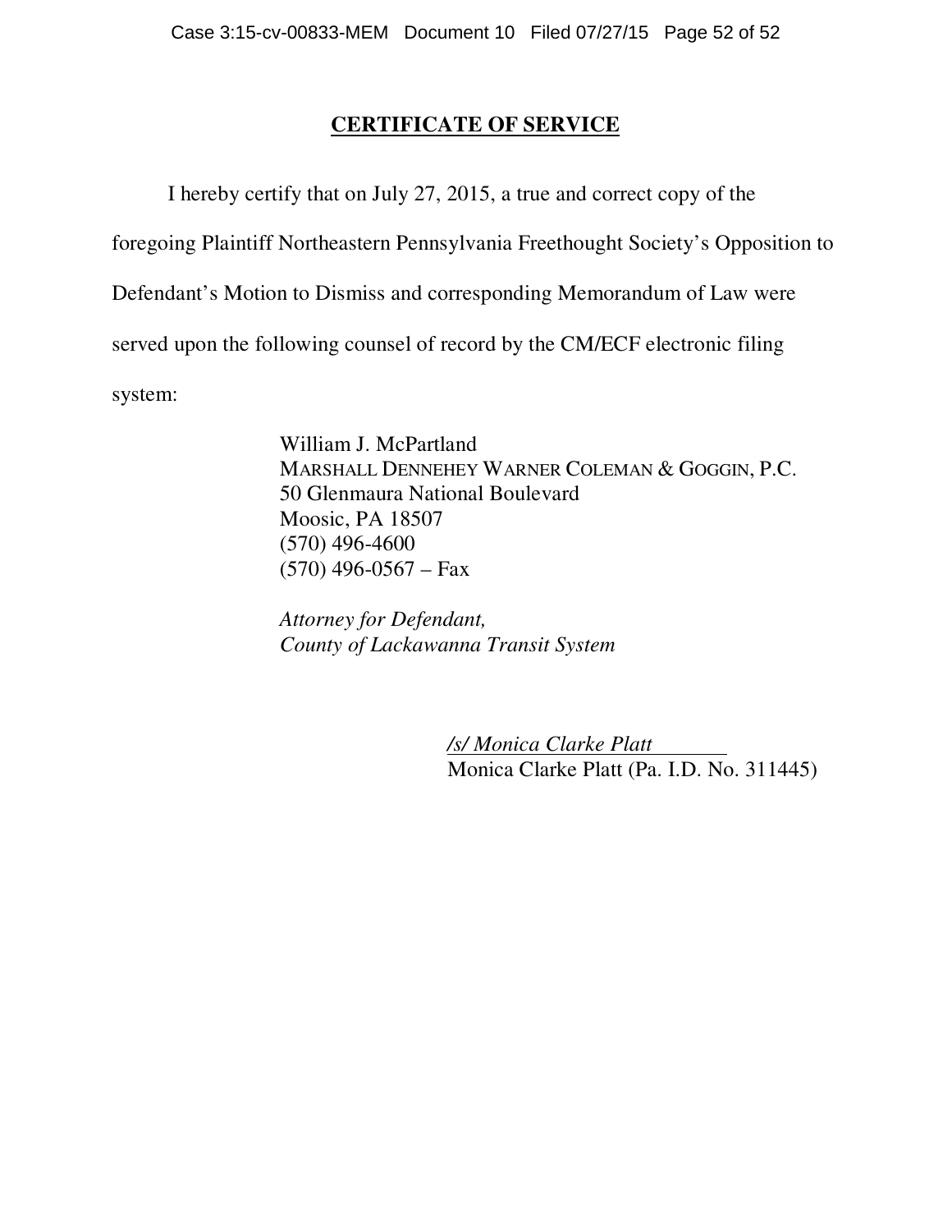## CERTIFICATE OF SERVICE

I hereby certify that on July 27, 2015, a true and correct copy of the foregoing Plaintiff Northeastern Pennsylvania Freethought Society's Opposition to Defendant's Motion to Dismiss and corresponding Memorandum of Law were served upon the following counsel of record by the CM/ECF electronic filing system:

William J. McPartland
MARSHALL DENNEHEY WARNER COLEMAN & GOGGIN, P.C.
50 Glenmaura National Boulevard
Moosic, PA 18507
(570) 496-4600
(570) 496-0567 – Fax

*Attorney for Defendant,*
*County of Lackawanna Transit System*

*/s/ Monica Clarke Platt*
Monica Clarke Platt (Pa. I.D. No. 311445)